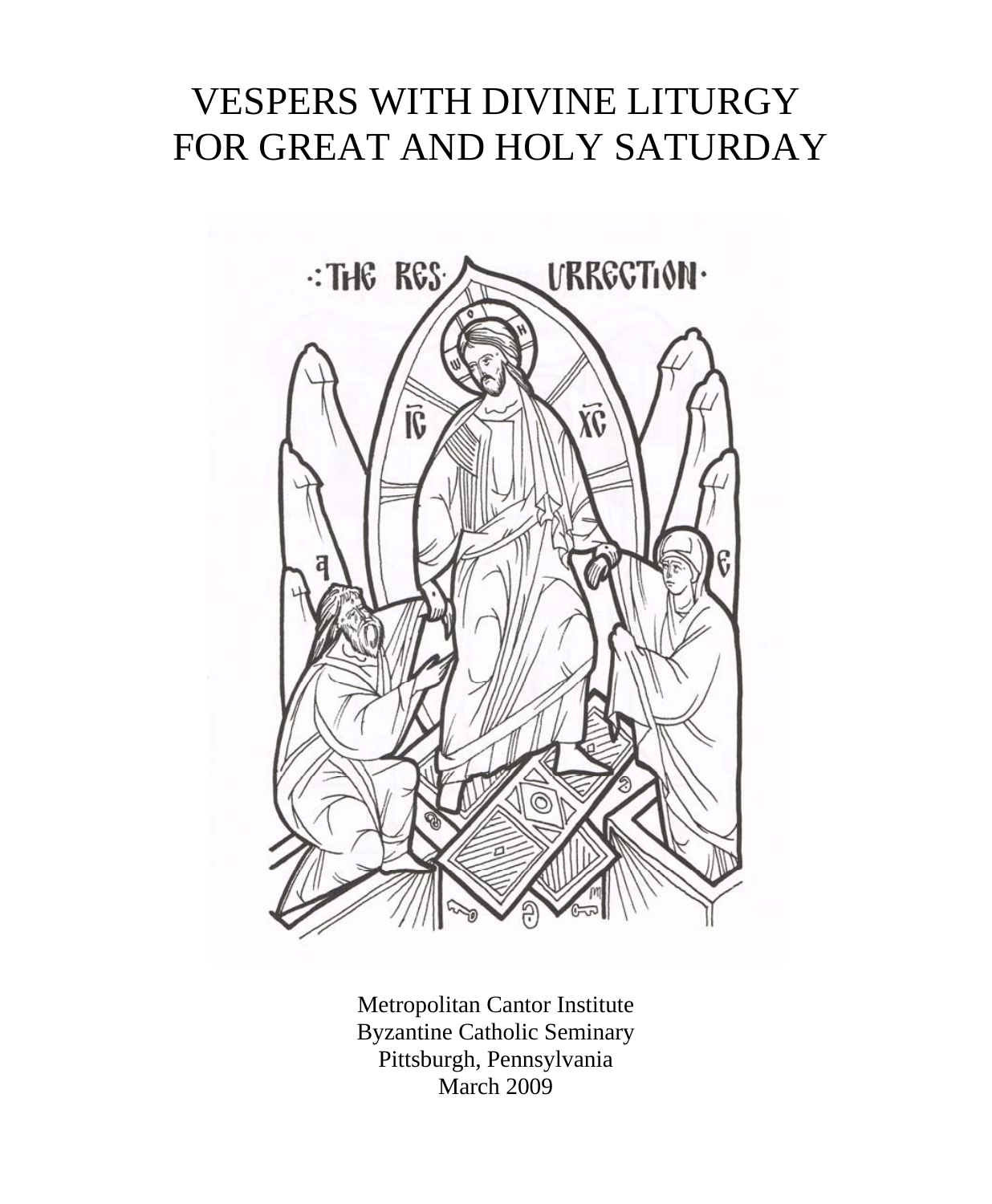# VESPERS WITH DIVINE LITURGY FOR GREAT AND HOLY SATURDAY

Metropolitan Cantor Institute
Byzantine Catholic Seminary
Pittsburgh, Pennsylvania
March 2009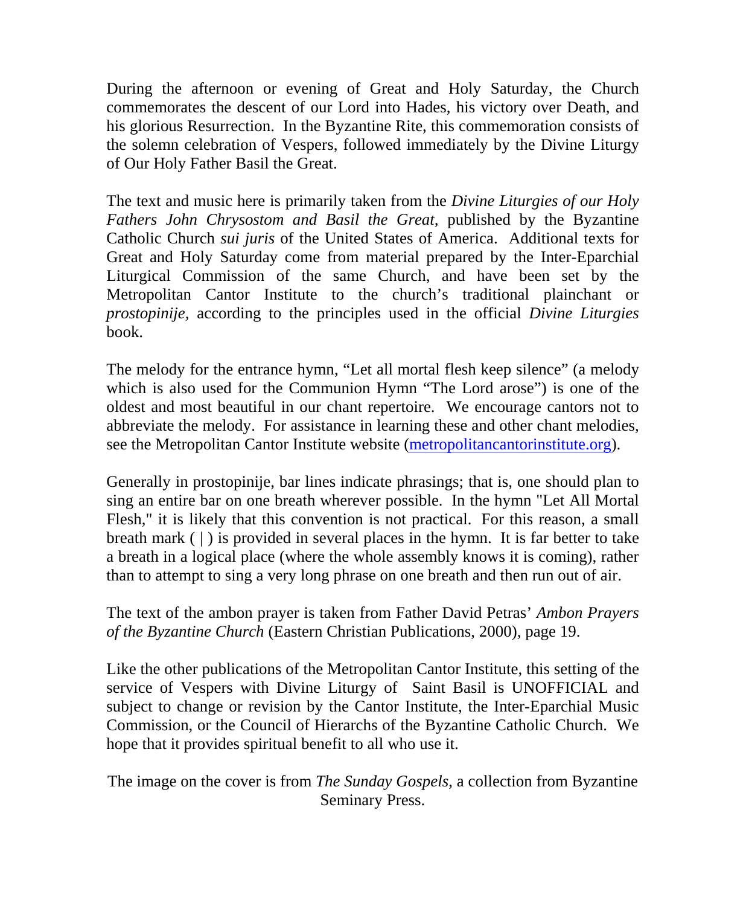During the afternoon or evening of Great and Holy Saturday, the Church commemorates the descent of our Lord into Hades, his victory over Death, and his glorious Resurrection. In the Byzantine Rite, this commemoration consists of the solemn celebration of Vespers, followed immediately by the Divine Liturgy of Our Holy Father Basil the Great.

The text and music here is primarily taken from the *Divine Liturgies of our Holy Fathers John Chrysostom and Basil the Great*, published by the Byzantine Catholic Church *sui juris* of the United States of America. Additional texts for Great and Holy Saturday come from material prepared by the Inter-Eparchial Liturgical Commission of the same Church, and have been set by the Metropolitan Cantor Institute to the church's traditional plainchant or *prostopinije*, according to the principles used in the official *Divine Liturgies* book.

The melody for the entrance hymn, "Let all mortal flesh keep silence" (a melody which is also used for the Communion Hymn "The Lord arose") is one of the oldest and most beautiful in our chant repertoire. We encourage cantors not to abbreviate the melody. For assistance in learning these and other chant melodies, see the Metropolitan Cantor Institute website (metropolitancantorinstitute.org).

Generally in prostopinije, bar lines indicate phrasings; that is, one should plan to sing an entire bar on one breath wherever possible. In the hymn "Let All Mortal Flesh," it is likely that this convention is not practical. For this reason, a small breath mark ( | ) is provided in several places in the hymn. It is far better to take a breath in a logical place (where the whole assembly knows it is coming), rather than to attempt to sing a very long phrase on one breath and then run out of air.

The text of the ambon prayer is taken from Father David Petras' *Ambon Prayers of the Byzantine Church* (Eastern Christian Publications, 2000), page 19.

Like the other publications of the Metropolitan Cantor Institute, this setting of the service of Vespers with Divine Liturgy of Saint Basil is UNOFFICIAL and subject to change or revision by the Cantor Institute, the Inter-Eparchial Music Commission, or the Council of Hierarchs of the Byzantine Catholic Church. We hope that it provides spiritual benefit to all who use it.

The image on the cover is from *The Sunday Gospels*, a collection from Byzantine Seminary Press.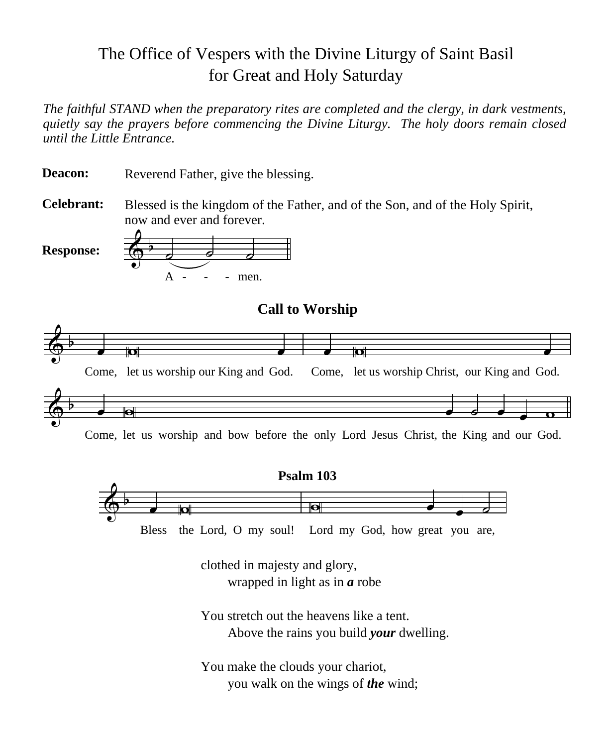# The Office of Vespers with the Divine Liturgy of Saint Basil for Great and Holy Saturday

*The faithful STAND when the preparatory rites are completed and the clergy, in dark vestments, quietly say the prayers before commencing the Divine Liturgy. The holy doors remain closed until the Little Entrance.*

**Deacon:** Reverend Father, give the blessing.

**Celebrant:** Blessed is the kingdom of the Father, and of the Son, and of the Holy Spirit, now and ever and forever.

**Response:** A - - - men.

## Call to Worship

Come, let us worship our King and God. Come, let us worship Christ, our King and God.

Come, let us worship and bow before the only Lord Jesus Christ, the King and our God.

## Psalm 103

Bless the Lord, O my soul! Lord my God, how great you are,

clothed in majesty and glory,
wrapped in light as in ***a*** robe

You stretch out the heavens like a tent.
Above the rains you build ***your*** dwelling.

You make the clouds your chariot,
you walk on the wings of ***the*** wind;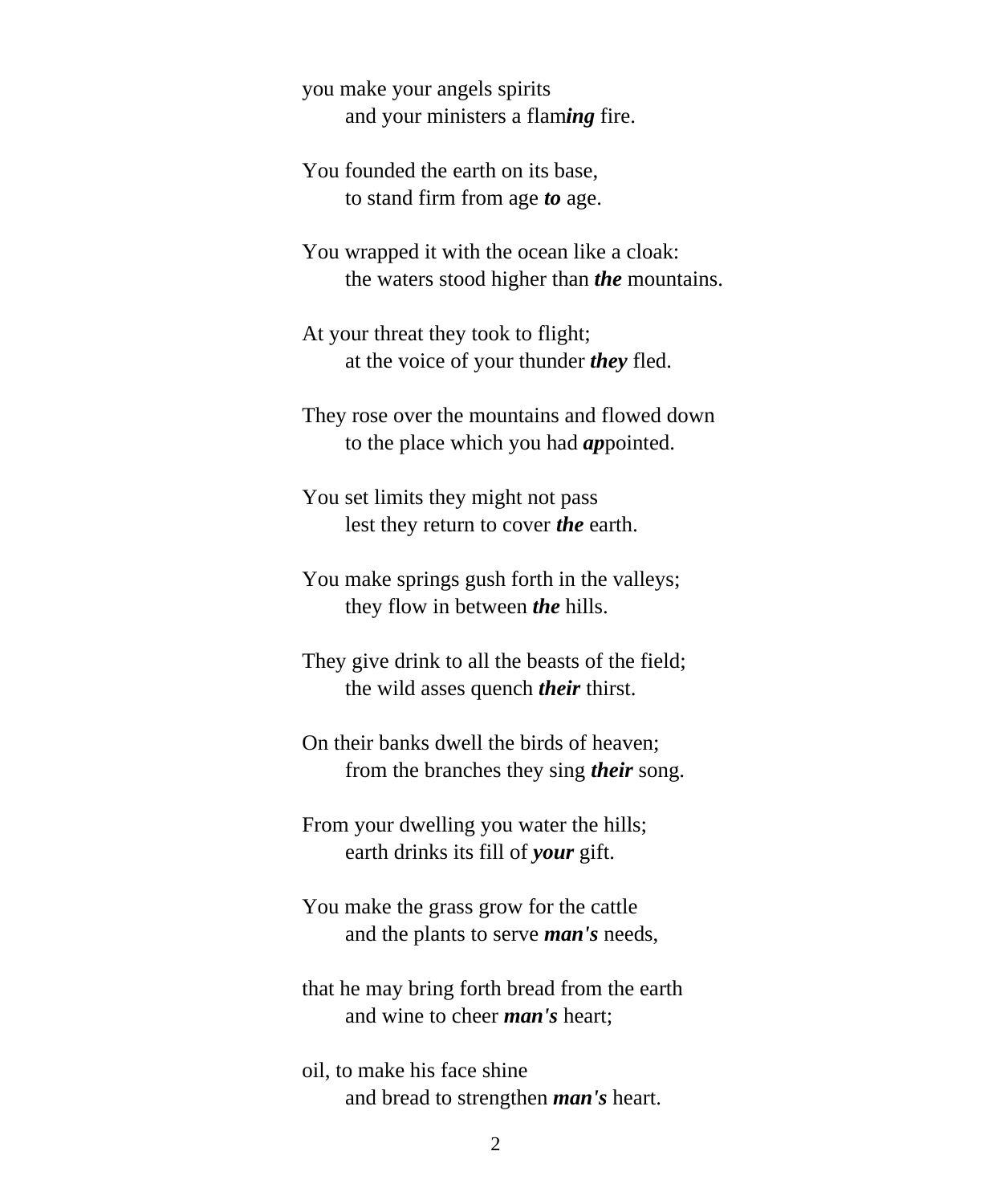you make your angels spirits
  and your ministers a flam***ing*** fire.

You founded the earth on its base,
  to stand firm from age ***to*** age.

You wrapped it with the ocean like a cloak:
  the waters stood higher than ***the*** mountains.

At your threat they took to flight;
  at the voice of your thunder ***they*** fled.

They rose over the mountains and flowed down
  to the place which you had ***ap***pointed.

You set limits they might not pass
  lest they return to cover ***the*** earth.

You make springs gush forth in the valleys;
  they flow in between ***the*** hills.

They give drink to all the beasts of the field;
  the wild asses quench ***their*** thirst.

On their banks dwell the birds of heaven;
  from the branches they sing ***their*** song.

From your dwelling you water the hills;
  earth drinks its fill of ***your*** gift.

You make the grass grow for the cattle
  and the plants to serve ***man's*** needs,

that he may bring forth bread from the earth
  and wine to cheer ***man's*** heart;

oil, to make his face shine
  and bread to strengthen ***man's*** heart.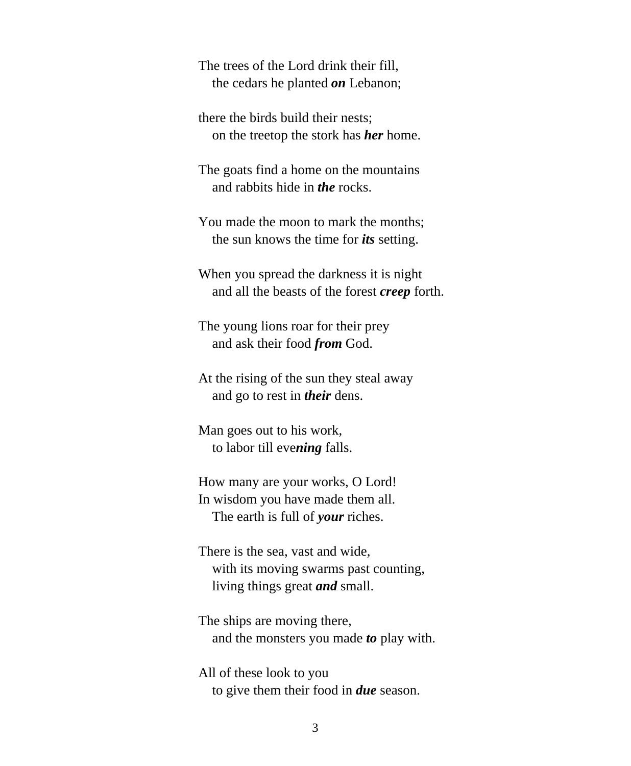The trees of the Lord drink their fill,
  the cedars he planted ***on*** Lebanon;

there the birds build their nests;
  on the treetop the stork has ***her*** home.

The goats find a home on the mountains
  and rabbits hide in ***the*** rocks.

You made the moon to mark the months;
  the sun knows the time for ***its*** setting.

When you spread the darkness it is night
  and all the beasts of the forest ***creep*** forth.

The young lions roar for their prey
  and ask their food ***from*** God.

At the rising of the sun they steal away
  and go to rest in ***their*** dens.

Man goes out to his work,
  to labor till eve***ning*** falls.

How many are your works, O Lord!
In wisdom you have made them all.
  The earth is full of ***your*** riches.

There is the sea, vast and wide,
  with its moving swarms past counting,
  living things great ***and*** small.

The ships are moving there,
  and the monsters you made ***to*** play with.

All of these look to you
  to give them their food in ***due*** season.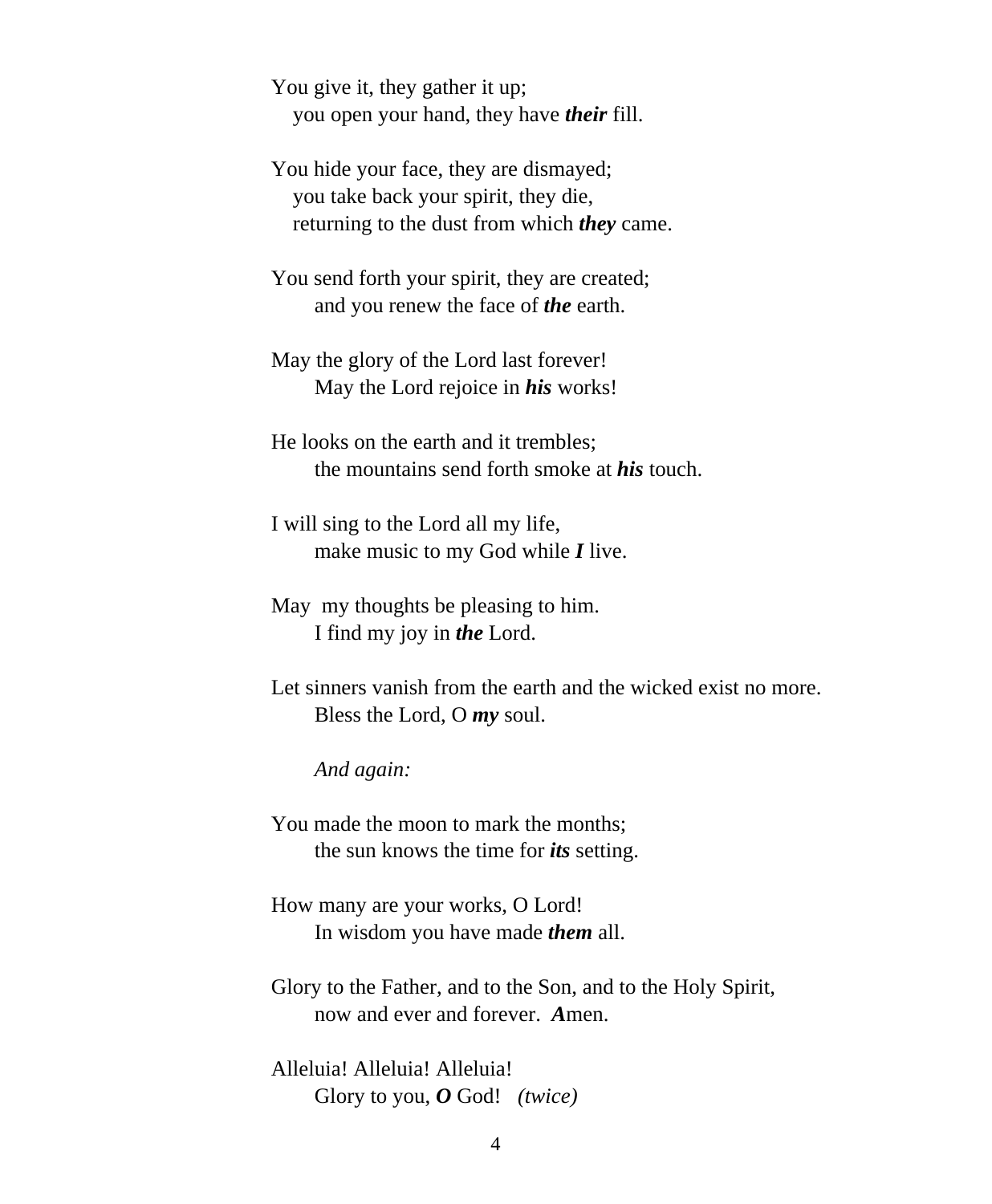You give it, they gather it up;
you open your hand, they have ***their*** fill.

You hide your face, they are dismayed;
you take back your spirit, they die,
returning to the dust from which ***they*** came.

You send forth your spirit, they are created;
and you renew the face of ***the*** earth.

May the glory of the Lord last forever!
May the Lord rejoice in ***his*** works!

He looks on the earth and it trembles;
the mountains send forth smoke at ***his*** touch.

I will sing to the Lord all my life,
make music to my God while ***I*** live.

May my thoughts be pleasing to him.
I find my joy in ***the*** Lord.

Let sinners vanish from the earth and the wicked exist no more.
Bless the Lord, O ***my*** soul.

*And again:*

You made the moon to mark the months;
the sun knows the time for ***its*** setting.

How many are your works, O Lord!
In wisdom you have made ***them*** all.

Glory to the Father, and to the Son, and to the Holy Spirit,
now and ever and forever. ***A***men.

Alleluia! Alleluia! Alleluia!
Glory to you, ***O*** God! *(twice)*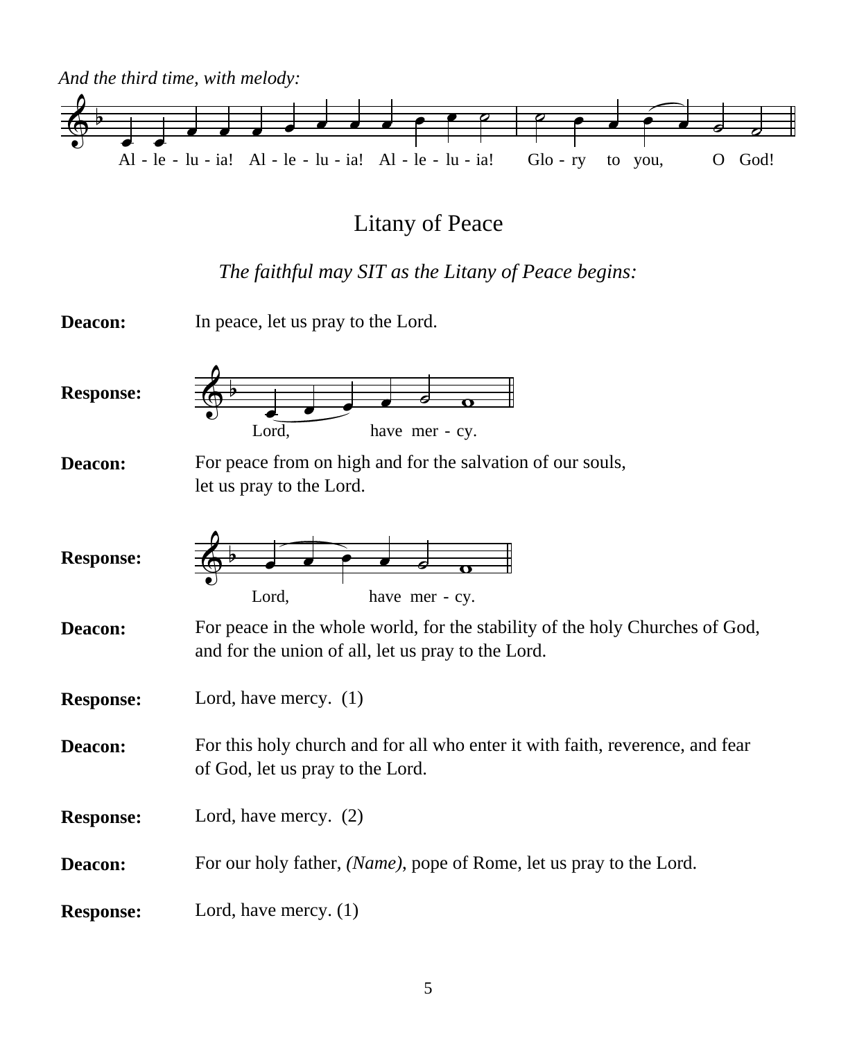*And the third time, with melody:*

Al - le - lu - ia! Al - le - lu - ia! Al - le - lu - ia! Glo - ry to you, O God!

## Litany of Peace

*The faithful may SIT as the Litany of Peace begins:*

**Deacon:** In peace, let us pray to the Lord.

**Response:** Lord, have mer - cy.

**Deacon:** For peace from on high and for the salvation of our souls, let us pray to the Lord.

**Response:** Lord, have mer - cy.

**Deacon:** For peace in the whole world, for the stability of the holy Churches of God, and for the union of all, let us pray to the Lord.

**Response:** Lord, have mercy. (1)

**Deacon:** For this holy church and for all who enter it with faith, reverence, and fear of God, let us pray to the Lord.

**Response:** Lord, have mercy. (2)

**Deacon:** For our holy father, *(Name)*, pope of Rome, let us pray to the Lord.

**Response:** Lord, have mercy. (1)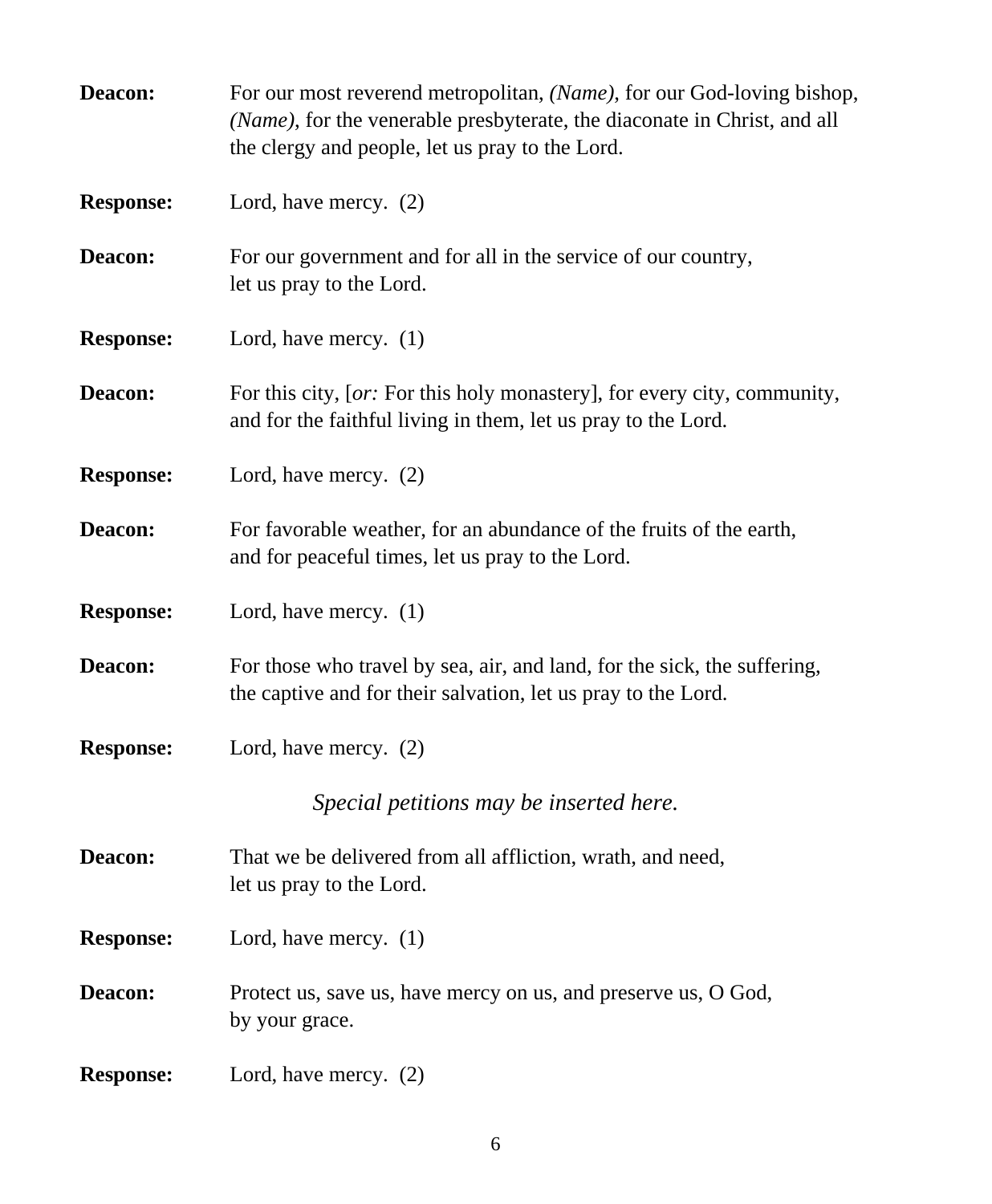**Deacon:** For our most reverend metropolitan, *(Name)*, for our God-loving bishop, *(Name)*, for the venerable presbyterate, the diaconate in Christ, and all the clergy and people, let us pray to the Lord.

**Response:** Lord, have mercy. (2)

**Deacon:** For our government and for all in the service of our country, let us pray to the Lord.

**Response:** Lord, have mercy. (1)

**Deacon:** For this city, [*or:* For this holy monastery], for every city, community, and for the faithful living in them, let us pray to the Lord.

**Response:** Lord, have mercy. (2)

**Deacon:** For favorable weather, for an abundance of the fruits of the earth, and for peaceful times, let us pray to the Lord.

**Response:** Lord, have mercy. (1)

**Deacon:** For those who travel by sea, air, and land, for the sick, the suffering, the captive and for their salvation, let us pray to the Lord.

**Response:** Lord, have mercy. (2)

*Special petitions may be inserted here.*

**Deacon:** That we be delivered from all affliction, wrath, and need, let us pray to the Lord.

**Response:** Lord, have mercy. (1)

**Deacon:** Protect us, save us, have mercy on us, and preserve us, O God, by your grace.

**Response:** Lord, have mercy. (2)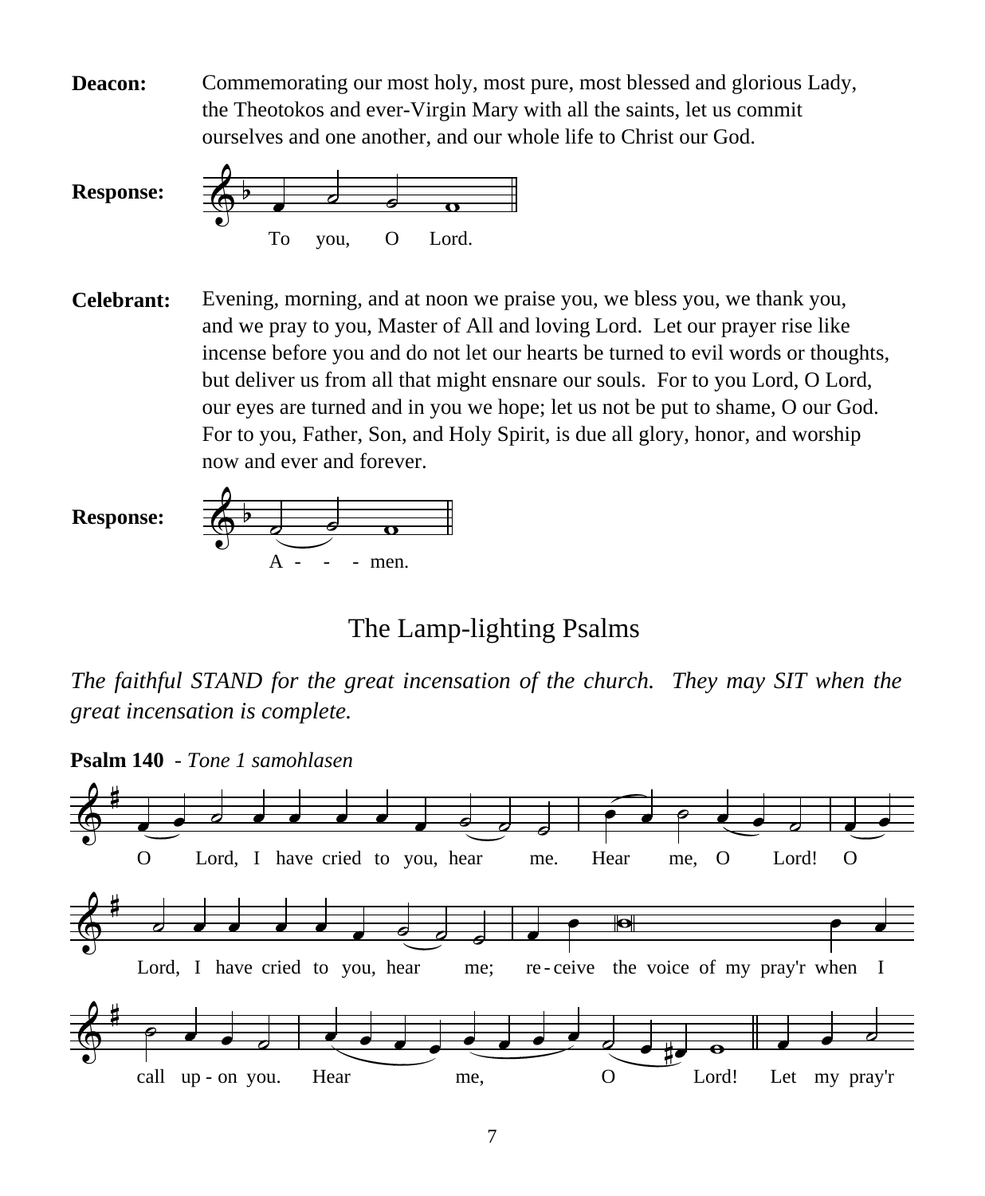**Deacon:** Commemorating our most holy, most pure, most blessed and glorious Lady, the Theotokos and ever-Virgin Mary with all the saints, let us commit ourselves and one another, and our whole life to Christ our God.

**Response:** To you, O Lord.

**Celebrant:** Evening, morning, and at noon we praise you, we bless you, we thank you, and we pray to you, Master of All and loving Lord. Let our prayer rise like incense before you and do not let our hearts be turned to evil words or thoughts, but deliver us from all that might ensnare our souls. For to you Lord, O Lord, our eyes are turned and in you we hope; let us not be put to shame, O our God. For to you, Father, Son, and Holy Spirit, is due all glory, honor, and worship now and ever and forever.

**Response:** A - - - men.

## The Lamp-lighting Psalms

*The faithful STAND for the great incensation of the church. They may SIT when the great incensation is complete.*

**Psalm 140** - *Tone 1 samohlasen*

O Lord, I have cried to you, hear me. Hear me, O Lord! O Lord, I have cried to you, hear me; re - ceive the voice of my pray'r when I call up - on you. Hear me, O Lord! Let my pray'r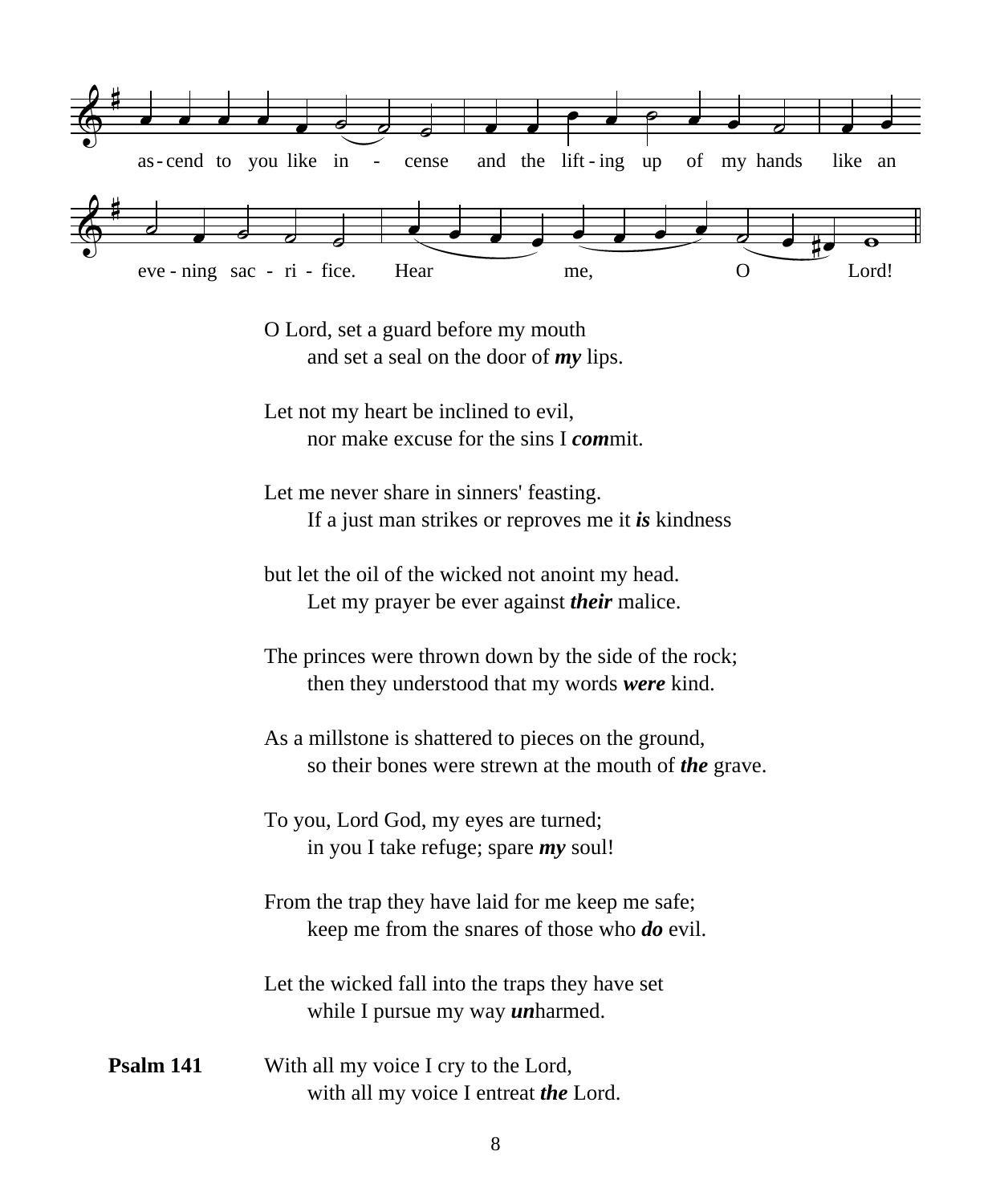as-cend to you like in - cense and the lift-ing up of my hands like an

eve-ning sac - ri - fice. Hear me, O Lord!

O Lord, set a guard before my mouth
  and set a seal on the door of ***my*** lips.

Let not my heart be inclined to evil,
  nor make excuse for the sins I ***com***mit.

Let me never share in sinners' feasting.
  If a just man strikes or reproves me it ***is*** kindness

but let the oil of the wicked not anoint my head.
  Let my prayer be ever against ***their*** malice.

The princes were thrown down by the side of the rock;
  then they understood that my words ***were*** kind.

As a millstone is shattered to pieces on the ground,
  so their bones were strewn at the mouth of ***the*** grave.

To you, Lord God, my eyes are turned;
  in you I take refuge; spare ***my*** soul!

From the trap they have laid for me keep me safe;
  keep me from the snares of those who ***do*** evil.

Let the wicked fall into the traps they have set
  while I pursue my way ***un***harmed.

**Psalm 141** With all my voice I cry to the Lord,
  with all my voice I entreat ***the*** Lord.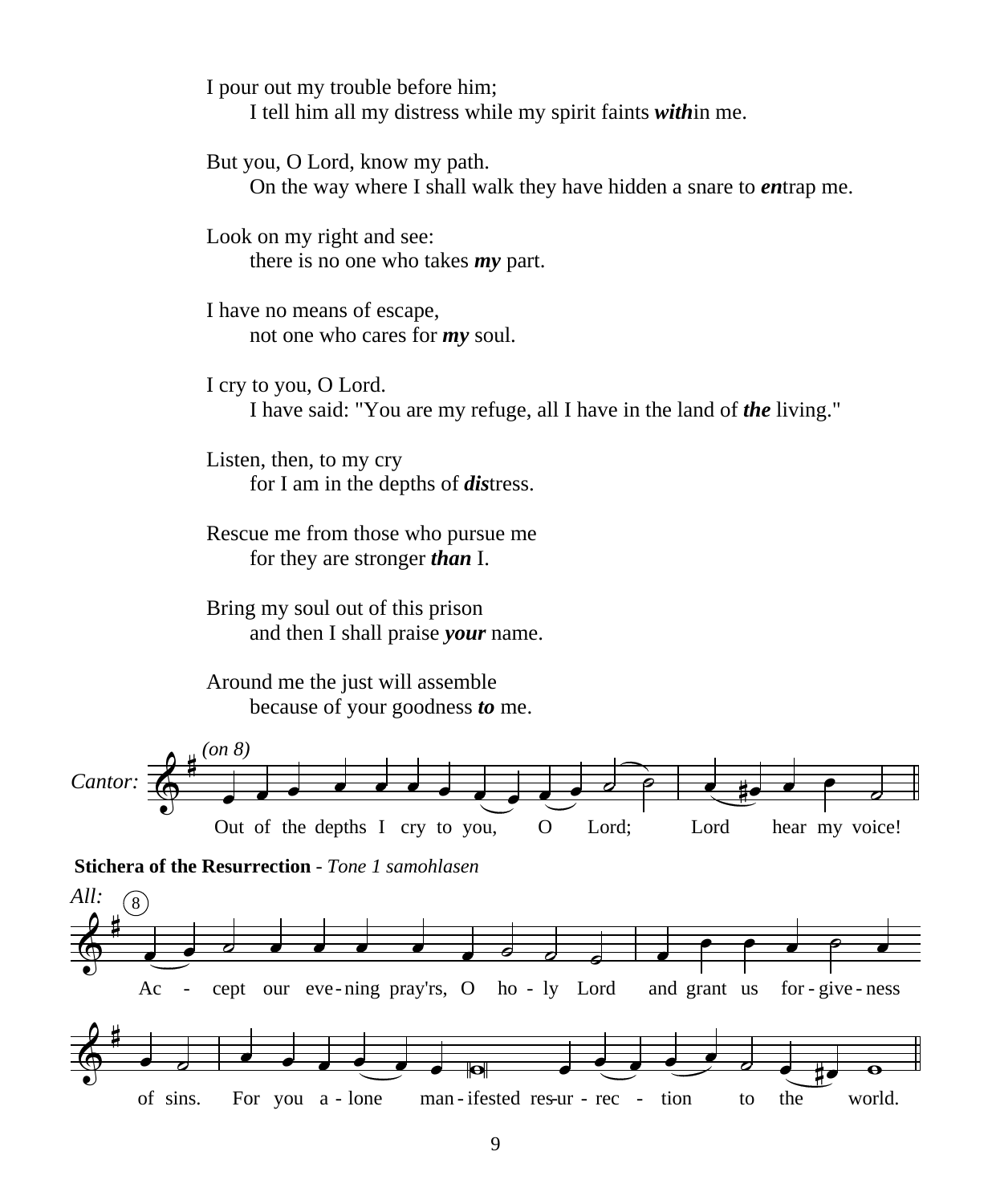I pour out my trouble before him;
    I tell him all my distress while my spirit faints ***with***in me.

But you, O Lord, know my path.
    On the way where I shall walk they have hidden a snare to ***en***trap me.

Look on my right and see:
    there is no one who takes ***my*** part.

I have no means of escape,
    not one who cares for ***my*** soul.

I cry to you, O Lord.
    I have said: "You are my refuge, all I have in the land of ***the*** living."

Listen, then, to my cry
    for I am in the depths of ***dis***tress.

Rescue me from those who pursue me
    for they are stronger ***than*** I.

Bring my soul out of this prison
    and then I shall praise ***your*** name.

Around me the just will assemble
    because of your goodness ***to*** me.

*Cantor:* *(on 8)*

Out of the depths I cry to you, O Lord; Lord hear my voice!

**Stichera of the Resurrection** - *Tone 1 samohlasen*

*All:* (8)

Ac - cept our eve - ning pray'rs, O ho - ly Lord and grant us for - give - ness of sins. For you a - lone man - ifested res-ur - rec - tion to the world.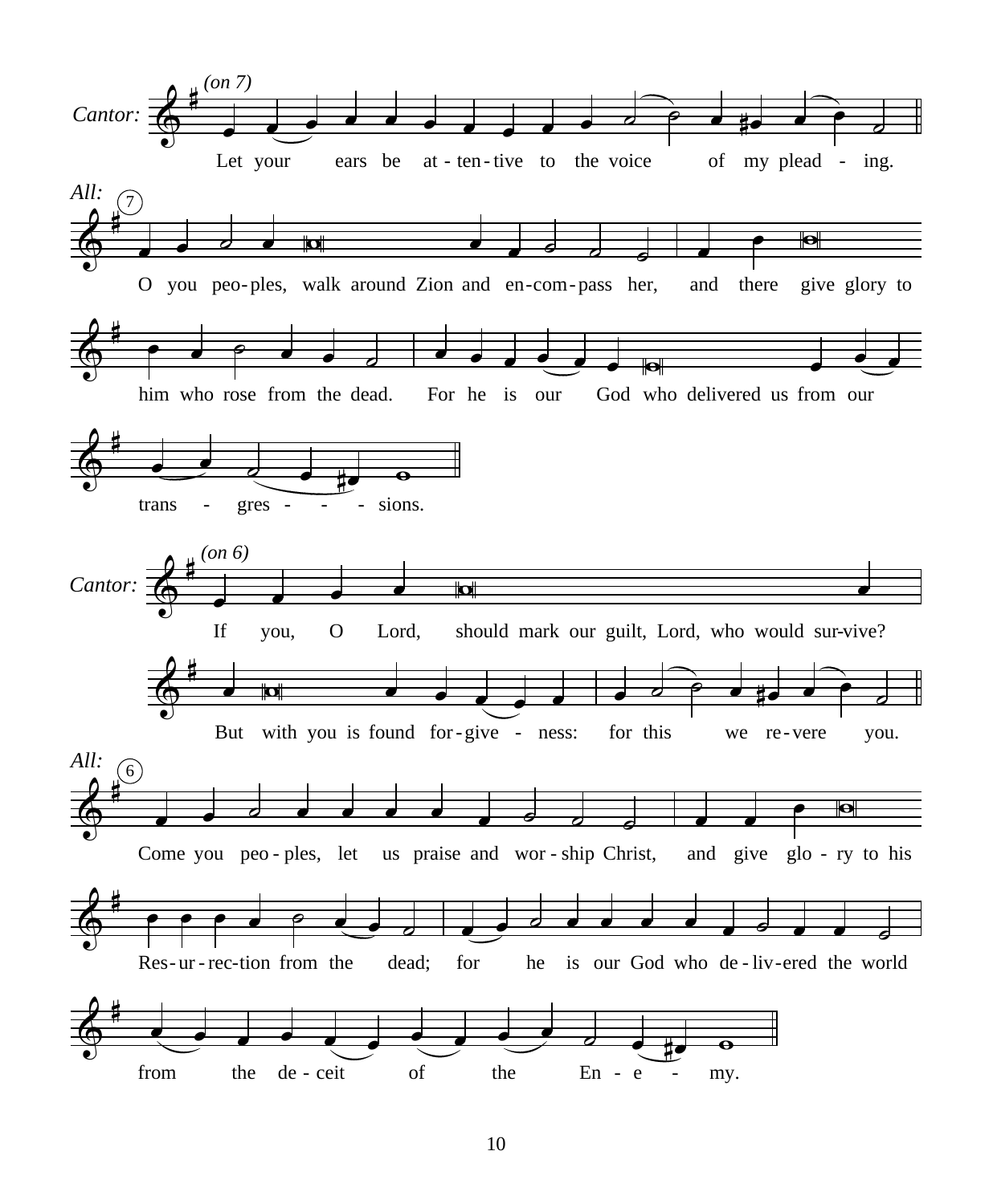*(on 7)*

Cantor: Let your ears be at-ten-tive to the voice of my plead - ing.

All: ⑦ O you peo-ples, walk around Zion and en-com-pass her, and there give glory to him who rose from the dead. For he is our God who delivered us from our trans - gres - - - sions.

*(on 6)*

Cantor: If you, O Lord, should mark our guilt, Lord, who would sur-vive? But with you is found for-give - ness: for this we re-vere you.

All: ⑥ Come you peo-ples, let us praise and wor-ship Christ, and give glo - ry to his Res-ur-rec-tion from the dead; for he is our God who de-liv-ered the world from the de-ceit of the En - e - my.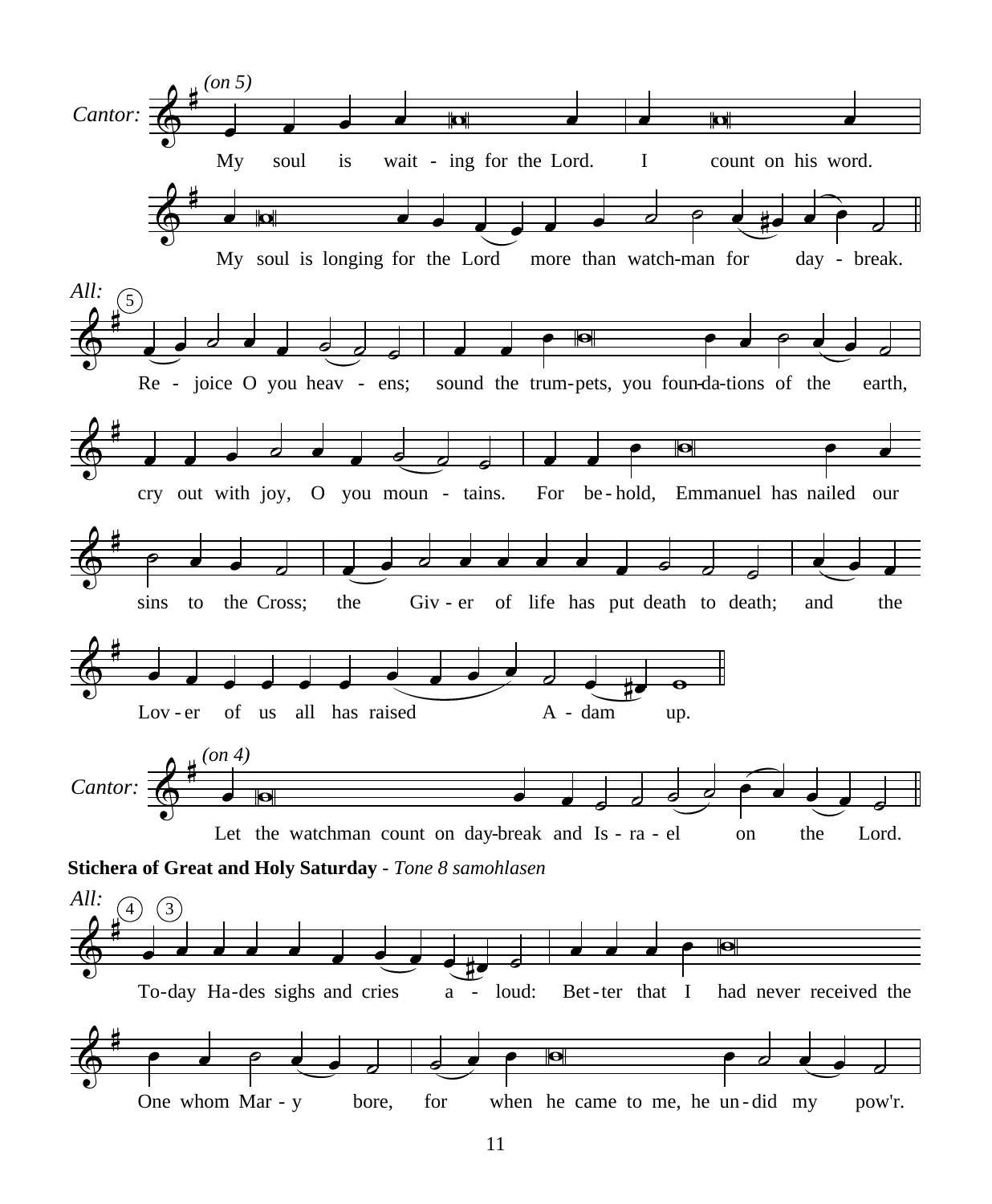*Cantor:* *(on 5)*

My soul is wait - ing for the Lord. I count on his word.

My soul is longing for the Lord more than watch-man for day - break.

*All:* (5)

Re - joice O you heav - ens; sound the trum-pets, you foun-da-tions of the earth,

cry out with joy, O you moun - tains. For be - hold, Emmanuel has nailed our

sins to the Cross; the Giv - er of life has put death to death; and the

Lov - er of us all has raised A - dam up.

*Cantor:* *(on 4)*

Let the watchman count on day-break and Is - ra - el on the Lord.

**Stichera of Great and Holy Saturday** - *Tone 8 samohlasen*

*All:* (4) (3)

To-day Ha-des sighs and cries a - loud: Bet-ter that I had never received the

One whom Mar - y bore, for when he came to me, he un - did my pow'r.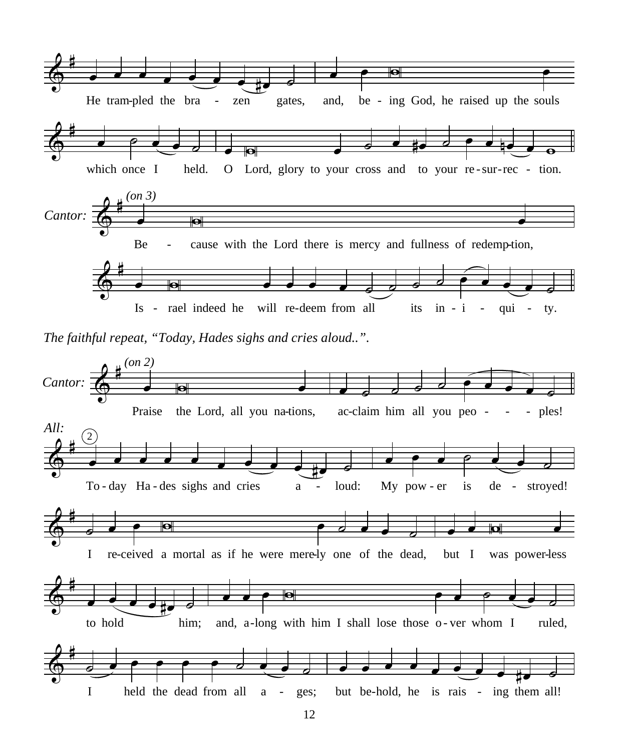He trampled the brazen gates, and, being God, he raised up the souls which once I held. O Lord, glory to your cross and to your resurrection.

*(on 3)*

*Cantor:* Because with the Lord there is mercy and fullness of redemption, Israel indeed he will redeem from all its iniquity.

*The faithful repeat, "Today, Hades sighs and cries aloud..".*

*(on 2)*

*Cantor:* Praise the Lord, all you nations, acclaim him all you peoples!

*All:* (2)

To-day Hades sighs and cries aloud: My power is destroyed! I received a mortal as if he were merely one of the dead, but I was powerless to hold him; and, along with him I shall lose those over whom I ruled, I held the dead from all ages; but behold, he is raising them all!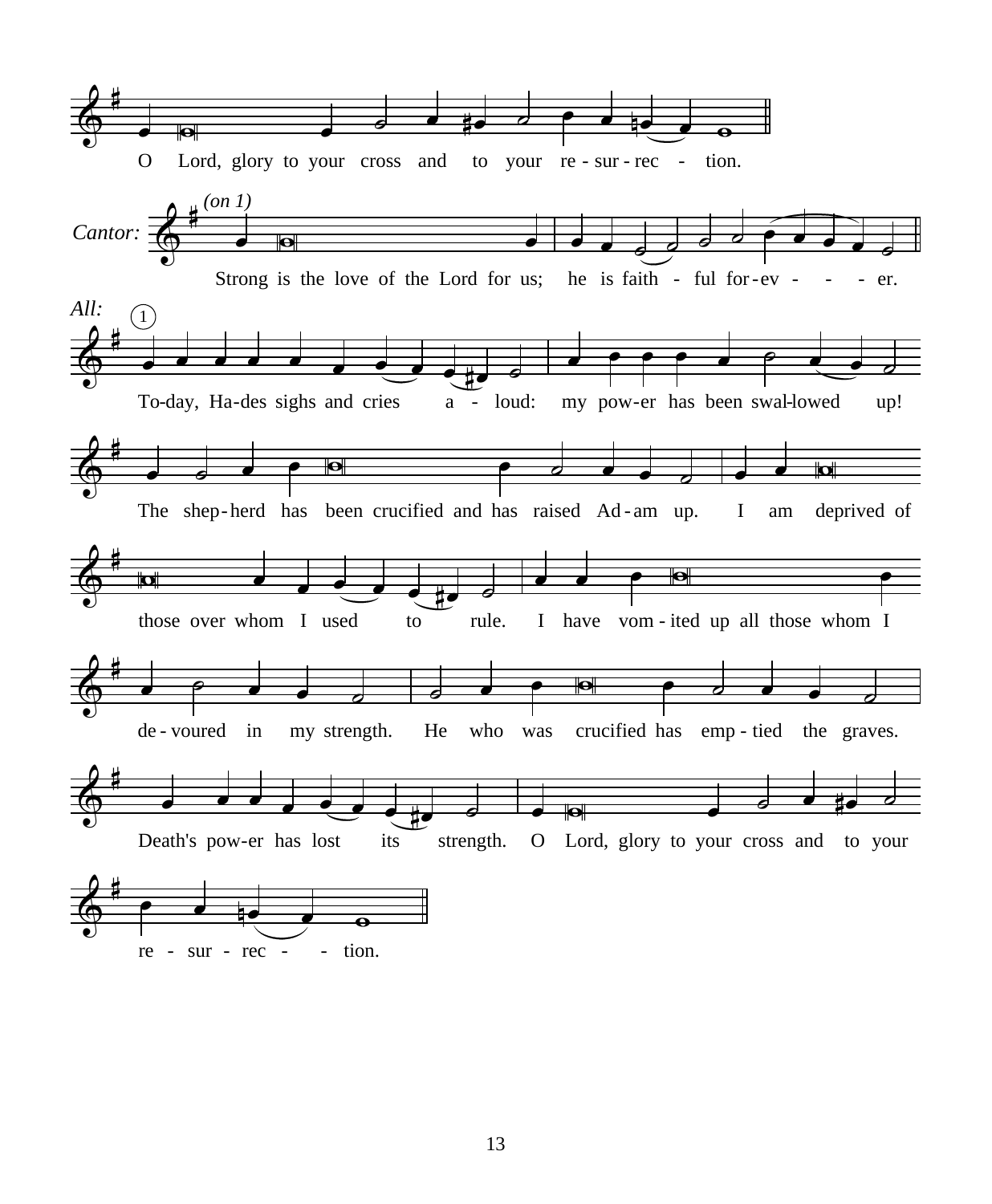O Lord, glory to your cross and to your re - sur - rec - tion.

*Cantor:* *(on 1)*

Strong is the love of the Lord for us; he is faith - ful for - ev - - - er.

*All:* 1

To-day, Ha-des sighs and cries a - loud: my pow-er has been swal-lowed up!

The shep-herd has been crucified and has raised Ad - am up. I am deprived of

those over whom I used to rule. I have vom - ited up all those whom I

de - voured in my strength. He who was crucified has emp - tied the graves.

Death's pow-er has lost its strength. O Lord, glory to your cross and to your

re - sur - rec - - tion.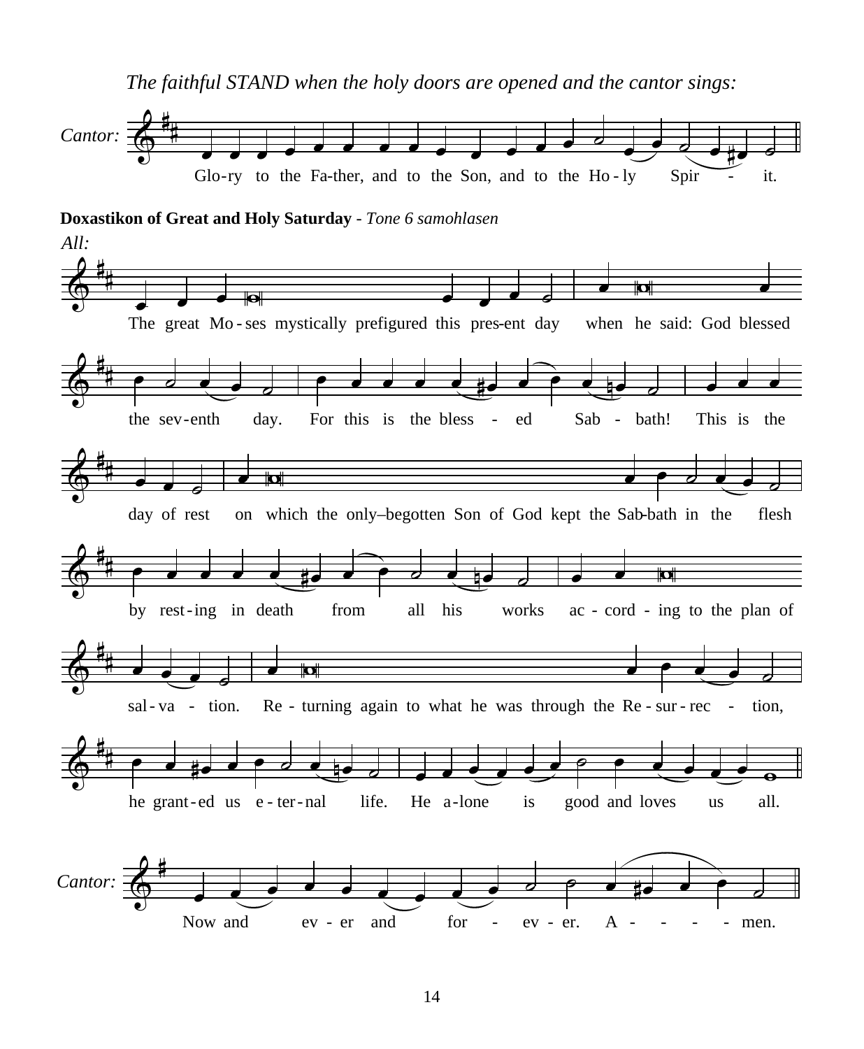*The faithful STAND when the holy doors are opened and the cantor sings:*

*Cantor:* Glo-ry to the Fa-ther, and to the Son, and to the Ho-ly Spir - it.

**Doxastikon of Great and Holy Saturday** - *Tone 6 samohlasen*

*All:*

The great Mo-ses mystically prefigured this pres-ent day when he said: God blessed the sev-enth day. For this is the bless - ed Sab - bath! This is the day of rest on which the only–begotten Son of God kept the Sab-bath in the flesh by rest-ing in death from all his works ac - cord - ing to the plan of sal-va - tion. Re - turning again to what he was through the Re - sur - rec - tion, he grant-ed us e - ter - nal life. He a-lone is good and loves us all.

*Cantor:* Now and ev - er and for - ev - er. A - - - - men.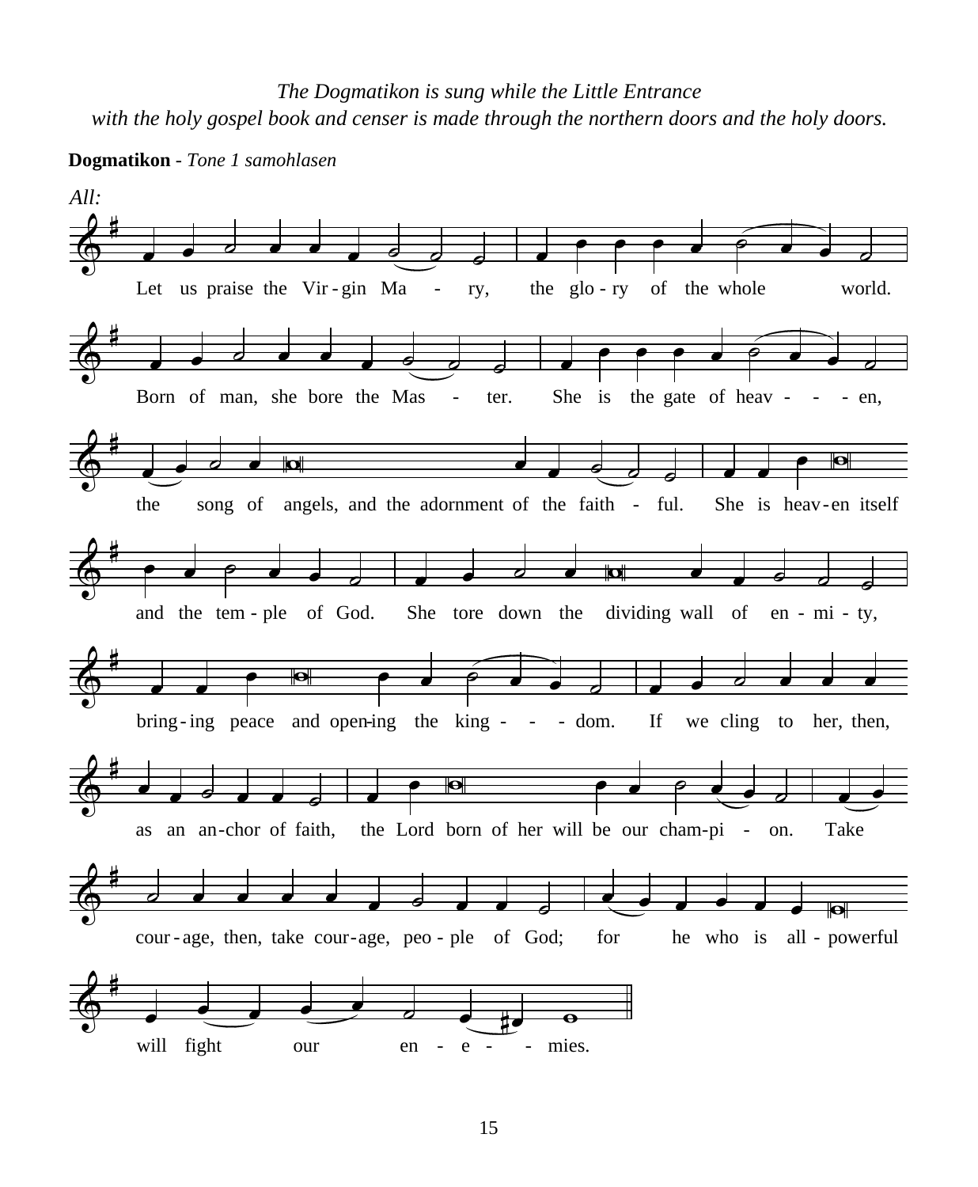*The Dogmatikon is sung while the Little Entrance with the holy gospel book and censer is made through the northern doors and the holy doors.*

**Dogmatikon** - *Tone 1 samohlasen*

*All:*

Let us praise the Vir-gin Ma - ry, the glo-ry of the whole world.

Born of man, she bore the Mas - ter. She is the gate of heav - - - en,

the song of angels, and the adornment of the faith - ful. She is heav-en itself

and the tem-ple of God. She tore down the dividing wall of en-mi-ty,

bring-ing peace and open-ing the king - - - dom. If we cling to her, then,

as an an-chor of faith, the Lord born of her will be our cham-pi - on. Take

cour-age, then, take cour-age, peo-ple of God; for he who is all-powerful

will fight our en - e - - mies.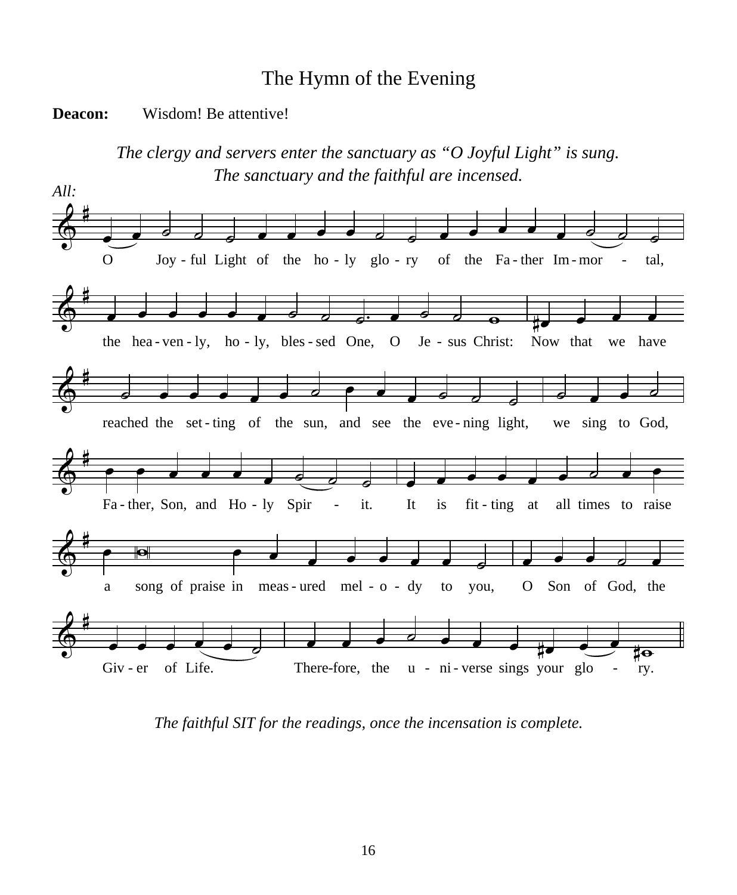# The Hymn of the Evening

**Deacon:** Wisdom! Be attentive!

*The clergy and servers enter the sanctuary as "O Joyful Light" is sung. The sanctuary and the faithful are incensed.*

*All:*

O Joyful Light of the holy glory of the Father Immortal, the heavenly, holy, blessed One, O Jesus Christ: Now that we have reached the setting of the sun, and see the evening light, we sing to God, Father, Son, and Holy Spirit. It is fitting at all times to raise a song of praise in measured melody to you, O Son of God, the Giver of Life. Therefore, the universe sings your glory.

*The faithful SIT for the readings, once the incensation is complete.*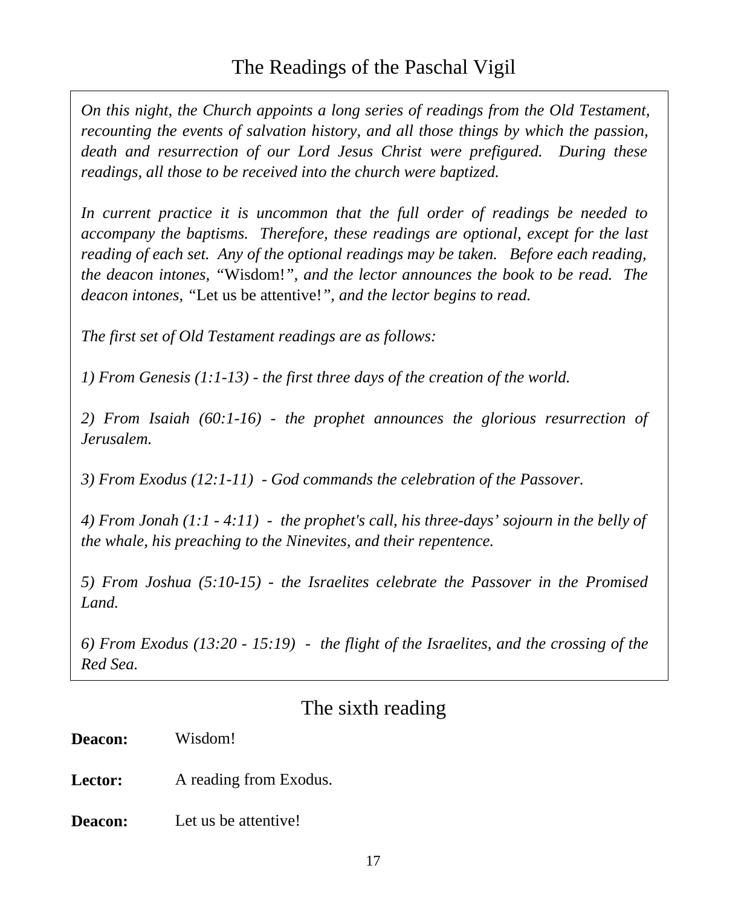# The Readings of the Paschal Vigil

*On this night, the Church appoints a long series of readings from the Old Testament, recounting the events of salvation history, and all those things by which the passion, death and resurrection of our Lord Jesus Christ were prefigured. During these readings, all those to be received into the church were baptized.*

*In current practice it is uncommon that the full order of readings be needed to accompany the baptisms. Therefore, these readings are optional, except for the last reading of each set. Any of the optional readings may be taken. Before each reading, the deacon intones,* "Wisdom!"*, and the lector announces the book to be read. The deacon intones,* "Let us be attentive!"*, and the lector begins to read.*

*The first set of Old Testament readings are as follows:*

*1) From Genesis (1:1-13) - the first three days of the creation of the world.*

*2) From Isaiah (60:1-16) - the prophet announces the glorious resurrection of Jerusalem.*

*3) From Exodus (12:1-11) - God commands the celebration of the Passover.*

*4) From Jonah (1:1 - 4:11) - the prophet's call, his three-days' sojourn in the belly of the whale, his preaching to the Ninevites, and their repentence.*

*5) From Joshua (5:10-15) - the Israelites celebrate the Passover in the Promised Land.*

*6) From Exodus (13:20 - 15:19) - the flight of the Israelites, and the crossing of the Red Sea.*

## The sixth reading

**Deacon:** Wisdom!

**Lector:** A reading from Exodus.

**Deacon:** Let us be attentive!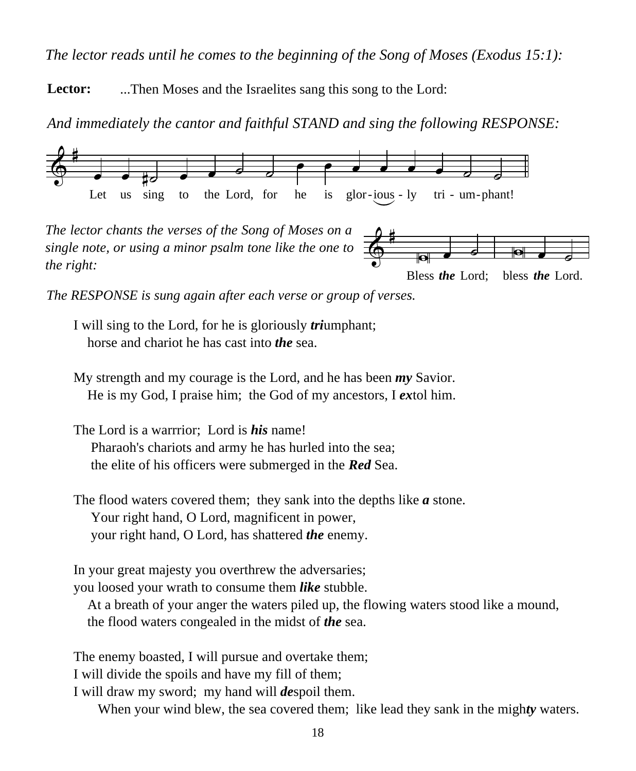*The lector reads until he comes to the beginning of the Song of Moses (Exodus 15:1):*

**Lector:** ...Then Moses and the Israelites sang this song to the Lord:

*And immediately the cantor and faithful STAND and sing the following RESPONSE:*

Let us sing to the Lord, for he is glor-ious-ly tri-um-phant!

*The lector chants the verses of the Song of Moses on a single note, or using a minor psalm tone like the one to the right:*

Bless ***the*** Lord; bless ***the*** Lord.

*The RESPONSE is sung again after each verse or group of verses.*

I will sing to the Lord, for he is gloriously ***tri***umphant;
horse and chariot he has cast into ***the*** sea.

My strength and my courage is the Lord, and he has been ***my*** Savior.
He is my God, I praise him; the God of my ancestors, I ***ex***tol him.

The Lord is a warrrior; Lord is ***his*** name!
Pharaoh's chariots and army he has hurled into the sea;
the elite of his officers were submerged in the ***Red*** Sea.

The flood waters covered them; they sank into the depths like ***a*** stone.
Your right hand, O Lord, magnificent in power,
your right hand, O Lord, has shattered ***the*** enemy.

In your great majesty you overthrew the adversaries;
you loosed your wrath to consume them ***like*** stubble.
At a breath of your anger the waters piled up, the flowing waters stood like a mound,
the flood waters congealed in the midst of ***the*** sea.

The enemy boasted, I will pursue and overtake them;
I will divide the spoils and have my fill of them;
I will draw my sword; my hand will ***de***spoil them.
When your wind blew, the sea covered them; like lead they sank in the migh***ty*** waters.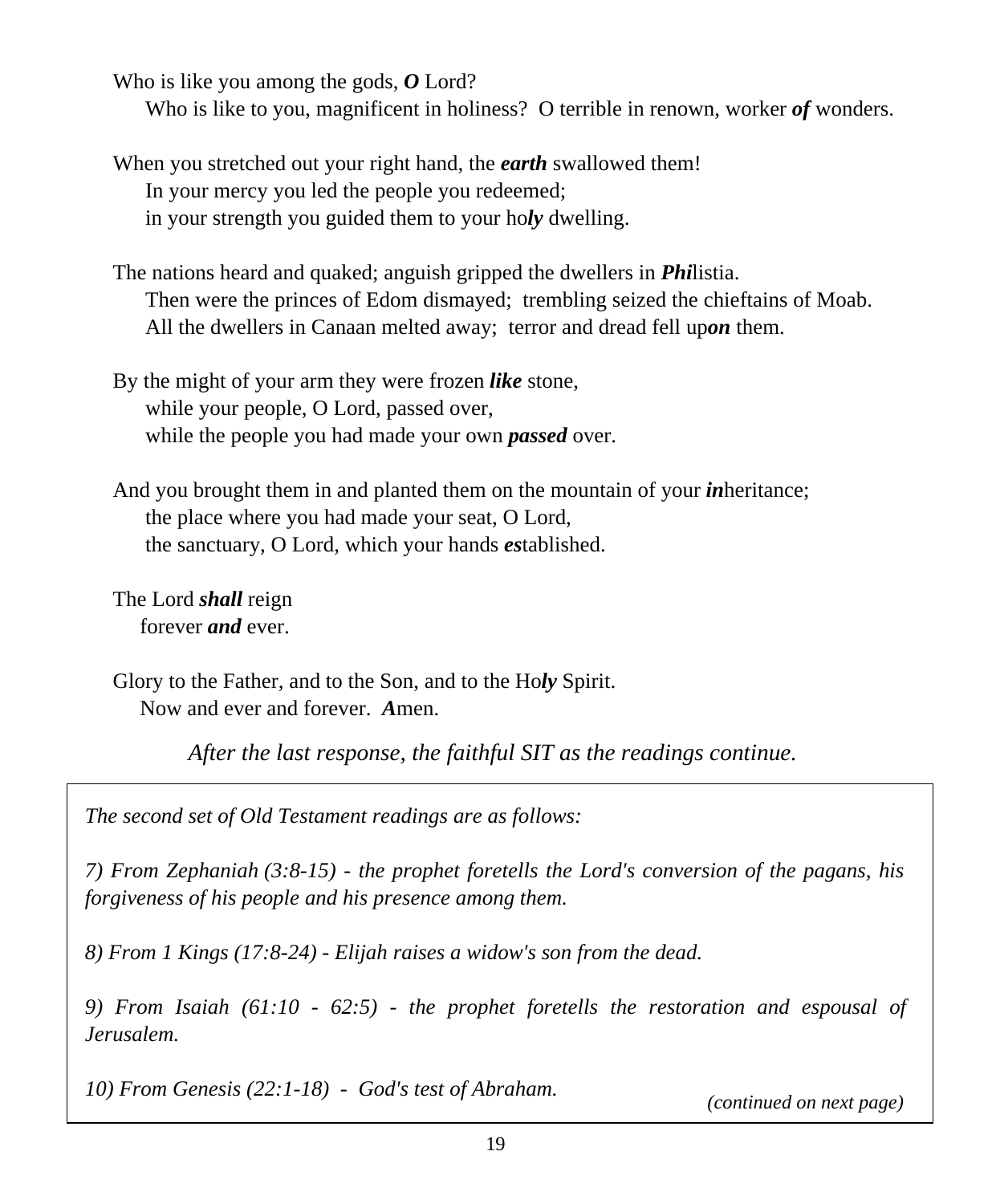Who is like you among the gods, ***O*** Lord?
Who is like to you, magnificent in holiness? O terrible in renown, worker ***of*** wonders.

When you stretched out your right hand, the ***earth*** swallowed them!
In your mercy you led the people you redeemed;
in your strength you guided them to your ho***ly*** dwelling.

The nations heard and quaked; anguish gripped the dwellers in ***Phi***listia.
Then were the princes of Edom dismayed; trembling seized the chieftains of Moab.
All the dwellers in Canaan melted away; terror and dread fell up***on*** them.

By the might of your arm they were frozen ***like*** stone,
while your people, O Lord, passed over,
while the people you had made your own ***passed*** over.

And you brought them in and planted them on the mountain of your ***in***heritance;
the place where you had made your seat, O Lord,
the sanctuary, O Lord, which your hands ***es***tablished.

The Lord ***shall*** reign
forever ***and*** ever.

Glory to the Father, and to the Son, and to the Ho***ly*** Spirit.
Now and ever and forever. ***A***men.

*After the last response, the faithful SIT as the readings continue.*

*The second set of Old Testament readings are as follows:*

*7) From Zephaniah (3:8-15) - the prophet foretells the Lord's conversion of the pagans, his forgiveness of his people and his presence among them.*

*8) From 1 Kings (17:8-24) - Elijah raises a widow's son from the dead.*

*9) From Isaiah (61:10 - 62:5) - the prophet foretells the restoration and espousal of Jerusalem.*

*10) From Genesis (22:1-18) - God's test of Abraham.*

*(continued on next page)*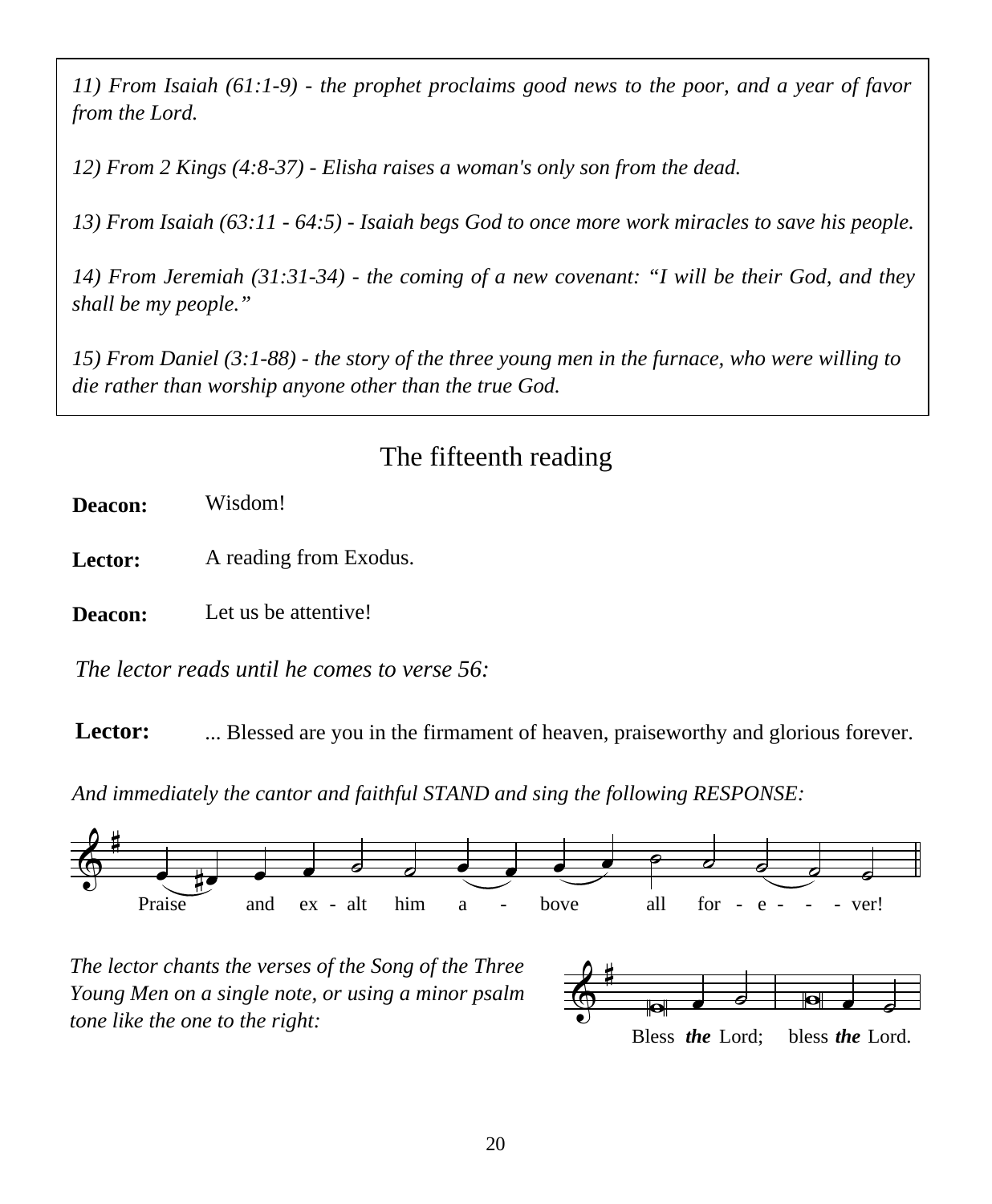*11) From Isaiah (61:1-9) - the prophet proclaims good news to the poor, and a year of favor from the Lord.*

*12) From 2 Kings (4:8-37) - Elisha raises a woman's only son from the dead.*

*13) From Isaiah (63:11 - 64:5) - Isaiah begs God to once more work miracles to save his people.*

*14) From Jeremiah (31:31-34) - the coming of a new covenant: "I will be their God, and they shall be my people."*

*15) From Daniel (3:1-88) - the story of the three young men in the furnace, who were willing to die rather than worship anyone other than the true God.*

## The fifteenth reading

**Deacon:** Wisdom!

**Lector:** A reading from Exodus.

**Deacon:** Let us be attentive!

*The lector reads until he comes to verse 56:*

**Lector:** ... Blessed are you in the firmament of heaven, praiseworthy and glorious forever.

*And immediately the cantor and faithful STAND and sing the following RESPONSE:*

Praise and ex - alt him a - bove all for - e - - - ver!

*The lector chants the verses of the Song of the Three Young Men on a single note, or using a minor psalm tone like the one to the right:*

Bless ***the*** Lord; bless ***the*** Lord.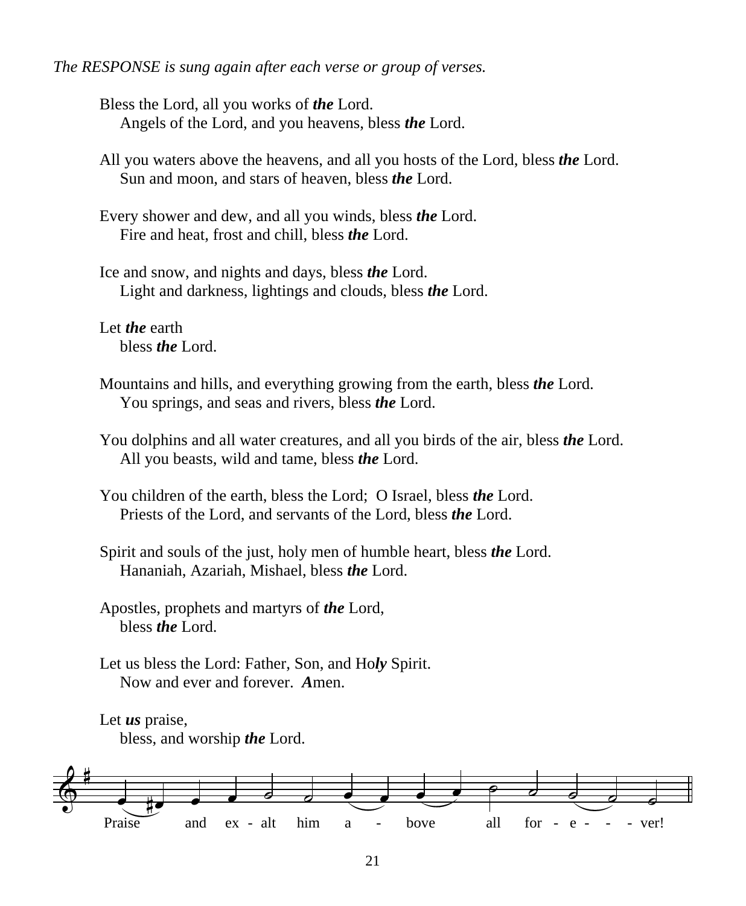*The RESPONSE is sung again after each verse or group of verses.*

Bless the Lord, all you works of ***the*** Lord.
Angels of the Lord, and you heavens, bless ***the*** Lord.

All you waters above the heavens, and all you hosts of the Lord, bless ***the*** Lord.
Sun and moon, and stars of heaven, bless ***the*** Lord.

Every shower and dew, and all you winds, bless ***the*** Lord.
Fire and heat, frost and chill, bless ***the*** Lord.

Ice and snow, and nights and days, bless ***the*** Lord.
Light and darkness, lightings and clouds, bless ***the*** Lord.

Let ***the*** earth
bless ***the*** Lord.

Mountains and hills, and everything growing from the earth, bless ***the*** Lord.
You springs, and seas and rivers, bless ***the*** Lord.

You dolphins and all water creatures, and all you birds of the air, bless ***the*** Lord.
All you beasts, wild and tame, bless ***the*** Lord.

You children of the earth, bless the Lord; O Israel, bless ***the*** Lord.
Priests of the Lord, and servants of the Lord, bless ***the*** Lord.

Spirit and souls of the just, holy men of humble heart, bless ***the*** Lord.
Hananiah, Azariah, Mishael, bless ***the*** Lord.

Apostles, prophets and martyrs of ***the*** Lord,
bless ***the*** Lord.

Let us bless the Lord: Father, Son, and Ho***ly*** Spirit.
Now and ever and forever. ***A***men.

Let ***us*** praise,
bless, and worship ***the*** Lord.

Praise and ex - alt him a - bove all for - e - - - ver!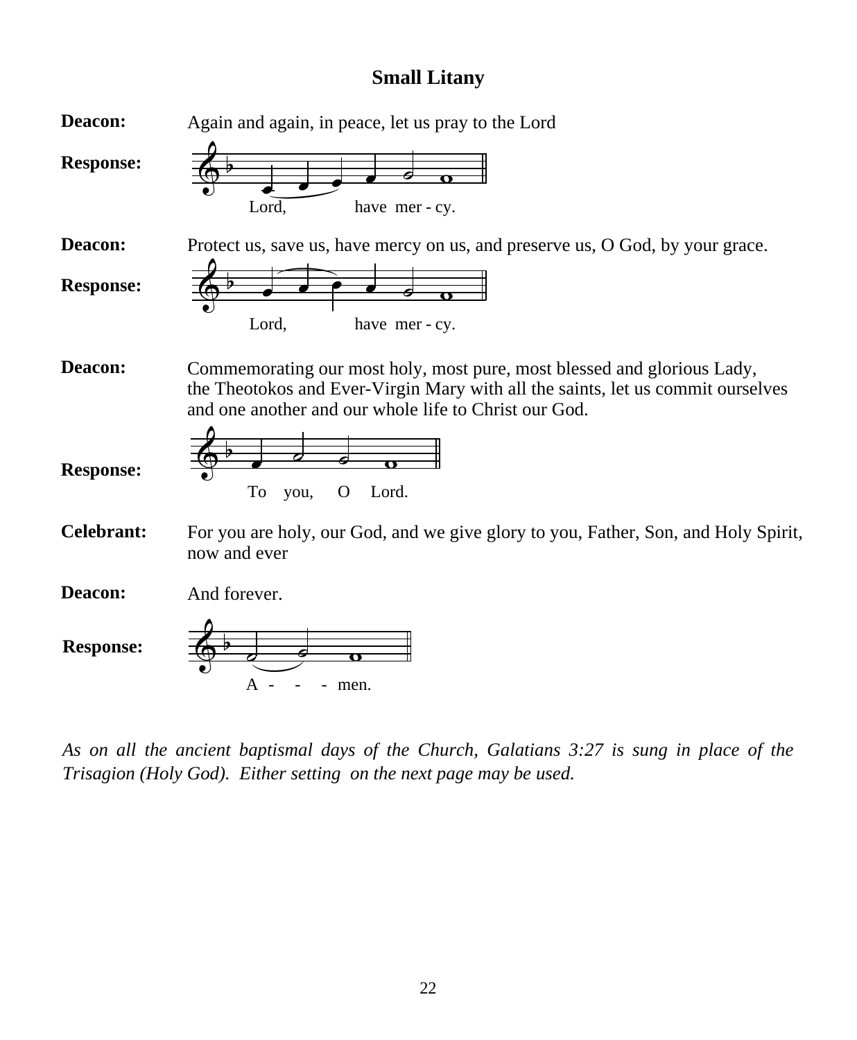## Small Litany

**Deacon:** Again and again, in peace, let us pray to the Lord

**Response:** Lord, have mer - cy.

**Deacon:** Protect us, save us, have mercy on us, and preserve us, O God, by your grace.

**Response:** Lord, have mer - cy.

**Deacon:** Commemorating our most holy, most pure, most blessed and glorious Lady, the Theotokos and Ever-Virgin Mary with all the saints, let us commit ourselves and one another and our whole life to Christ our God.

**Response:** To you, O Lord.

**Celebrant:** For you are holy, our God, and we give glory to you, Father, Son, and Holy Spirit, now and ever

**Deacon:** And forever.

**Response:** A - - - men.

*As on all the ancient baptismal days of the Church, Galatians 3:27 is sung in place of the Trisagion (Holy God). Either setting on the next page may be used.*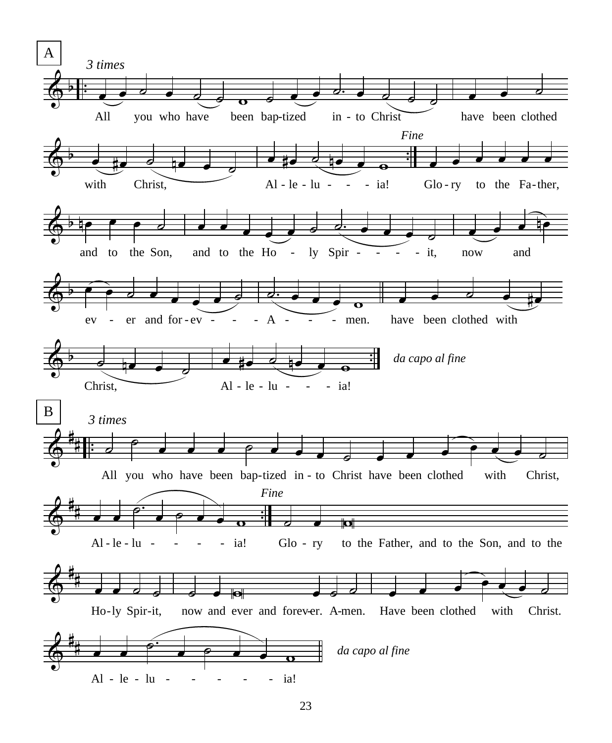A

*3 times*

All you who have been bap-tized in - to Christ have been clothed with Christ, Al - le - lu - - - ia!

*Fine*

Glo - ry to the Fa - ther, and to the Son, and to the Ho - ly Spir - - - - it, now and ev - er and for - ev - - - A - - - men. have been clothed with Christ, Al - le - lu - - - ia!

*da capo al fine*

B

*3 times*

All you who have been bap-tized in - to Christ have been clothed with Christ, Al - le - lu - - - - ia!

*Fine*

Glo - ry to the Father, and to the Son, and to the Ho-ly Spir-it, now and ever and forev-er. A-men. Have been clothed with Christ. Al - le - lu - - - - - ia!

*da capo al fine*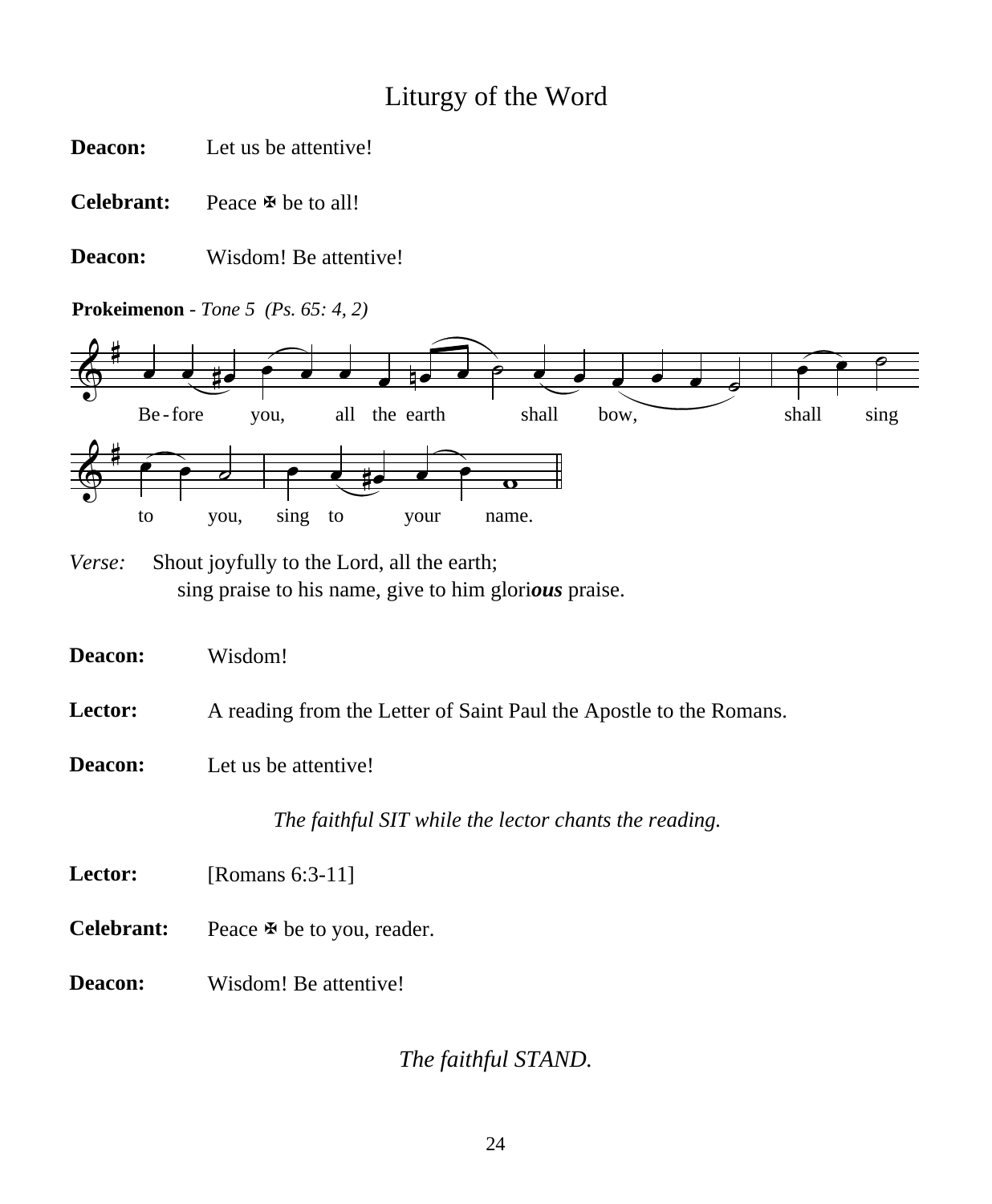# Liturgy of the Word

**Deacon:** Let us be attentive!

**Celebrant:** Peace ✠ be to all!

**Deacon:** Wisdom! Be attentive!

**Prokeimenon** - *Tone 5 (Ps. 65: 4, 2)*

Be-fore you, all the earth shall bow, shall sing to you, sing to your name.

*Verse:* Shout joyfully to the Lord, all the earth;
sing praise to his name, give to him glori***ous*** praise.

**Deacon:** Wisdom!

**Lector:** A reading from the Letter of Saint Paul the Apostle to the Romans.

**Deacon:** Let us be attentive!

*The faithful SIT while the lector chants the reading.*

**Lector:** [Romans 6:3-11]

**Celebrant:** Peace ✠ be to you, reader.

**Deacon:** Wisdom! Be attentive!

*The faithful STAND.*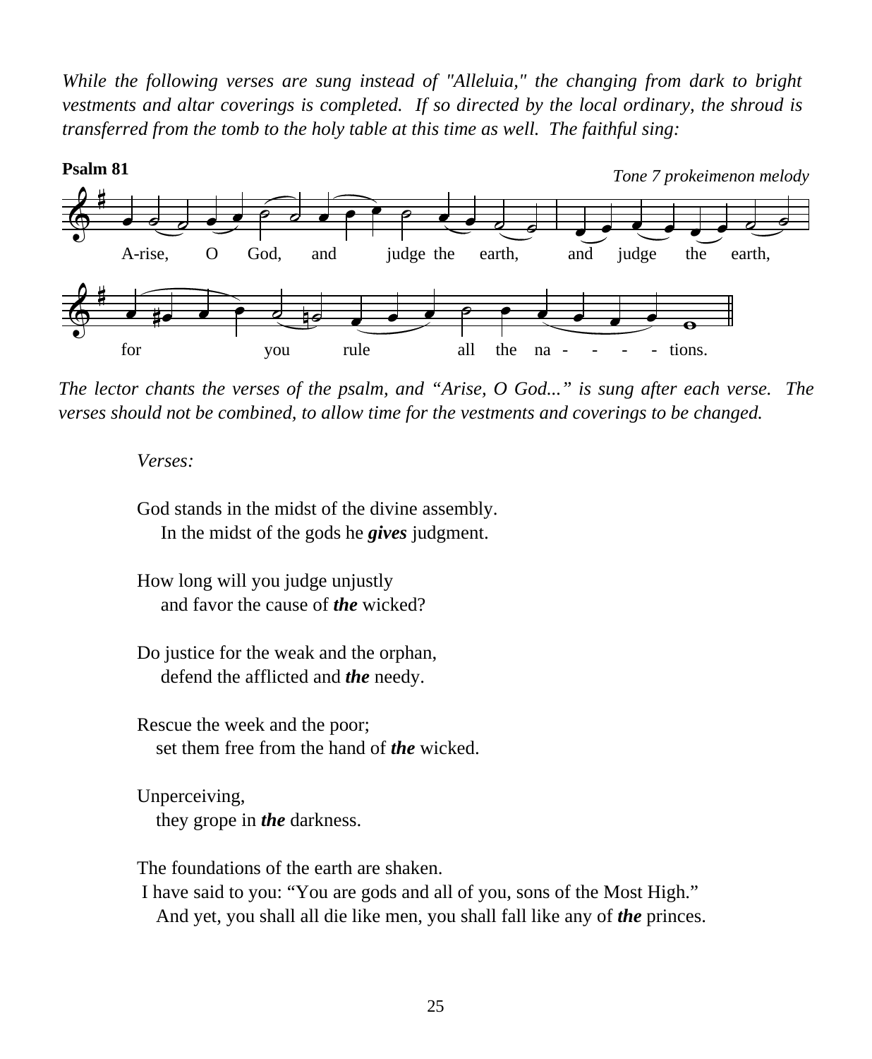*While the following verses are sung instead of "Alleluia," the changing from dark to bright vestments and altar coverings is completed. If so directed by the local ordinary, the shroud is transferred from the tomb to the holy table at this time as well. The faithful sing:*

**Psalm 81**

*Tone 7 prokeimenon melody*

A-rise, O God, and judge the earth, and judge the earth,

for you rule all the na - - - - - tions.

*The lector chants the verses of the psalm, and “Arise, O God...” is sung after each verse. The verses should not be combined, to allow time for the vestments and coverings to be changed.*

*Verses:*

God stands in the midst of the divine assembly.
In the midst of the gods he ***gives*** judgment.

How long will you judge unjustly
and favor the cause of ***the*** wicked?

Do justice for the weak and the orphan,
defend the afflicted and ***the*** needy.

Rescue the week and the poor;
set them free from the hand of ***the*** wicked.

Unperceiving,
they grope in ***the*** darkness.

The foundations of the earth are shaken.
I have said to you: “You are gods and all of you, sons of the Most High.”
And yet, you shall all die like men, you shall fall like any of ***the*** princes.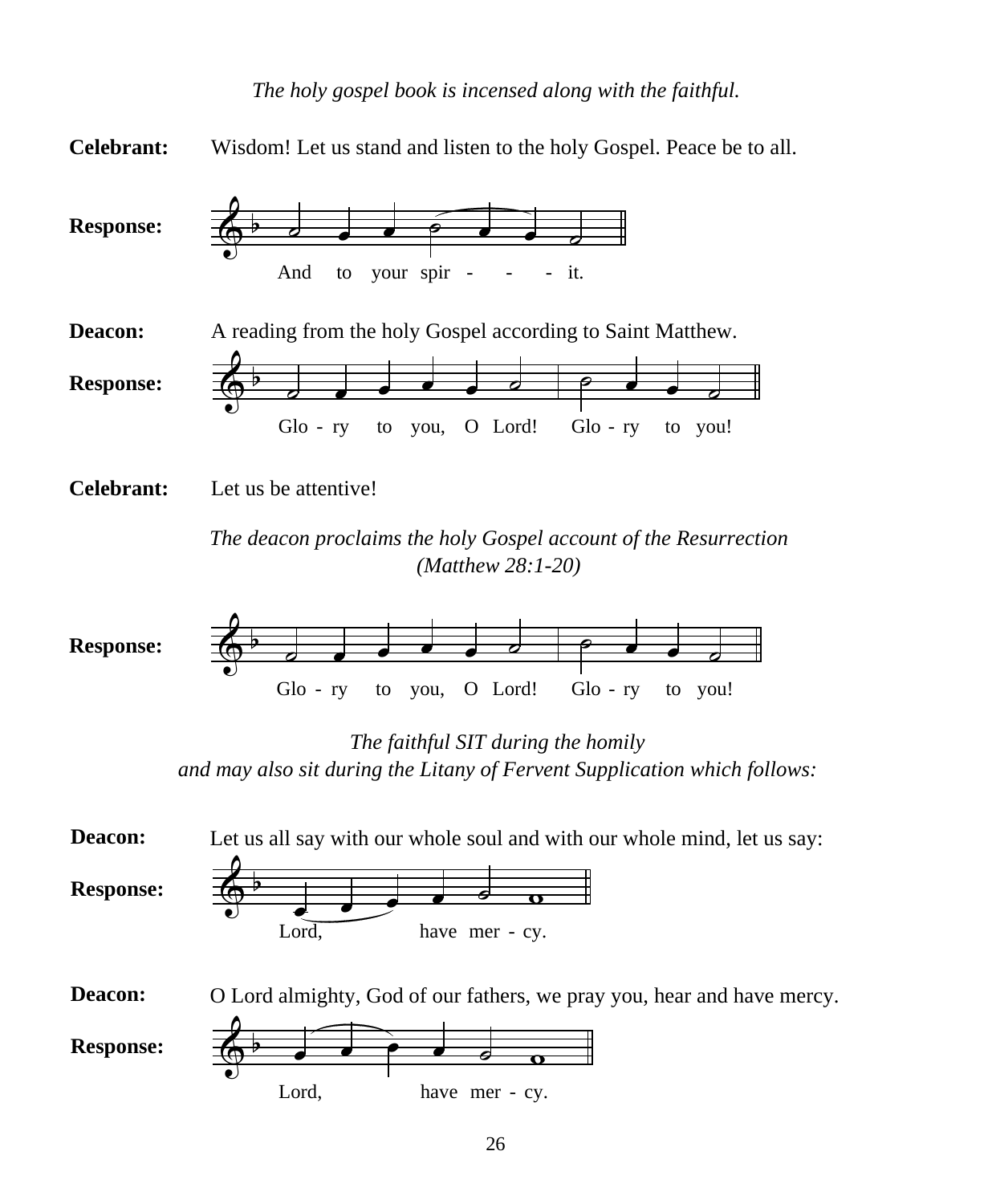*The holy gospel book is incensed along with the faithful.*

**Celebrant:** Wisdom! Let us stand and listen to the holy Gospel. Peace be to all.

**Response:** And to your spir - - - it.

**Deacon:** A reading from the holy Gospel according to Saint Matthew.

**Response:** Glo - ry to you, O Lord! Glo - ry to you!

**Celebrant:** Let us be attentive!

*The deacon proclaims the holy Gospel account of the Resurrection (Matthew 28:1-20)*

**Response:** Glo - ry to you, O Lord! Glo - ry to you!

*The faithful SIT during the homily and may also sit during the Litany of Fervent Supplication which follows:*

**Deacon:** Let us all say with our whole soul and with our whole mind, let us say:

**Response:** Lord, have mer - cy.

**Deacon:** O Lord almighty, God of our fathers, we pray you, hear and have mercy.

**Response:** Lord, have mer - cy.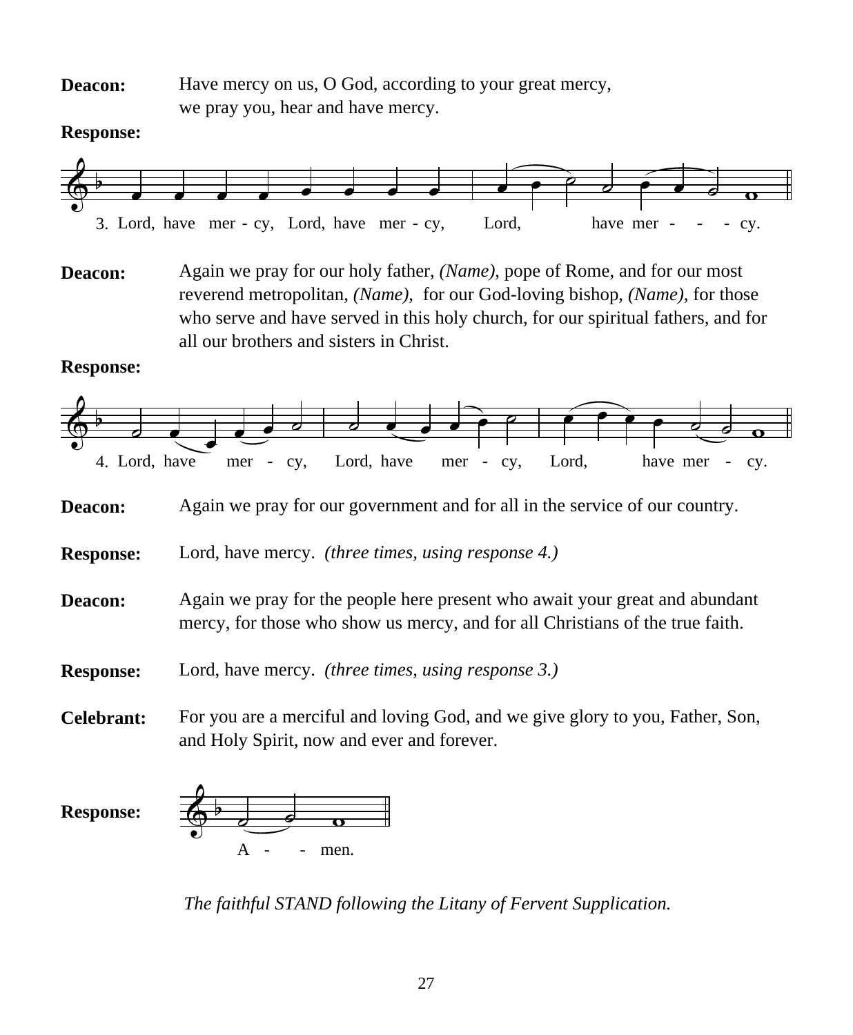**Deacon:** Have mercy on us, O God, according to your great mercy, we pray you, hear and have mercy.

**Response:**

3. Lord, have mer - cy, Lord, have mer - cy, Lord, have mer - - - cy.

**Deacon:** Again we pray for our holy father, *(Name)*, pope of Rome, and for our most reverend metropolitan, *(Name)*, for our God-loving bishop, *(Name)*, for those who serve and have served in this holy church, for our spiritual fathers, and for all our brothers and sisters in Christ.

**Response:**

4. Lord, have mer - cy, Lord, have mer - cy, Lord, have mer - cy.

**Deacon:** Again we pray for our government and for all in the service of our country.

**Response:** Lord, have mercy. *(three times, using response 4.)*

**Deacon:** Again we pray for the people here present who await your great and abundant mercy, for those who show us mercy, and for all Christians of the true faith.

**Response:** Lord, have mercy. *(three times, using response 3.)*

**Celebrant:** For you are a merciful and loving God, and we give glory to you, Father, Son, and Holy Spirit, now and ever and forever.

**Response:** A - - men.

*The faithful STAND following the Litany of Fervent Supplication.*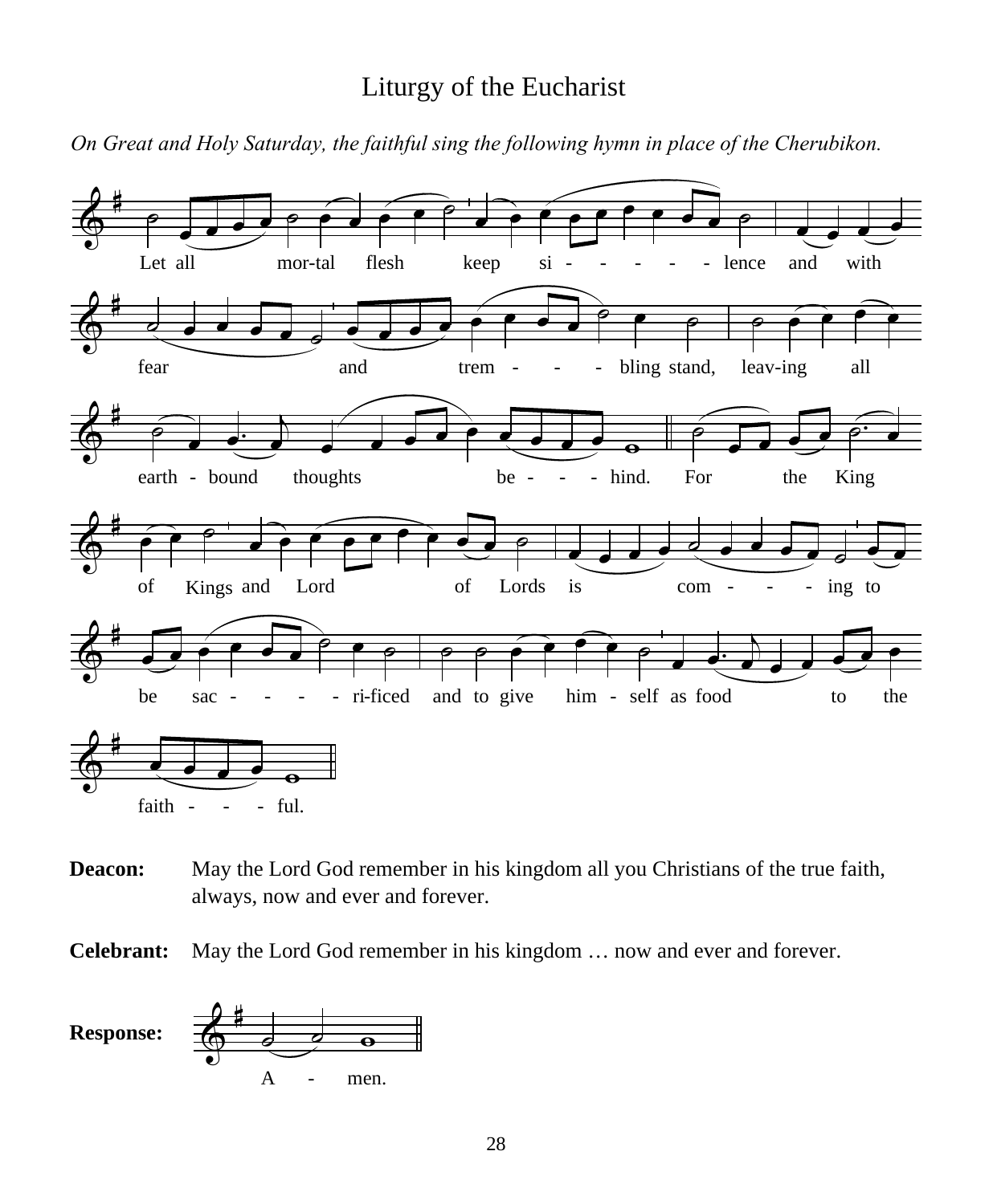# Liturgy of the Eucharist

*On Great and Holy Saturday, the faithful sing the following hymn in place of the Cherubikon.*

Let all mor-tal flesh keep si - - - - - - lence and with fear and trem - - - - bling stand, leav-ing all earth - bound thoughts be - - - - hind. For the King of Kings and Lord of Lords is com - - - - ing to be sac - - - - - ri-ficed and to give him - self as food to the faith - - - - ful.

**Deacon:** May the Lord God remember in his kingdom all you Christians of the true faith, always, now and ever and forever.

**Celebrant:** May the Lord God remember in his kingdom … now and ever and forever.

**Response:** A - men.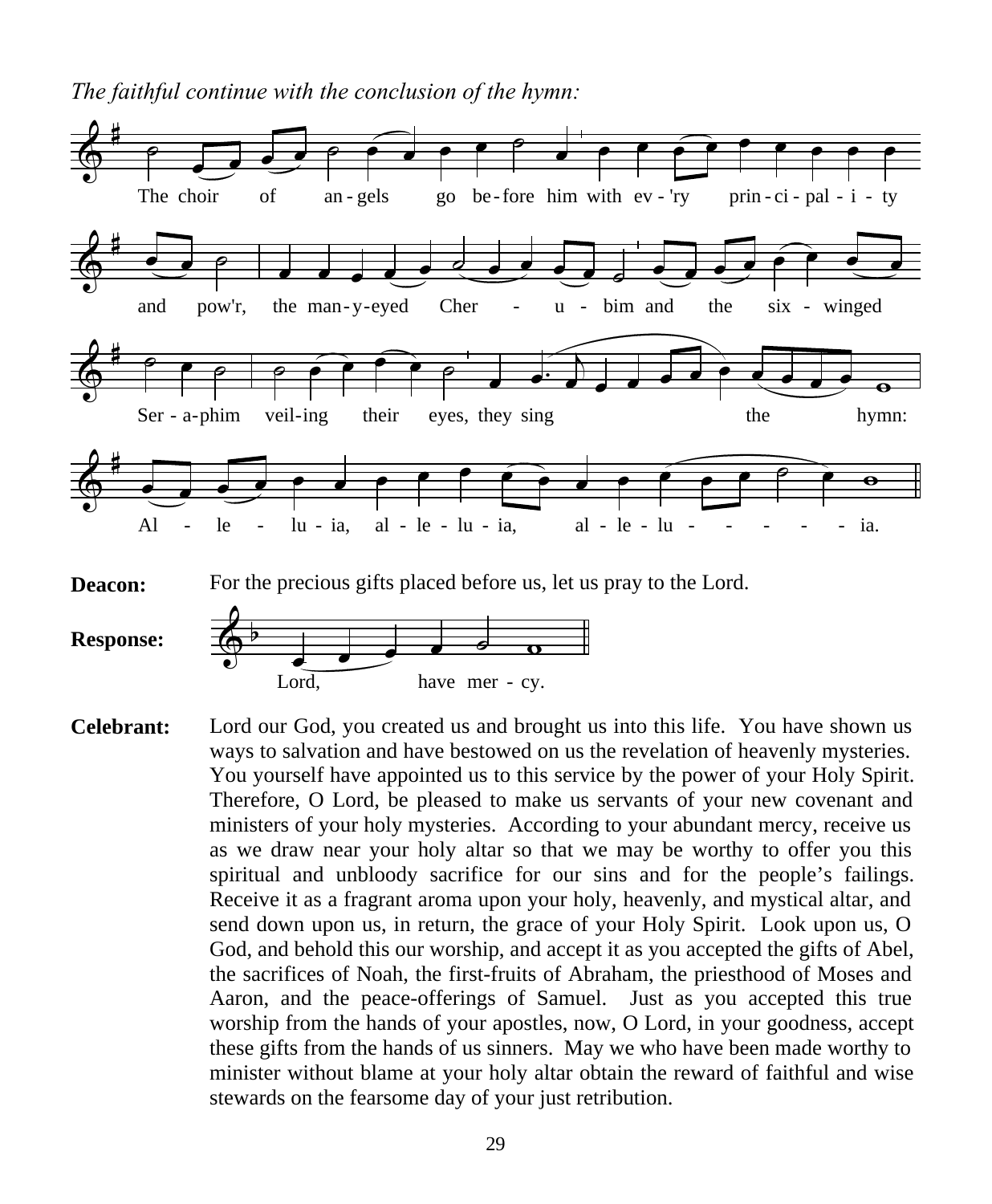*The faithful continue with the conclusion of the hymn:*

The choir of angels go before him with ev'ry principality and pow'r, the many-eyed Cherubim and the six-winged Seraphim veiling their eyes, they sing the hymn: Alleluia, alleluia, alleluia.

**Deacon:** For the precious gifts placed before us, let us pray to the Lord.

**Response:** Lord, have mercy.

**Celebrant:** Lord our God, you created us and brought us into this life. You have shown us ways to salvation and have bestowed on us the revelation of heavenly mysteries. You yourself have appointed us to this service by the power of your Holy Spirit. Therefore, O Lord, be pleased to make us servants of your new covenant and ministers of your holy mysteries. According to your abundant mercy, receive us as we draw near your holy altar so that we may be worthy to offer you this spiritual and unbloody sacrifice for our sins and for the people's failings. Receive it as a fragrant aroma upon your holy, heavenly, and mystical altar, and send down upon us, in return, the grace of your Holy Spirit. Look upon us, O God, and behold this our worship, and accept it as you accepted the gifts of Abel, the sacrifices of Noah, the first-fruits of Abraham, the priesthood of Moses and Aaron, and the peace-offerings of Samuel. Just as you accepted this true worship from the hands of your apostles, now, O Lord, in your goodness, accept these gifts from the hands of us sinners. May we who have been made worthy to minister without blame at your holy altar obtain the reward of faithful and wise stewards on the fearsome day of your just retribution.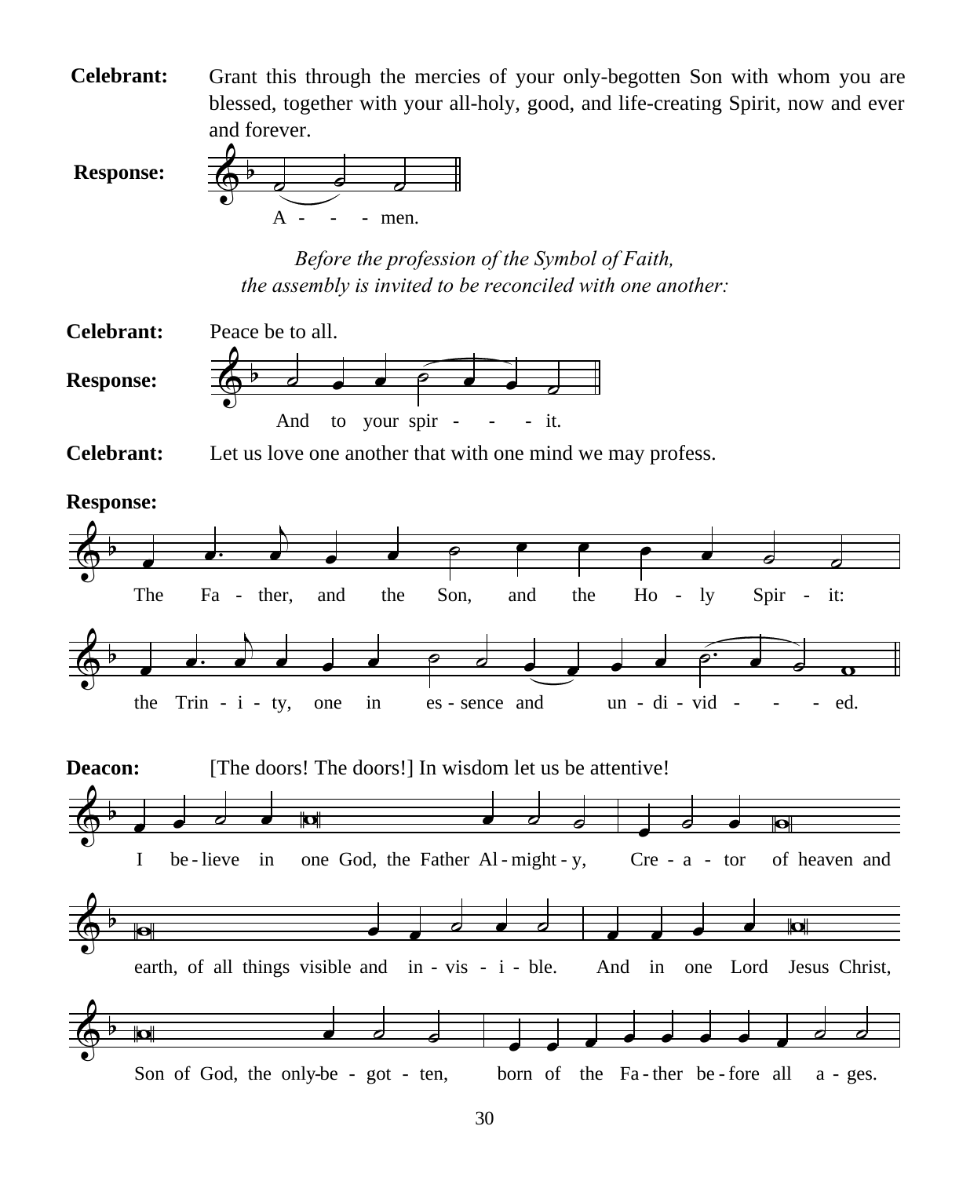**Celebrant:** Grant this through the mercies of your only-begotten Son with whom you are blessed, together with your all-holy, good, and life-creating Spirit, now and ever and forever.

**Response:**

A - - - men.

*Before the profession of the Symbol of Faith,*
*the assembly is invited to be reconciled with one another:*

**Celebrant:** Peace be to all.

**Response:**

And to your spir - - - it.

**Celebrant:** Let us love one another that with one mind we may profess.

**Response:**

The Fa - ther, and the Son, and the Ho - ly Spir - it:

the Trin - i - ty, one in es - sence and un - di - vid - - - ed.

**Deacon:** [The doors! The doors!] In wisdom let us be attentive!

I be - lieve in one God, the Father Al - might - y, Cre - a - tor of heaven and

earth, of all things visible and in - vis - i - ble. And in one Lord Jesus Christ,

Son of God, the only-be - got - ten, born of the Fa - ther be - fore all a - ges.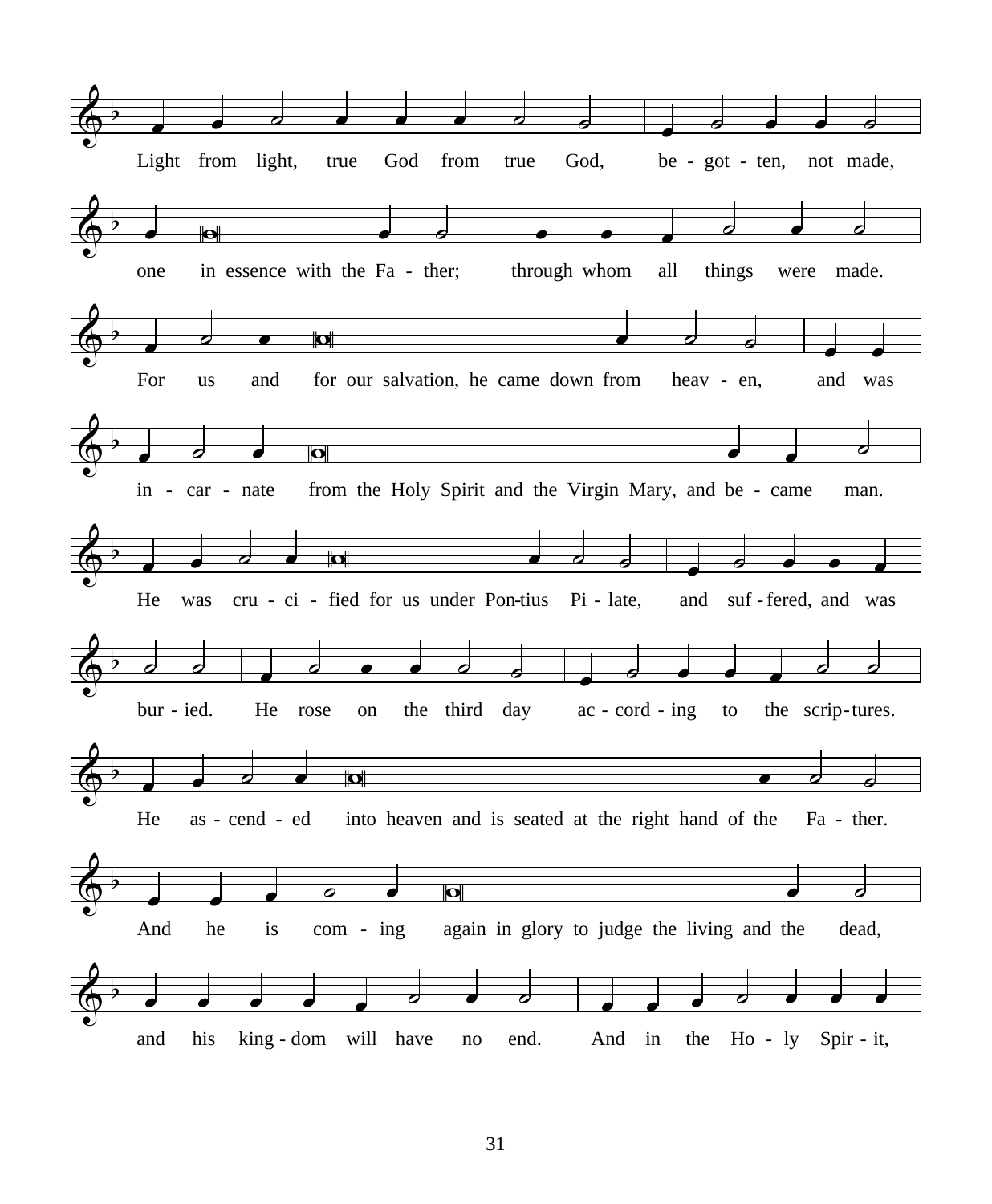Light from light, true God from true God, be - got - ten, not made,

one in essence with the Fa - ther; through whom all things were made.

For us and for our salvation, he came down from heav - en, and was

in - car - nate from the Holy Spirit and the Virgin Mary, and be - came man.

He was cru - ci - fied for us under Pon-tius Pi - late, and suf - fered, and was

bur - ied. He rose on the third day ac - cord - ing to the scrip-tures.

He as - cend - ed into heaven and is seated at the right hand of the Fa - ther.

And he is com - ing again in glory to judge the living and the dead,

and his king - dom will have no end. And in the Ho - ly Spir - it,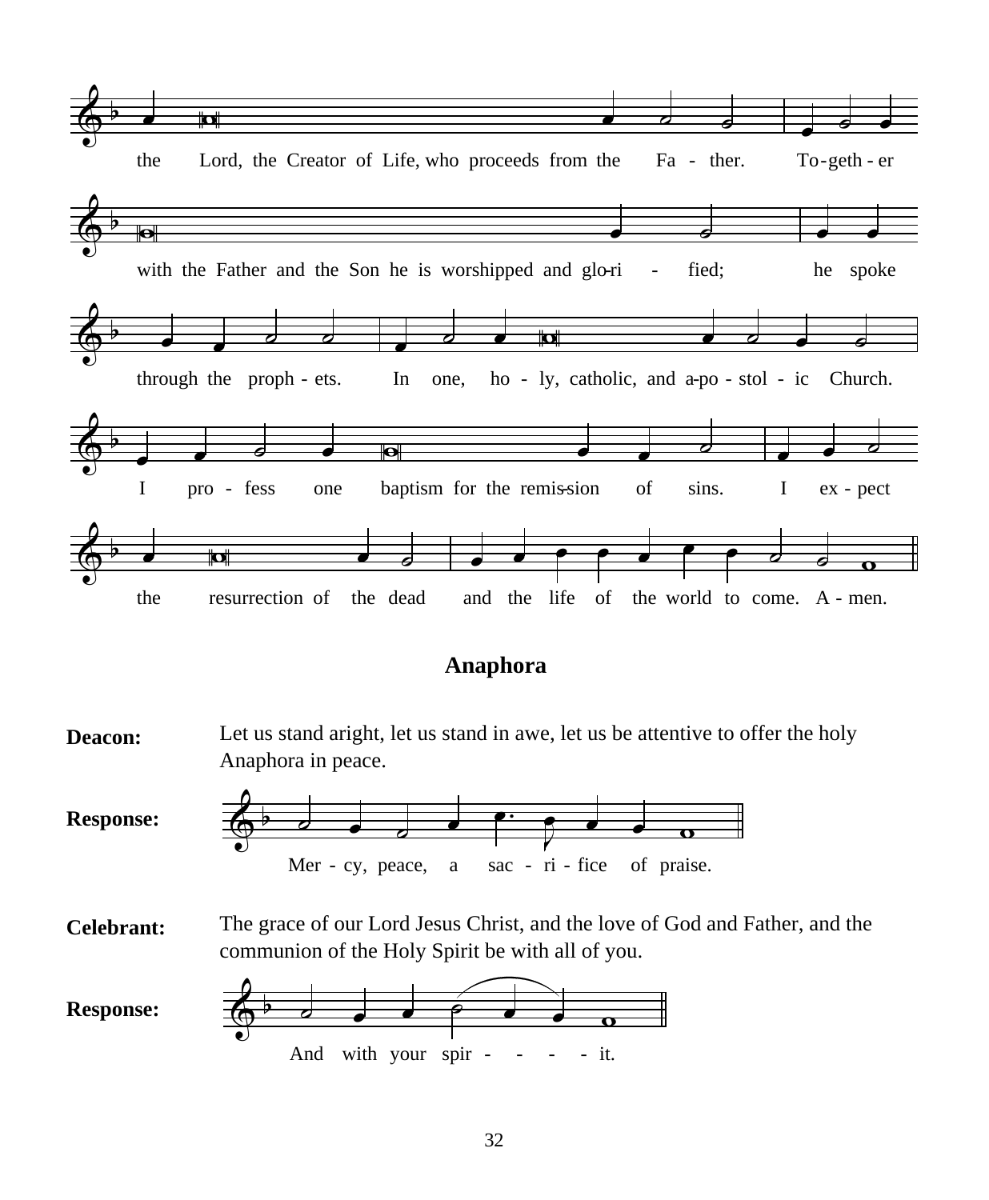the Lord, the Creator of Life, who proceeds from the Fa - ther. To-geth-er

with the Father and the Son he is worshipped and glo-ri - fied; he spoke

through the proph - ets. In one, ho - ly, catholic, and a-po - stol - ic Church.

I pro - fess one baptism for the remis-sion of sins. I ex - pect

the resurrection of the dead and the life of the world to come. A - men.

## Anaphora

**Deacon:** Let us stand aright, let us stand in awe, let us be attentive to offer the holy Anaphora in peace.

**Response:** Mer - cy, peace, a sac - ri - fice of praise.

**Celebrant:** The grace of our Lord Jesus Christ, and the love of God and Father, and the communion of the Holy Spirit be with all of you.

**Response:** And with your spir - - - - it.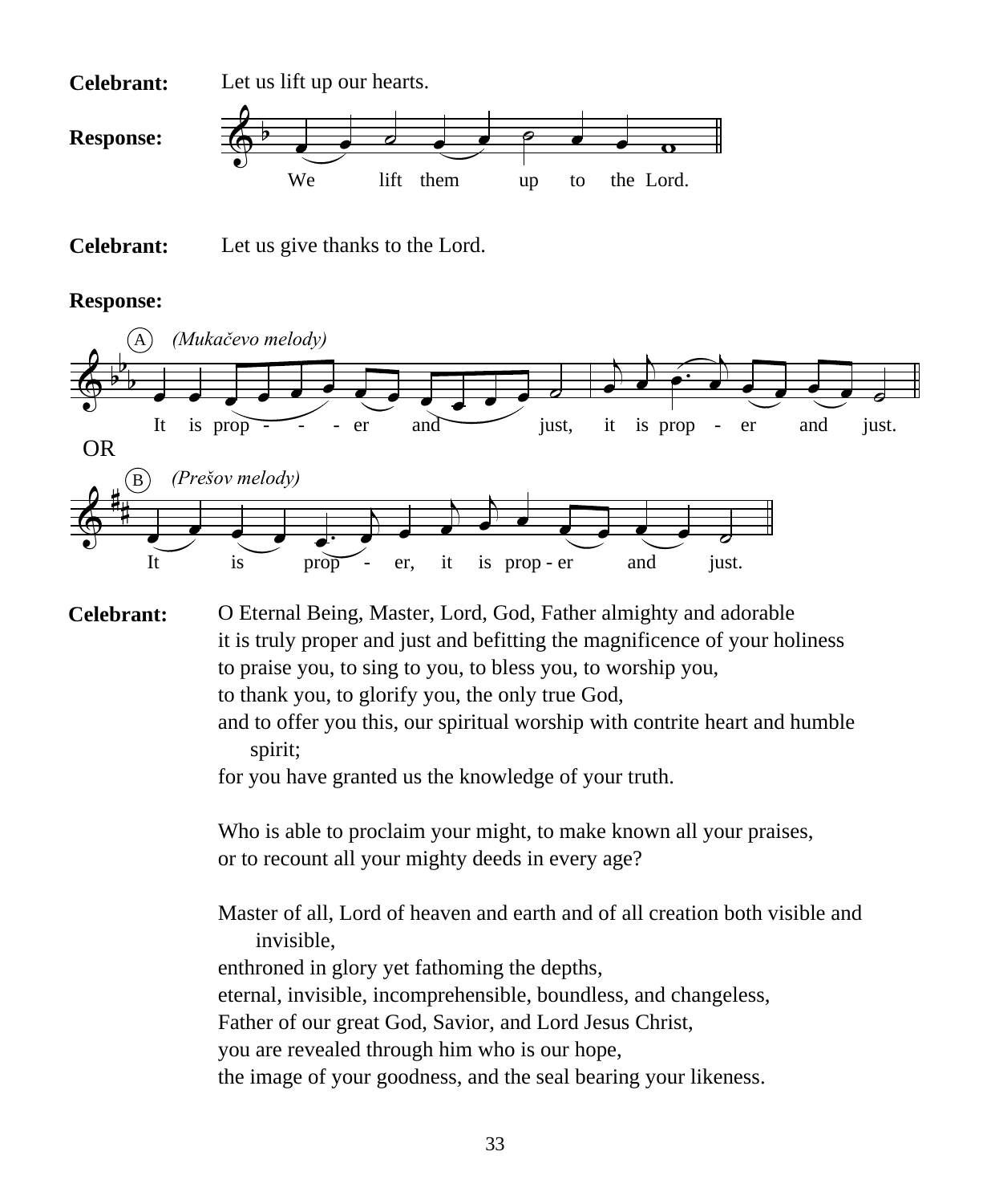**Celebrant:** Let us lift up our hearts.

**Response:** We lift them up to the Lord.

**Celebrant:** Let us give thanks to the Lord.

**Response:**

(A) *(Mukačevo melody)*

It is prop - - - er and just, it is prop - er and just.

OR

(B) *(Prešov melody)*

It is prop - er, it is prop - er and just.

**Celebrant:** O Eternal Being, Master, Lord, God, Father almighty and adorable
it is truly proper and just and befitting the magnificence of your holiness
to praise you, to sing to you, to bless you, to worship you,
to thank you, to glorify you, the only true God,
and to offer you this, our spiritual worship with contrite heart and humble spirit;
for you have granted us the knowledge of your truth.

Who is able to proclaim your might, to make known all your praises,
or to recount all your mighty deeds in every age?

Master of all, Lord of heaven and earth and of all creation both visible and invisible,
enthroned in glory yet fathoming the depths,
eternal, invisible, incomprehensible, boundless, and changeless,
Father of our great God, Savior, and Lord Jesus Christ,
you are revealed through him who is our hope,
the image of your goodness, and the seal bearing your likeness.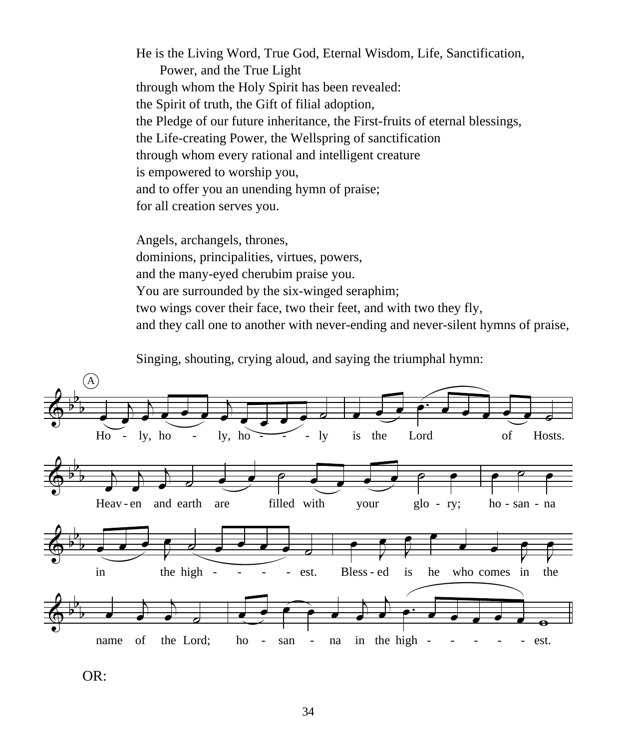He is the Living Word, True God, Eternal Wisdom, Life, Sanctification,
Power, and the True Light
through whom the Holy Spirit has been revealed:
the Spirit of truth, the Gift of filial adoption,
the Pledge of our future inheritance, the First-fruits of eternal blessings,
the Life-creating Power, the Wellspring of sanctification
through whom every rational and intelligent creature
is empowered to worship you,
and to offer you an unending hymn of praise;
for all creation serves you.

Angels, archangels, thrones,
dominions, principalities, virtues, powers,
and the many-eyed cherubim praise you.
You are surrounded by the six-winged seraphim;
two wings cover their face, two their feet, and with two they fly,
and they call one to another with never-ending and never-silent hymns of praise,

Singing, shouting, crying aloud, and saying the triumphal hymn:

A

Holy, holy, holy is the Lord of Hosts.
Heaven and earth are filled with your glory;
hosanna in the highest.
Blessed is he who comes in the name of the Lord;
hosanna in the highest.

OR: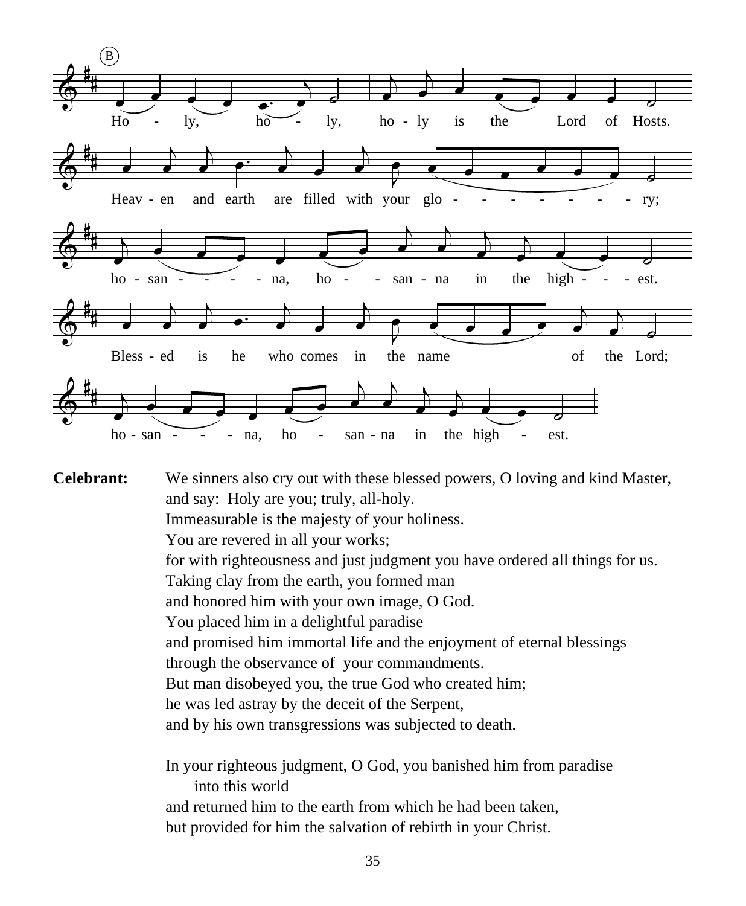(B)

Ho - ly, ho - ly, ho - ly is the Lord of Hosts.

Heav - en and earth are filled with your glo - - - - - - - - ry;

ho - san - - - - na, ho - - san - na in the high - - - est.

Bless - ed is he who comes in the name of the Lord;

ho - san - - - na, ho - san - na in the high - est.

**Celebrant:** We sinners also cry out with these blessed powers, O loving and kind Master, and say: Holy are you; truly, all-holy.
Immeasurable is the majesty of your holiness.
You are revered in all your works;
for with righteousness and just judgment you have ordered all things for us.
Taking clay from the earth, you formed man
and honored him with your own image, O God.
You placed him in a delightful paradise
and promised him immortal life and the enjoyment of eternal blessings
through the observance of your commandments.
But man disobeyed you, the true God who created him;
he was led astray by the deceit of the Serpent,
and by his own transgressions was subjected to death.

In your righteous judgment, O God, you banished him from paradise
into this world
and returned him to the earth from which he had been taken,
but provided for him the salvation of rebirth in your Christ.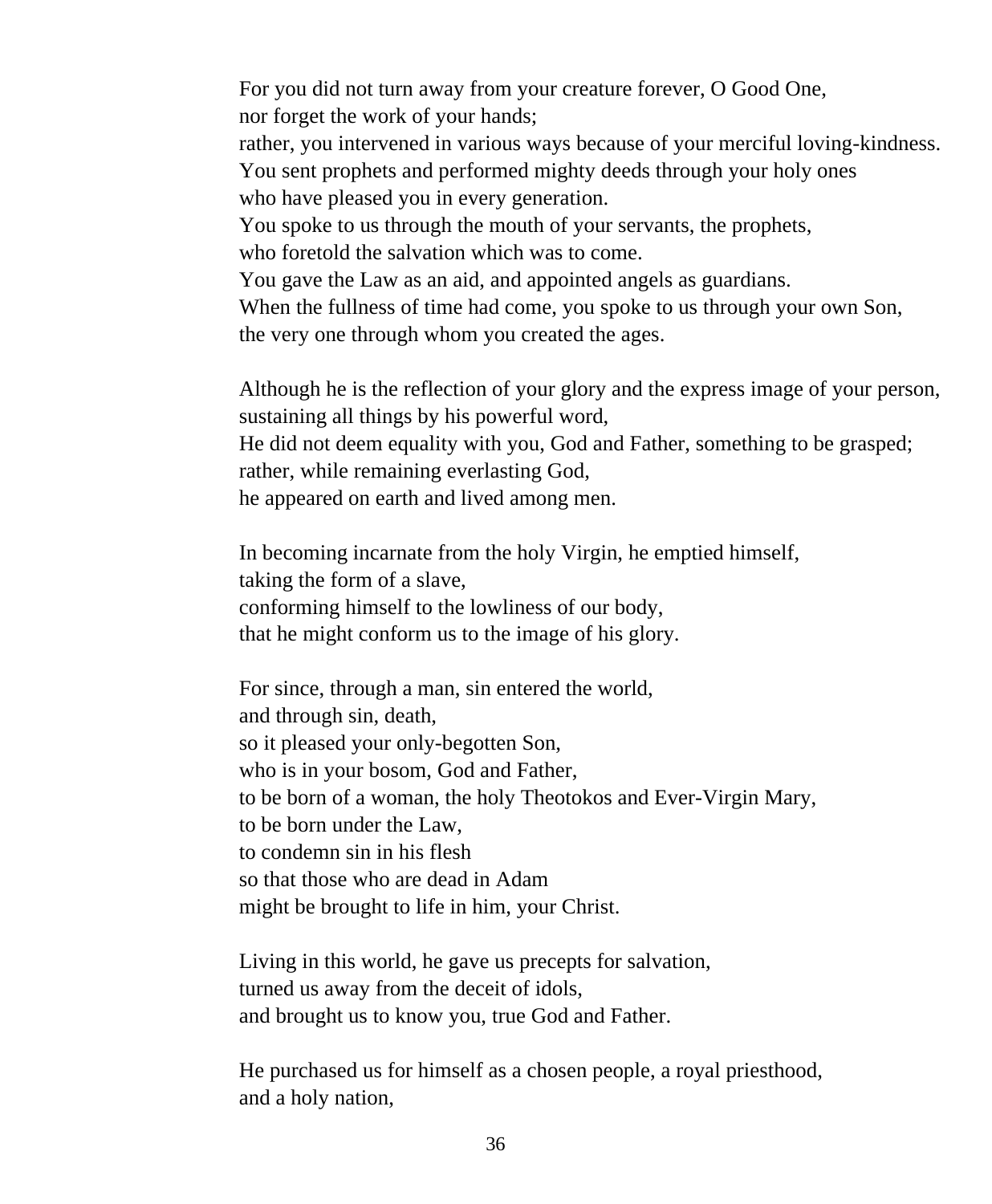For you did not turn away from your creature forever, O Good One,
nor forget the work of your hands;
rather, you intervened in various ways because of your merciful loving-kindness.
You sent prophets and performed mighty deeds through your holy ones
who have pleased you in every generation.
You spoke to us through the mouth of your servants, the prophets,
who foretold the salvation which was to come.
You gave the Law as an aid, and appointed angels as guardians.
When the fullness of time had come, you spoke to us through your own Son,
the very one through whom you created the ages.

Although he is the reflection of your glory and the express image of your person,
sustaining all things by his powerful word,
He did not deem equality with you, God and Father, something to be grasped;
rather, while remaining everlasting God,
he appeared on earth and lived among men.

In becoming incarnate from the holy Virgin, he emptied himself,
taking the form of a slave,
conforming himself to the lowliness of our body,
that he might conform us to the image of his glory.

For since, through a man, sin entered the world,
and through sin, death,
so it pleased your only-begotten Son,
who is in your bosom, God and Father,
to be born of a woman, the holy Theotokos and Ever-Virgin Mary,
to be born under the Law,
to condemn sin in his flesh
so that those who are dead in Adam
might be brought to life in him, your Christ.

Living in this world, he gave us precepts for salvation,
turned us away from the deceit of idols,
and brought us to know you, true God and Father.

He purchased us for himself as a chosen people, a royal priesthood,
and a holy nation,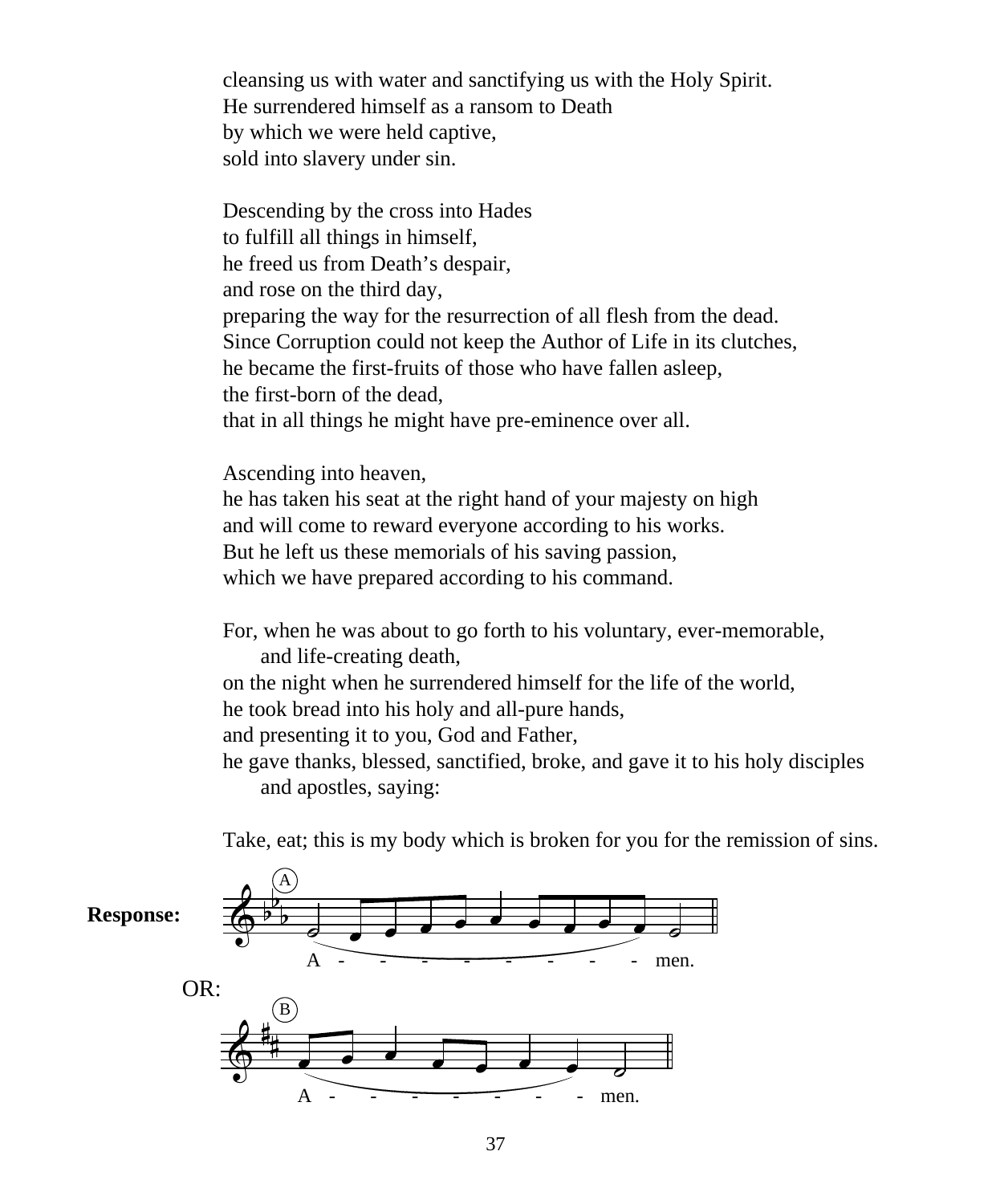cleansing us with water and sanctifying us with the Holy Spirit.
He surrendered himself as a ransom to Death
by which we were held captive,
sold into slavery under sin.

Descending by the cross into Hades
to fulfill all things in himself,
he freed us from Death's despair,
and rose on the third day,
preparing the way for the resurrection of all flesh from the dead.
Since Corruption could not keep the Author of Life in its clutches,
he became the first-fruits of those who have fallen asleep,
the first-born of the dead,
that in all things he might have pre-eminence over all.

Ascending into heaven,
he has taken his seat at the right hand of your majesty on high
and will come to reward everyone according to his works.
But he left us these memorials of his saving passion,
which we have prepared according to his command.

For, when he was about to go forth to his voluntary, ever-memorable,
  and life-creating death,
on the night when he surrendered himself for the life of the world,
he took bread into his holy and all-pure hands,
and presenting it to you, God and Father,
he gave thanks, blessed, sanctified, broke, and gave it to his holy disciples
  and apostles, saying:

Take, eat; this is my body which is broken for you for the remission of sins.

**Response:**

(A) A - - - - - - - - men.

OR:

(B) A - - - - - - - men.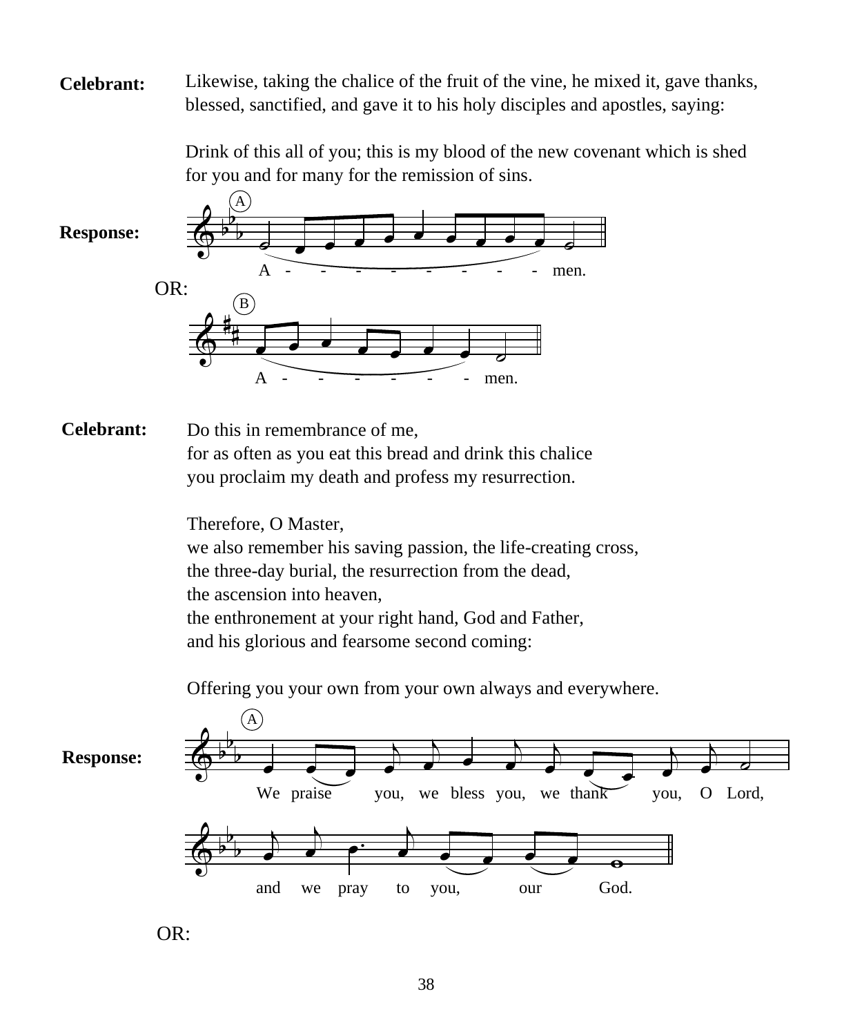**Celebrant:** Likewise, taking the chalice of the fruit of the vine, he mixed it, gave thanks, blessed, sanctified, and gave it to his holy disciples and apostles, saying:

Drink of this all of you; this is my blood of the new covenant which is shed for you and for many for the remission of sins.

**Response:**

(A)

A - - - - - - - - - men.

OR:

(B)

A - - - - - - - men.

**Celebrant:** Do this in remembrance of me,
for as often as you eat this bread and drink this chalice
you proclaim my death and profess my resurrection.

Therefore, O Master,
we also remember his saving passion, the life-creating cross,
the three-day burial, the resurrection from the dead,
the ascension into heaven,
the enthronement at your right hand, God and Father,
and his glorious and fearsome second coming:

Offering you your own from your own always and everywhere.

**Response:**

(A)

We praise you, we bless you, we thank you, O Lord,

and we pray to you, our God.

OR: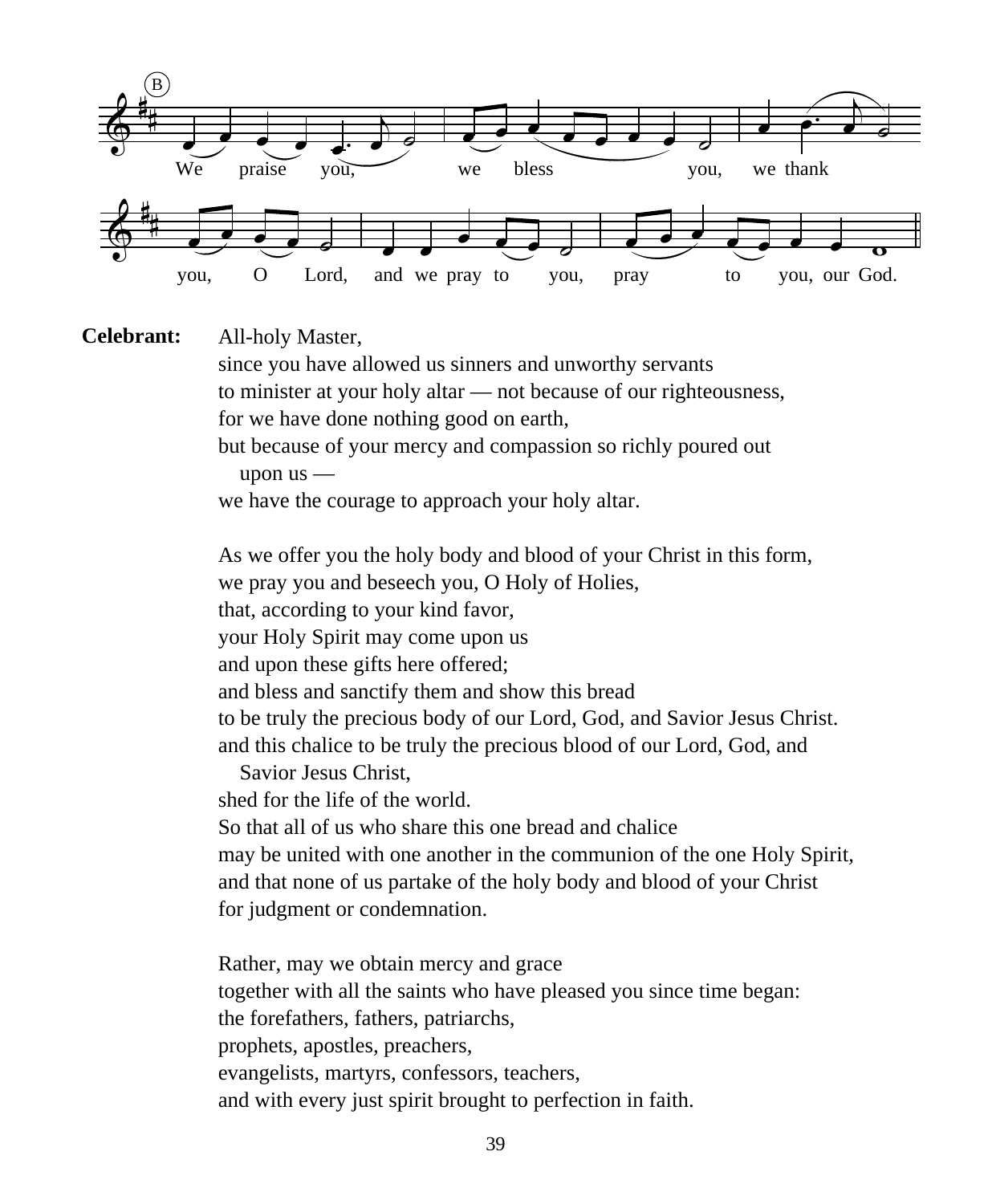B

We praise you, we bless you, we thank you, O Lord, and we pray to you, pray to you, our God.

**Celebrant:** All-holy Master,
since you have allowed us sinners and unworthy servants
to minister at your holy altar — not because of our righteousness,
for we have done nothing good on earth,
but because of your mercy and compassion so richly poured out
upon us —
we have the courage to approach your holy altar.

As we offer you the holy body and blood of your Christ in this form,
we pray you and beseech you, O Holy of Holies,
that, according to your kind favor,
your Holy Spirit may come upon us
and upon these gifts here offered;
and bless and sanctify them and show this bread
to be truly the precious body of our Lord, God, and Savior Jesus Christ.
and this chalice to be truly the precious blood of our Lord, God, and
Savior Jesus Christ,
shed for the life of the world.
So that all of us who share this one bread and chalice
may be united with one another in the communion of the one Holy Spirit,
and that none of us partake of the holy body and blood of your Christ
for judgment or condemnation.

Rather, may we obtain mercy and grace
together with all the saints who have pleased you since time began:
the forefathers, fathers, patriarchs,
prophets, apostles, preachers,
evangelists, martyrs, confessors, teachers,
and with every just spirit brought to perfection in faith.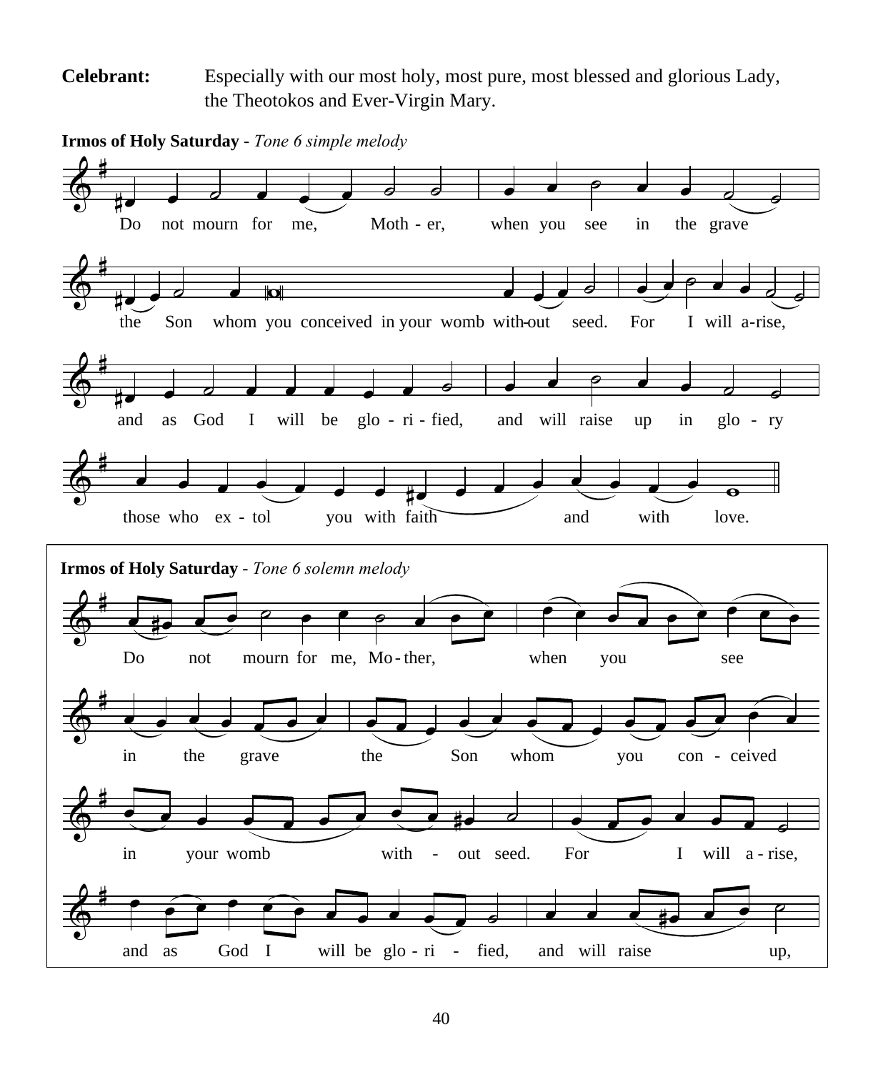**Celebrant:** Especially with our most holy, most pure, most blessed and glorious Lady, the Theotokos and Ever-Virgin Mary.

**Irmos of Holy Saturday** - *Tone 6 simple melody*

Do not mourn for me, Moth - er, when you see in the grave the Son whom you conceived in your womb with-out seed. For I will a-rise, and as God I will be glo - ri - fied, and will raise up in glo - ry those who ex - tol you with faith and with love.

**Irmos of Holy Saturday** - *Tone 6 solemn melody*

Do not mourn for me, Mo - ther, when you see in the grave the Son whom you con - ceived in your womb with - out seed. For I will a - rise, and as God I will be glo - ri - fied, and will raise up,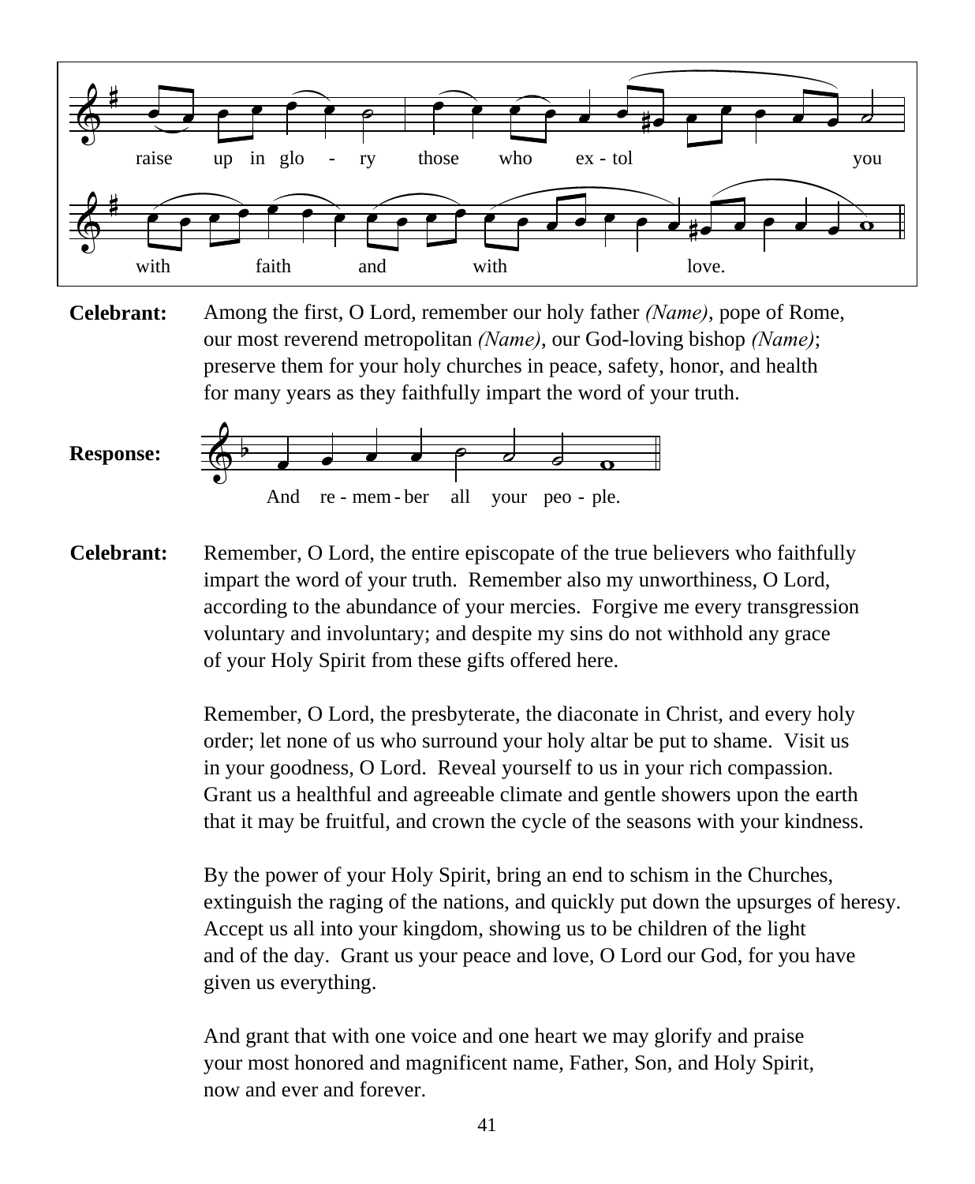raise up in glo - ry those who ex - tol you

with faith and with love.

**Celebrant:** Among the first, O Lord, remember our holy father *(Name)*, pope of Rome, our most reverend metropolitan *(Name)*, our God-loving bishop *(Name)*; preserve them for your holy churches in peace, safety, honor, and health for many years as they faithfully impart the word of your truth.

**Response:** And re - mem - ber all your peo - ple.

**Celebrant:** Remember, O Lord, the entire episcopate of the true believers who faithfully impart the word of your truth. Remember also my unworthiness, O Lord, according to the abundance of your mercies. Forgive me every transgression voluntary and involuntary; and despite my sins do not withhold any grace of your Holy Spirit from these gifts offered here.

Remember, O Lord, the presbyterate, the diaconate in Christ, and every holy order; let none of us who surround your holy altar be put to shame. Visit us in your goodness, O Lord. Reveal yourself to us in your rich compassion. Grant us a healthful and agreeable climate and gentle showers upon the earth that it may be fruitful, and crown the cycle of the seasons with your kindness.

By the power of your Holy Spirit, bring an end to schism in the Churches, extinguish the raging of the nations, and quickly put down the upsurges of heresy. Accept us all into your kingdom, showing us to be children of the light and of the day. Grant us your peace and love, O Lord our God, for you have given us everything.

And grant that with one voice and one heart we may glorify and praise your most honored and magnificent name, Father, Son, and Holy Spirit, now and ever and forever.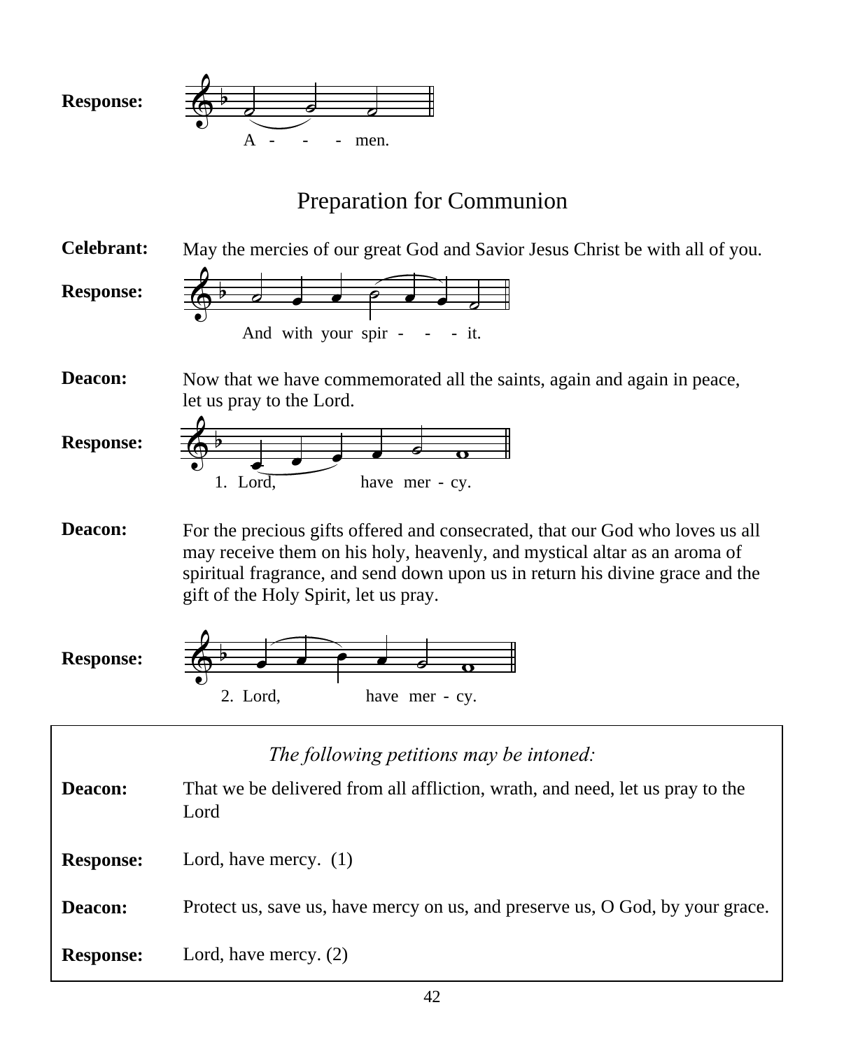**Response:** A - - - men.

## Preparation for Communion

**Celebrant:** May the mercies of our great God and Savior Jesus Christ be with all of you.

**Response:** And with your spir - - - it.

**Deacon:** Now that we have commemorated all the saints, again and again in peace, let us pray to the Lord.

**Response:** 1. Lord, have mer - cy.

**Deacon:** For the precious gifts offered and consecrated, that our God who loves us all may receive them on his holy, heavenly, and mystical altar as an aroma of spiritual fragrance, and send down upon us in return his divine grace and the gift of the Holy Spirit, let us pray.

**Response:** 2. Lord, have mer - cy.

*The following petitions may be intoned:*

**Deacon:** That we be delivered from all affliction, wrath, and need, let us pray to the Lord

**Response:** Lord, have mercy. (1)

**Deacon:** Protect us, save us, have mercy on us, and preserve us, O God, by your grace.

**Response:** Lord, have mercy. (2)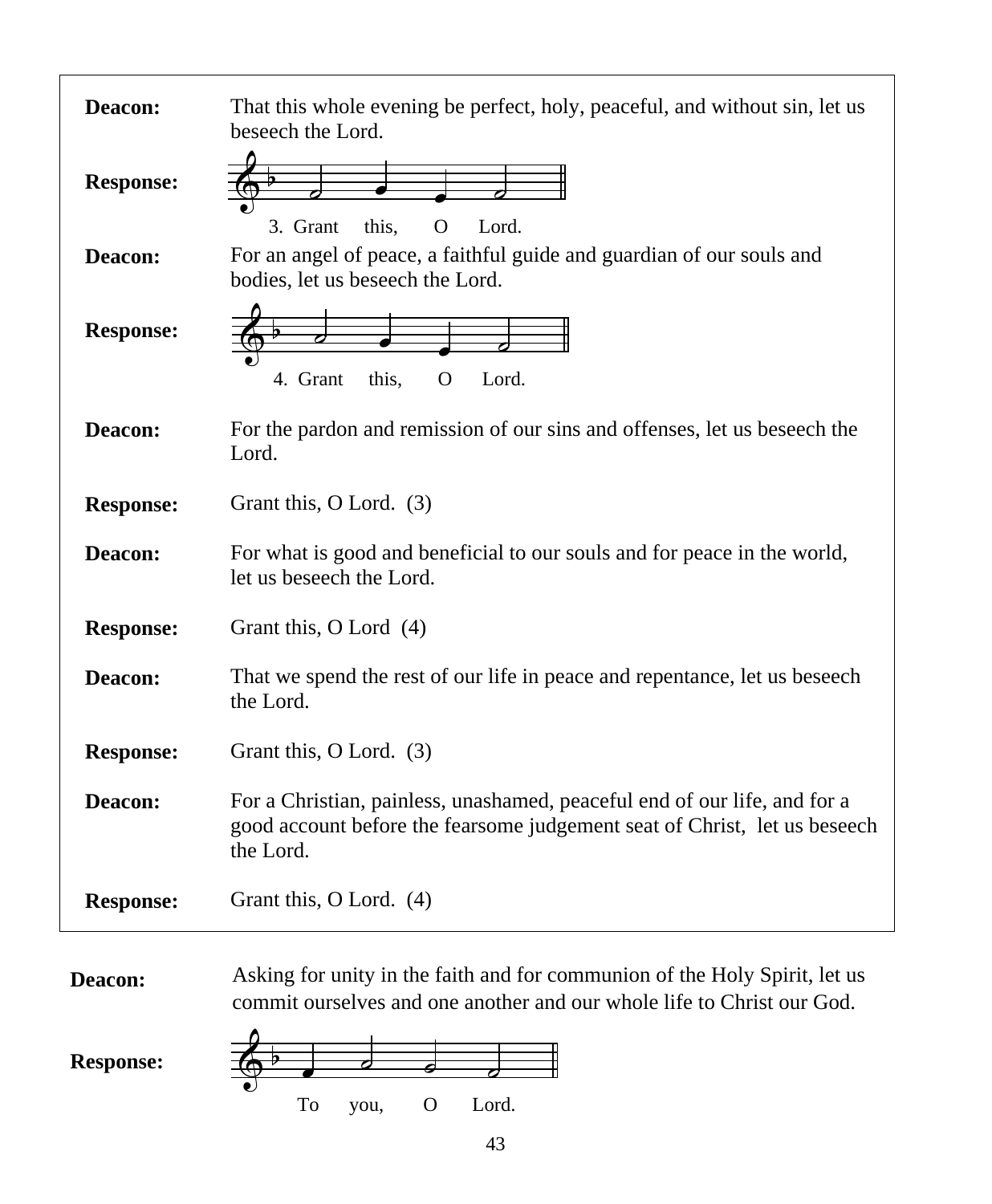**Deacon:** That this whole evening be perfect, holy, peaceful, and without sin, let us beseech the Lord.

**Response:** 3. Grant this, O Lord.

**Deacon:** For an angel of peace, a faithful guide and guardian of our souls and bodies, let us beseech the Lord.

**Response:** 4. Grant this, O Lord.

**Deacon:** For the pardon and remission of our sins and offenses, let us beseech the Lord.

**Response:** Grant this, O Lord. (3)

**Deacon:** For what is good and beneficial to our souls and for peace in the world, let us beseech the Lord.

**Response:** Grant this, O Lord (4)

**Deacon:** That we spend the rest of our life in peace and repentance, let us beseech the Lord.

**Response:** Grant this, O Lord. (3)

**Deacon:** For a Christian, painless, unashamed, peaceful end of our life, and for a good account before the fearsome judgement seat of Christ, let us beseech the Lord.

**Response:** Grant this, O Lord. (4)

**Deacon:** Asking for unity in the faith and for communion of the Holy Spirit, let us commit ourselves and one another and our whole life to Christ our God.

**Response:** To you, O Lord.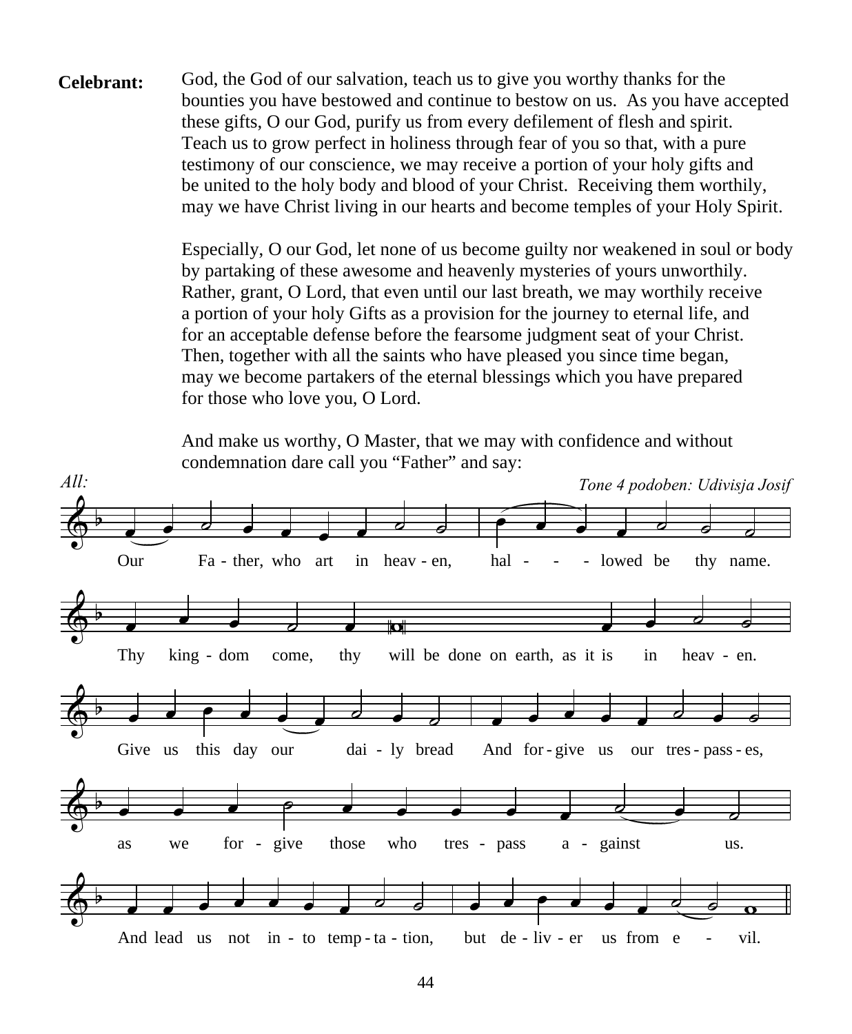**Celebrant:** God, the God of our salvation, teach us to give you worthy thanks for the bounties you have bestowed and continue to bestow on us. As you have accepted these gifts, O our God, purify us from every defilement of flesh and spirit. Teach us to grow perfect in holiness through fear of you so that, with a pure testimony of our conscience, we may receive a portion of your holy gifts and be united to the holy body and blood of your Christ. Receiving them worthily, may we have Christ living in our hearts and become temples of your Holy Spirit.

Especially, O our God, let none of us become guilty nor weakened in soul or body by partaking of these awesome and heavenly mysteries of yours unworthily. Rather, grant, O Lord, that even until our last breath, we may worthily receive a portion of your holy Gifts as a provision for the journey to eternal life, and for an acceptable defense before the fearsome judgment seat of your Christ. Then, together with all the saints who have pleased you since time began, may we become partakers of the eternal blessings which you have prepared for those who love you, O Lord.

And make us worthy, O Master, that we may with confidence and without condemnation dare call you "Father" and say:

*All:* *Tone 4 podoben: Udivisja Josif*

Our Fa - ther, who art in heav - en, hal - - - lowed be thy name.

Thy king - dom come, thy will be done on earth, as it is in heav - en.

Give us this day our dai - ly bread And for - give us our tres - pass - es,

as we for - give those who tres - pass a - gainst us.

And lead us not in - to temp - ta - tion, but de - liv - er us from e - vil.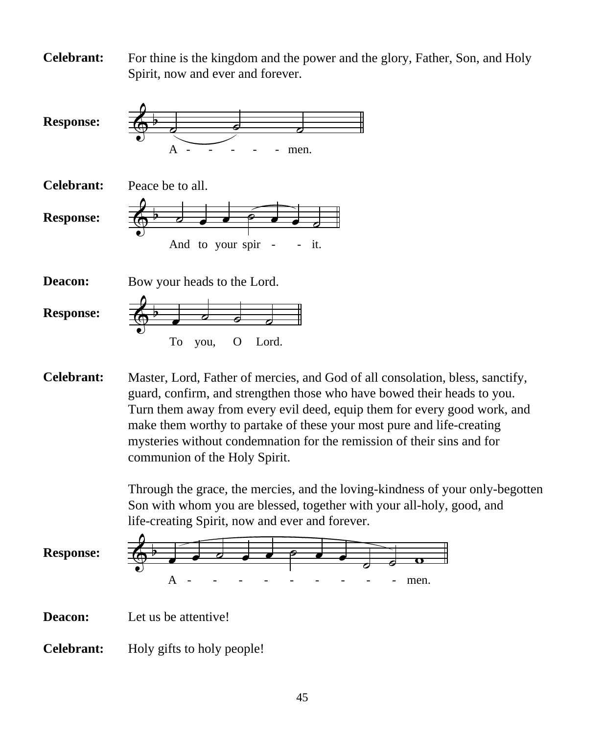**Celebrant:** For thine is the kingdom and the power and the glory, Father, Son, and Holy Spirit, now and ever and forever.

**Response:** A - - - - - men.

**Celebrant:** Peace be to all.

**Response:** And to your spir - - it.

**Deacon:** Bow your heads to the Lord.

**Response:** To you, O Lord.

**Celebrant:** Master, Lord, Father of mercies, and God of all consolation, bless, sanctify, guard, confirm, and strengthen those who have bowed their heads to you. Turn them away from every evil deed, equip them for every good work, and make them worthy to partake of these your most pure and life-creating mysteries without condemnation for the remission of their sins and for communion of the Holy Spirit.

Through the grace, the mercies, and the loving-kindness of your only-begotten Son with whom you are blessed, together with your all-holy, good, and life-creating Spirit, now and ever and forever.

**Response:** A - - - - - - - - - - men.

**Deacon:** Let us be attentive!

**Celebrant:** Holy gifts to holy people!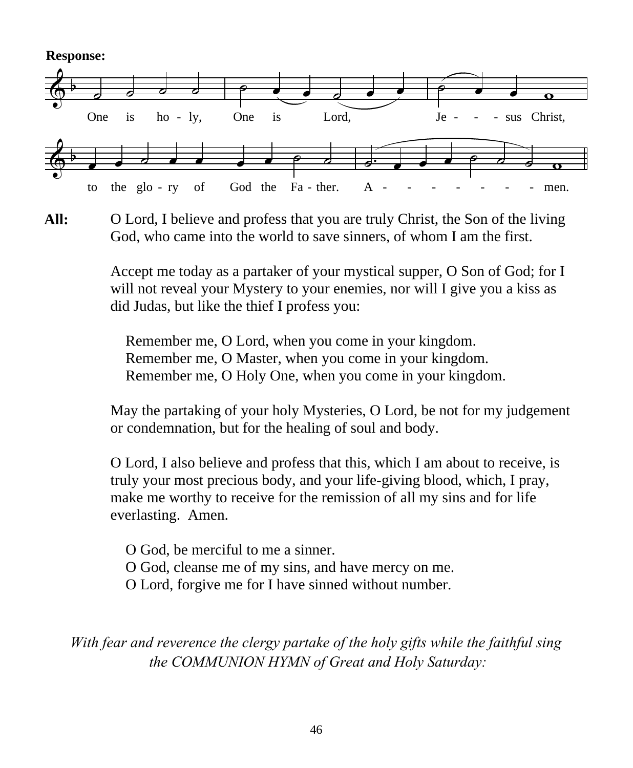**Response:**

One is ho - ly, One is Lord, Je - - - sus Christ,

to the glo - ry of God the Fa - ther. A - - - - - - - men.

**All:** O Lord, I believe and profess that you are truly Christ, the Son of the living God, who came into the world to save sinners, of whom I am the first.

Accept me today as a partaker of your mystical supper, O Son of God; for I will not reveal your Mystery to your enemies, nor will I give you a kiss as did Judas, but like the thief I profess you:

Remember me, O Lord, when you come in your kingdom.
Remember me, O Master, when you come in your kingdom.
Remember me, O Holy One, when you come in your kingdom.

May the partaking of your holy Mysteries, O Lord, be not for my judgement or condemnation, but for the healing of soul and body.

O Lord, I also believe and profess that this, which I am about to receive, is truly your most precious body, and your life-giving blood, which, I pray, make me worthy to receive for the remission of all my sins and for life everlasting. Amen.

O God, be merciful to me a sinner.
O God, cleanse me of my sins, and have mercy on me.
O Lord, forgive me for I have sinned without number.

*With fear and reverence the clergy partake of the holy gifts while the faithful sing the COMMUNION HYMN of Great and Holy Saturday:*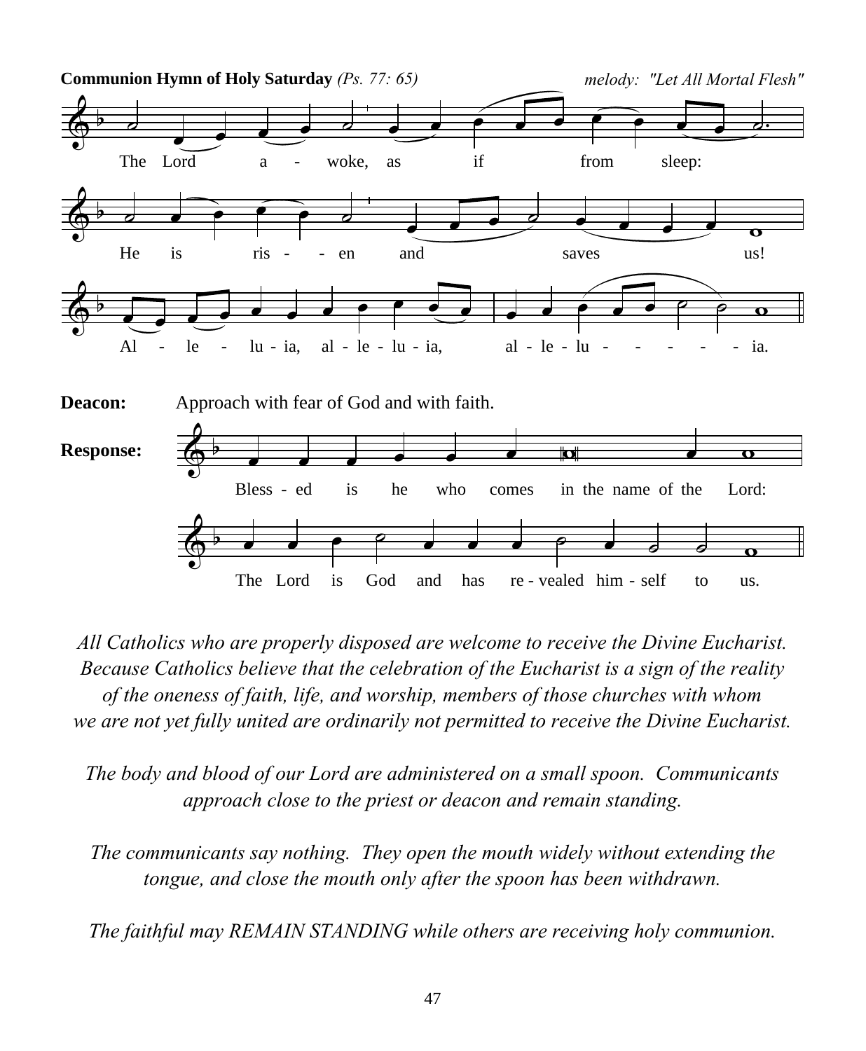**Communion Hymn of Holy Saturday** *(Ps. 77: 65)* *melody: "Let All Mortal Flesh"*

The Lord a - woke, as if from sleep:

He is ris - - en and saves us!

Al - le - lu - ia, al - le - lu - ia, al - le - lu - - - - - ia.

**Deacon:** Approach with fear of God and with faith.

**Response:** Bless - ed is he who comes in the name of the Lord:

The Lord is God and has re - vealed him - self to us.

*All Catholics who are properly disposed are welcome to receive the Divine Eucharist. Because Catholics believe that the celebration of the Eucharist is a sign of the reality of the oneness of faith, life, and worship, members of those churches with whom we are not yet fully united are ordinarily not permitted to receive the Divine Eucharist.*

*The body and blood of our Lord are administered on a small spoon. Communicants approach close to the priest or deacon and remain standing.*

*The communicants say nothing. They open the mouth widely without extending the tongue, and close the mouth only after the spoon has been withdrawn.*

*The faithful may REMAIN STANDING while others are receiving holy communion.*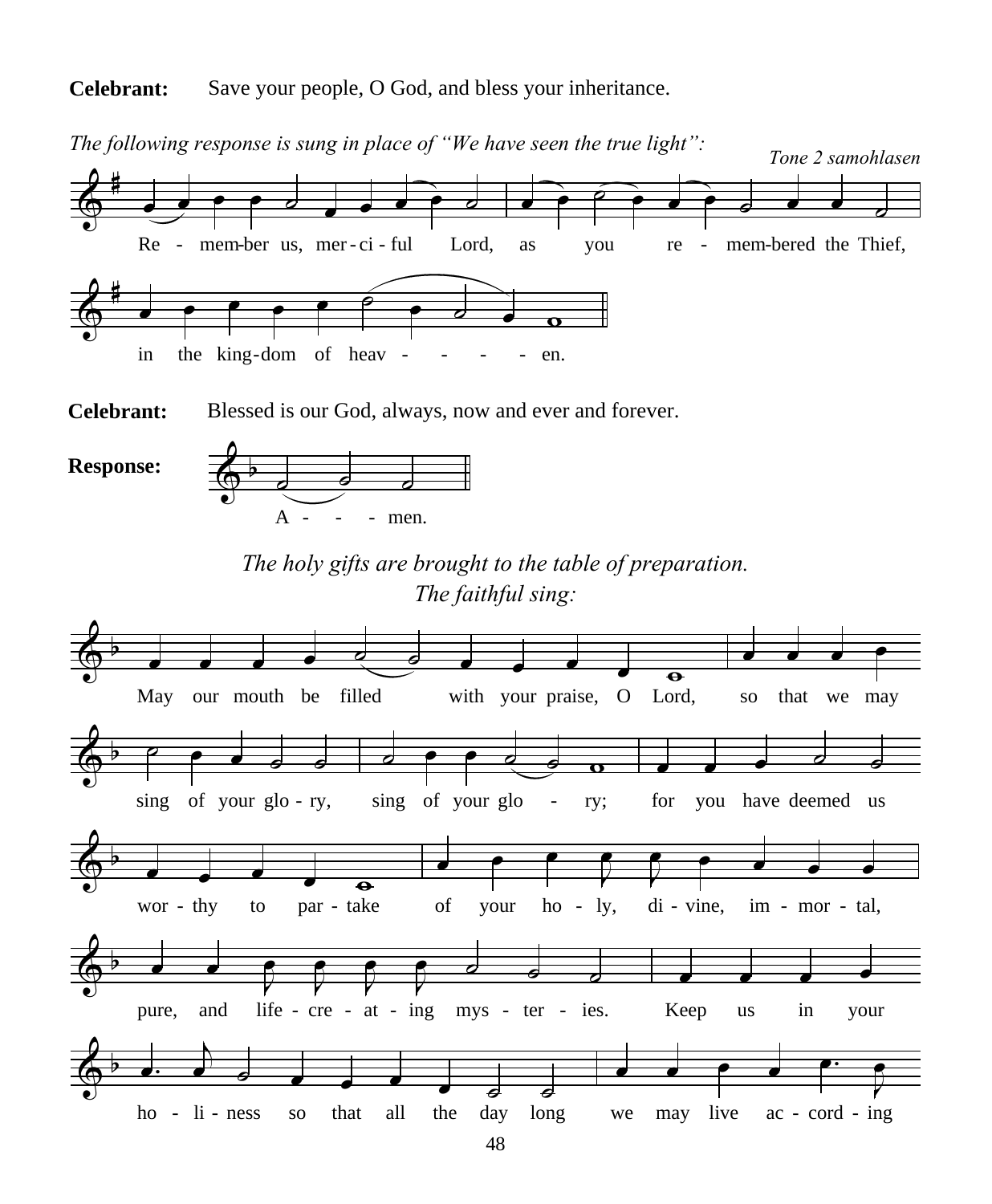**Celebrant:** Save your people, O God, and bless your inheritance.

*The following response is sung in place of "We have seen the true light":*

*Tone 2 samohlasen*

Re - mem-ber us, mer - ci - ful Lord, as you re - mem-bered the Thief,

in the king-dom of heav - - - - en.

**Celebrant:** Blessed is our God, always, now and ever and forever.

**Response:** A - - - men.

*The holy gifts are brought to the table of preparation.*
*The faithful sing:*

May our mouth be filled with your praise, O Lord, so that we may

sing of your glo - ry, sing of your glo - ry; for you have deemed us

wor - thy to par - take of your ho - ly, di - vine, im - mor - tal,

pure, and life - cre - at - ing mys - ter - ies. Keep us in your

ho - li - ness so that all the day long we may live ac - cord - ing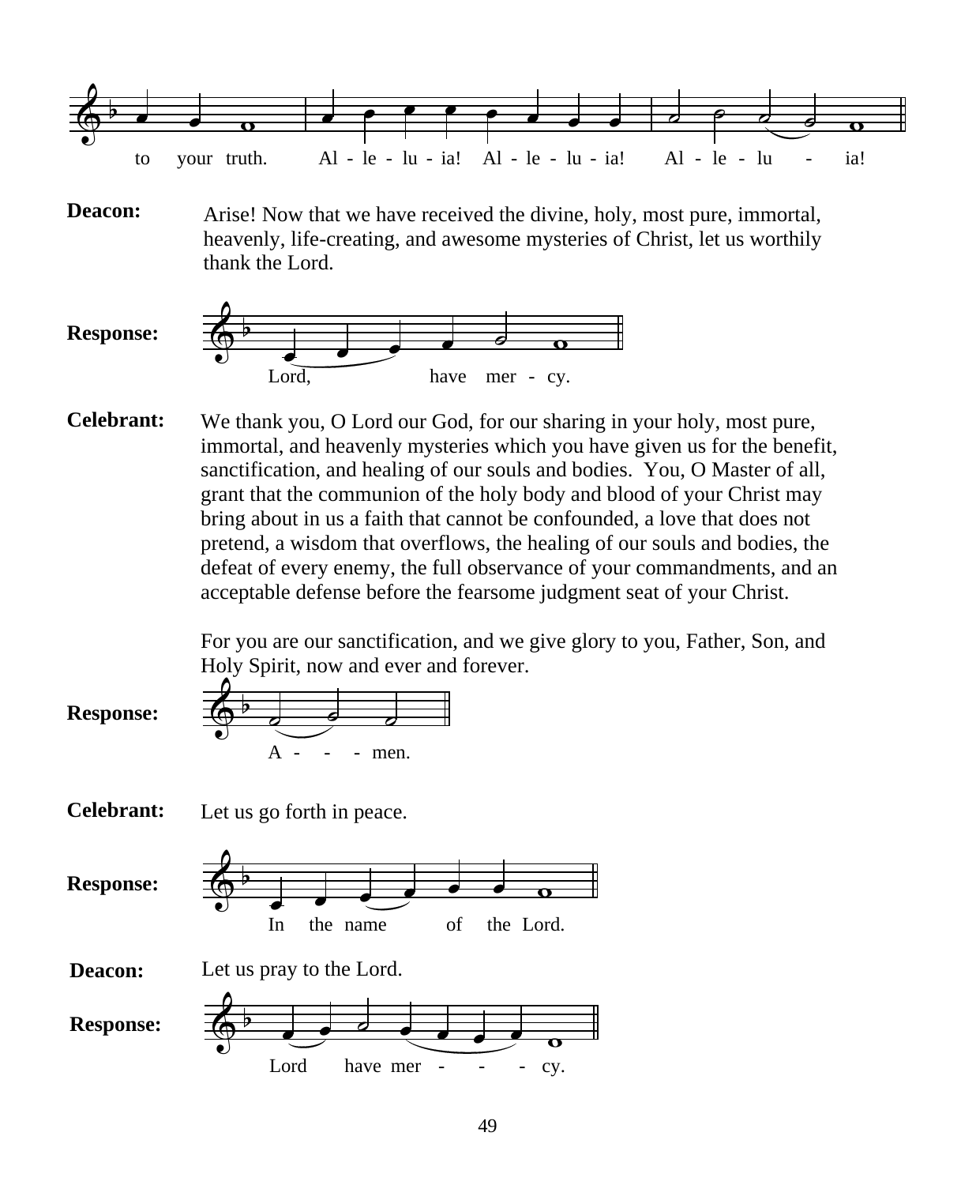to your truth. Al - le - lu - ia! Al - le - lu - ia! Al - le - lu - ia!

**Deacon:** Arise! Now that we have received the divine, holy, most pure, immortal, heavenly, life-creating, and awesome mysteries of Christ, let us worthily thank the Lord.

**Response:** Lord, have mer - cy.

**Celebrant:** We thank you, O Lord our God, for our sharing in your holy, most pure, immortal, and heavenly mysteries which you have given us for the benefit, sanctification, and healing of our souls and bodies. You, O Master of all, grant that the communion of the holy body and blood of your Christ may bring about in us a faith that cannot be confounded, a love that does not pretend, a wisdom that overflows, the healing of our souls and bodies, the defeat of every enemy, the full observance of your commandments, and an acceptable defense before the fearsome judgment seat of your Christ.

For you are our sanctification, and we give glory to you, Father, Son, and Holy Spirit, now and ever and forever.

**Response:** A - - - men.

**Celebrant:** Let us go forth in peace.

**Response:** In the name of the Lord.

**Deacon:** Let us pray to the Lord.

**Response:** Lord have mer - - - cy.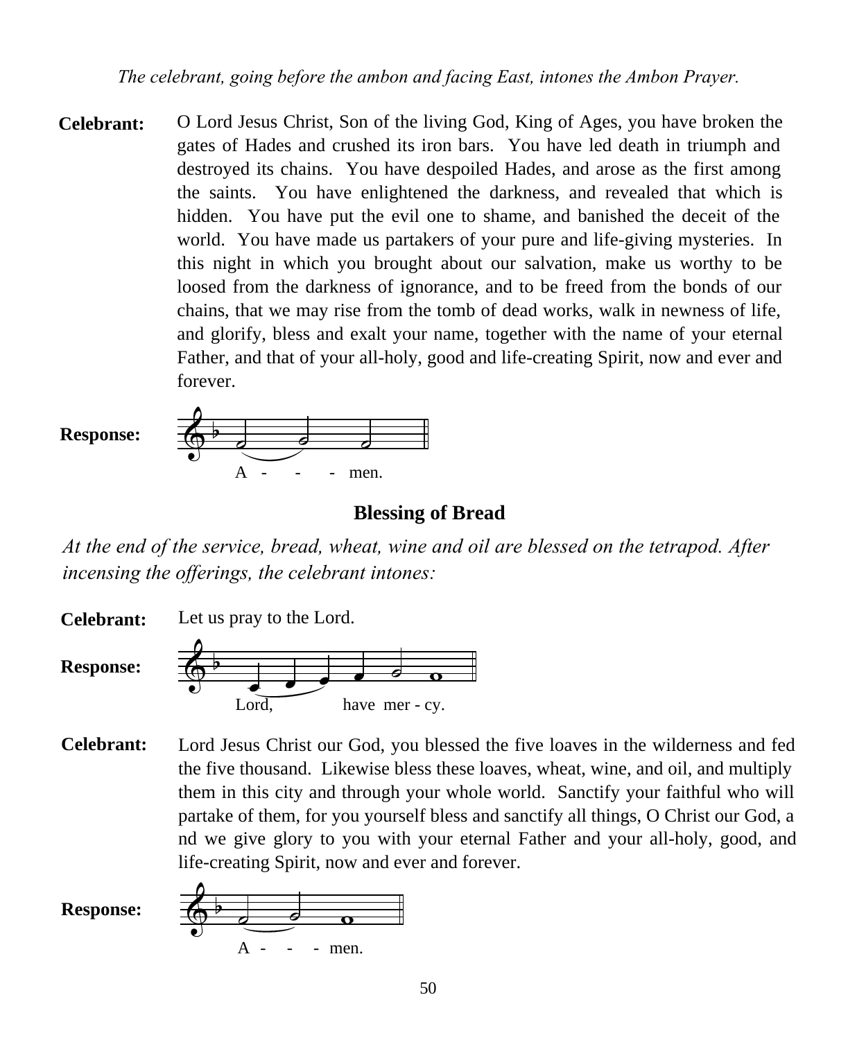*The celebrant, going before the ambon and facing East, intones the Ambon Prayer.*

**Celebrant:** O Lord Jesus Christ, Son of the living God, King of Ages, you have broken the gates of Hades and crushed its iron bars. You have led death in triumph and destroyed its chains. You have despoiled Hades, and arose as the first among the saints. You have enlightened the darkness, and revealed that which is hidden. You have put the evil one to shame, and banished the deceit of the world. You have made us partakers of your pure and life-giving mysteries. In this night in which you brought about our salvation, make us worthy to be loosed from the darkness of ignorance, and to be freed from the bonds of our chains, that we may rise from the tomb of dead works, walk in newness of life, and glorify, bless and exalt your name, together with the name of your eternal Father, and that of your all-holy, good and life-creating Spirit, now and ever and forever.

**Response:** A - - - men.

## Blessing of Bread

*At the end of the service, bread, wheat, wine and oil are blessed on the tetrapod. After incensing the offerings, the celebrant intones:*

**Celebrant:** Let us pray to the Lord.

**Response:** Lord, have mer - cy.

**Celebrant:** Lord Jesus Christ our God, you blessed the five loaves in the wilderness and fed the five thousand. Likewise bless these loaves, wheat, wine, and oil, and multiply them in this city and through your whole world. Sanctify your faithful who will partake of them, for you yourself bless and sanctify all things, O Christ our God, a nd we give glory to you with your eternal Father and your all-holy, good, and life-creating Spirit, now and ever and forever.

**Response:** A - - - men.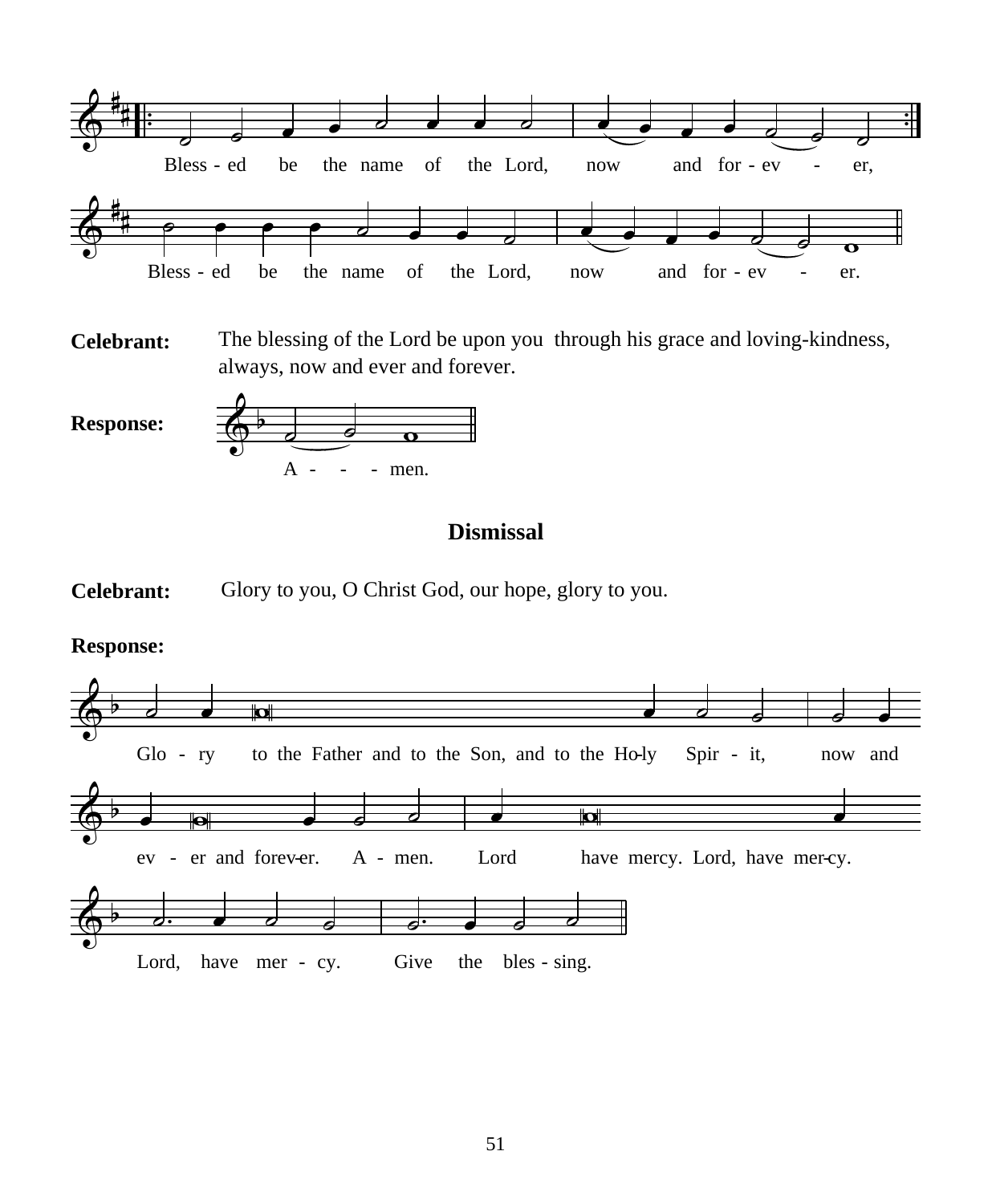Bless - ed be the name of the Lord, now and for - ev - er,

Bless - ed be the name of the Lord, now and for - ev - er.

**Celebrant:** The blessing of the Lord be upon you through his grace and loving-kindness, always, now and ever and forever.

**Response:** A - - - men.

## Dismissal

**Celebrant:** Glory to you, O Christ God, our hope, glory to you.

**Response:**

Glo - ry to the Father and to the Son, and to the Ho-ly Spir - it, now and ev - er and forev-er. A - men. Lord have mercy. Lord, have mer-cy. Lord, have mer - cy. Give the bles - sing.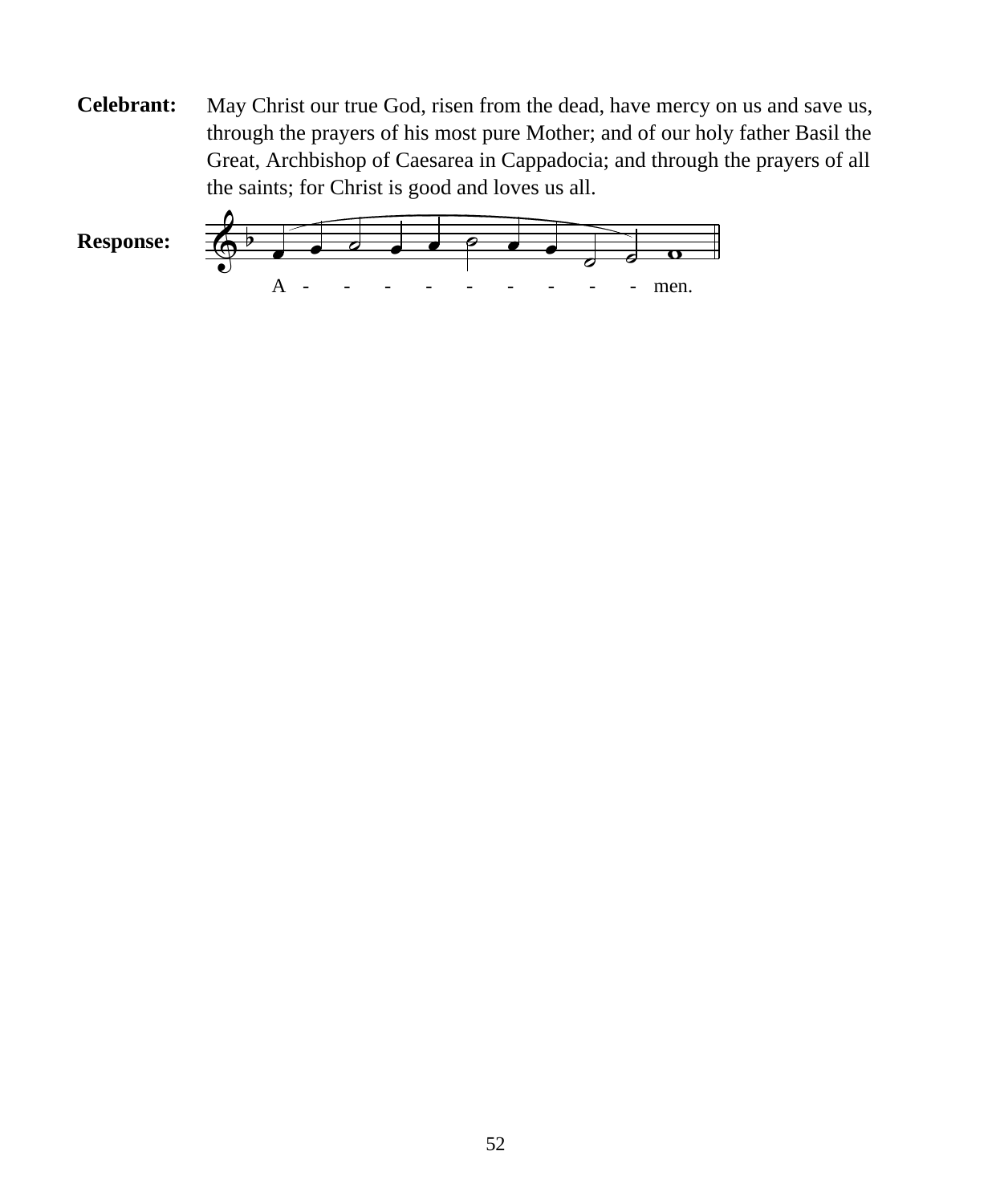**Celebrant:** May Christ our true God, risen from the dead, have mercy on us and save us, through the prayers of his most pure Mother; and of our holy father Basil the Great, Archbishop of Caesarea in Cappadocia; and through the prayers of all the saints; for Christ is good and loves us all.

**Response:** A - - - - - - - - - men.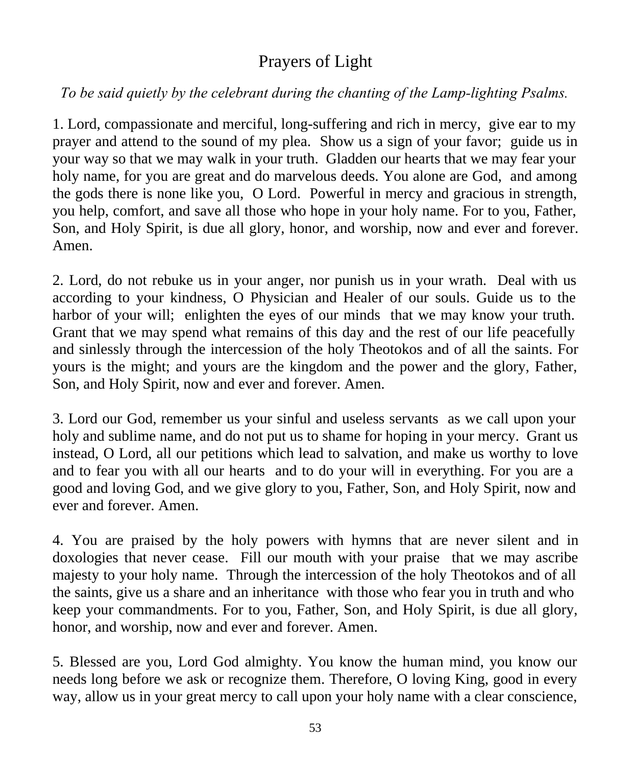# Prayers of Light

*To be said quietly by the celebrant during the chanting of the Lamp-lighting Psalms.*

1. Lord, compassionate and merciful, long-suffering and rich in mercy, give ear to my prayer and attend to the sound of my plea. Show us a sign of your favor; guide us in your way so that we may walk in your truth. Gladden our hearts that we may fear your holy name, for you are great and do marvelous deeds. You alone are God, and among the gods there is none like you, O Lord. Powerful in mercy and gracious in strength, you help, comfort, and save all those who hope in your holy name. For to you, Father, Son, and Holy Spirit, is due all glory, honor, and worship, now and ever and forever. Amen.

2. Lord, do not rebuke us in your anger, nor punish us in your wrath. Deal with us according to your kindness, O Physician and Healer of our souls. Guide us to the harbor of your will; enlighten the eyes of our minds that we may know your truth. Grant that we may spend what remains of this day and the rest of our life peacefully and sinlessly through the intercession of the holy Theotokos and of all the saints. For yours is the might; and yours are the kingdom and the power and the glory, Father, Son, and Holy Spirit, now and ever and forever. Amen.

3. Lord our God, remember us your sinful and useless servants as we call upon your holy and sublime name, and do not put us to shame for hoping in your mercy. Grant us instead, O Lord, all our petitions which lead to salvation, and make us worthy to love and to fear you with all our hearts and to do your will in everything. For you are a good and loving God, and we give glory to you, Father, Son, and Holy Spirit, now and ever and forever. Amen.

4. You are praised by the holy powers with hymns that are never silent and in doxologies that never cease. Fill our mouth with your praise that we may ascribe majesty to your holy name. Through the intercession of the holy Theotokos and of all the saints, give us a share and an inheritance with those who fear you in truth and who keep your commandments. For to you, Father, Son, and Holy Spirit, is due all glory, honor, and worship, now and ever and forever. Amen.

5. Blessed are you, Lord God almighty. You know the human mind, you know our needs long before we ask or recognize them. Therefore, O loving King, good in every way, allow us in your great mercy to call upon your holy name with a clear conscience,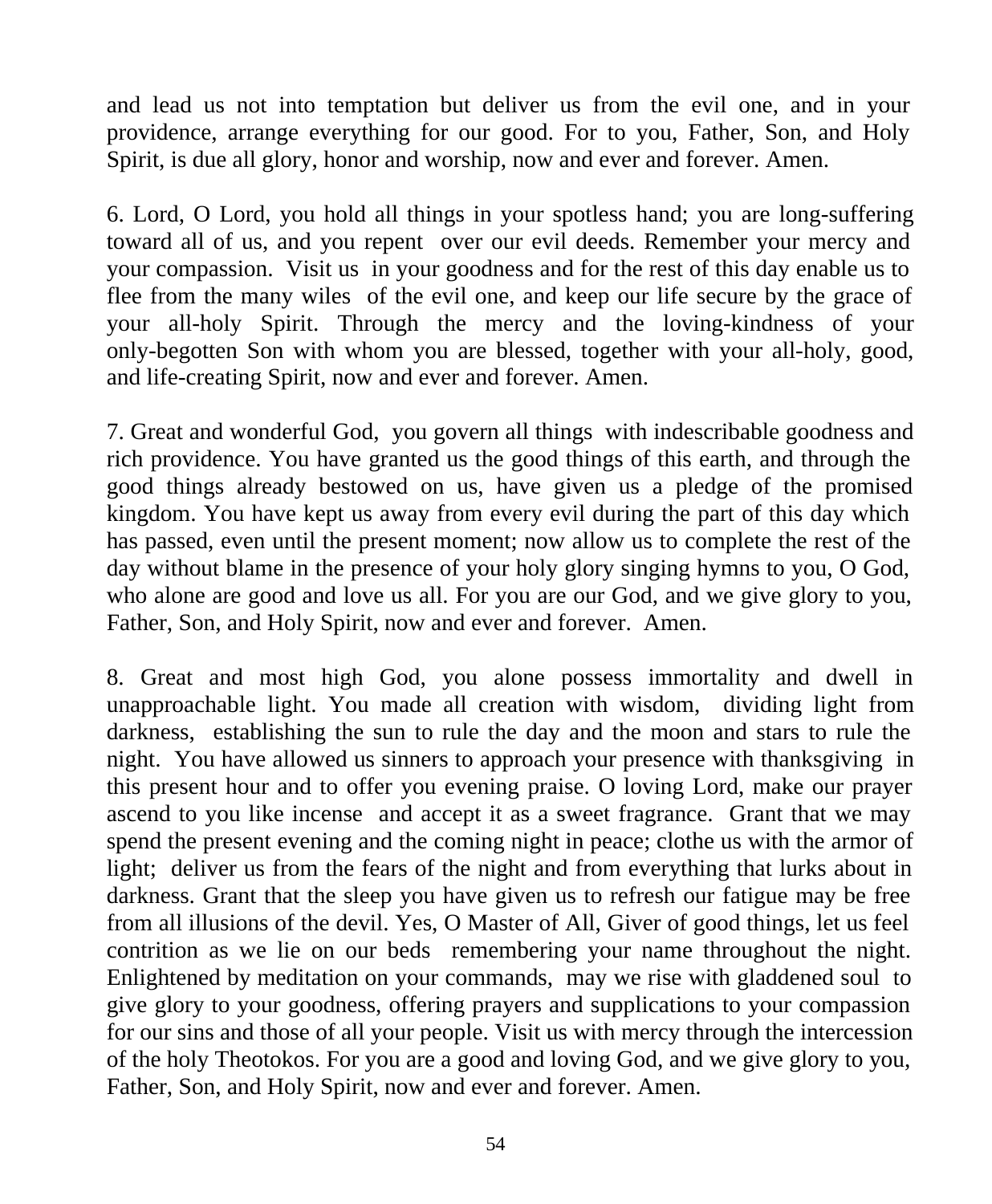and lead us not into temptation but deliver us from the evil one, and in your providence, arrange everything for our good. For to you, Father, Son, and Holy Spirit, is due all glory, honor and worship, now and ever and forever. Amen.

6. Lord, O Lord, you hold all things in your spotless hand; you are long-suffering toward all of us, and you repent over our evil deeds. Remember your mercy and your compassion. Visit us in your goodness and for the rest of this day enable us to flee from the many wiles of the evil one, and keep our life secure by the grace of your all-holy Spirit. Through the mercy and the loving-kindness of your only-begotten Son with whom you are blessed, together with your all-holy, good, and life-creating Spirit, now and ever and forever. Amen.

7. Great and wonderful God, you govern all things with indescribable goodness and rich providence. You have granted us the good things of this earth, and through the good things already bestowed on us, have given us a pledge of the promised kingdom. You have kept us away from every evil during the part of this day which has passed, even until the present moment; now allow us to complete the rest of the day without blame in the presence of your holy glory singing hymns to you, O God, who alone are good and love us all. For you are our God, and we give glory to you, Father, Son, and Holy Spirit, now and ever and forever. Amen.

8. Great and most high God, you alone possess immortality and dwell in unapproachable light. You made all creation with wisdom, dividing light from darkness, establishing the sun to rule the day and the moon and stars to rule the night. You have allowed us sinners to approach your presence with thanksgiving in this present hour and to offer you evening praise. O loving Lord, make our prayer ascend to you like incense and accept it as a sweet fragrance. Grant that we may spend the present evening and the coming night in peace; clothe us with the armor of light; deliver us from the fears of the night and from everything that lurks about in darkness. Grant that the sleep you have given us to refresh our fatigue may be free from all illusions of the devil. Yes, O Master of All, Giver of good things, let us feel contrition as we lie on our beds remembering your name throughout the night. Enlightened by meditation on your commands, may we rise with gladdened soul to give glory to your goodness, offering prayers and supplications to your compassion for our sins and those of all your people. Visit us with mercy through the intercession of the holy Theotokos. For you are a good and loving God, and we give glory to you, Father, Son, and Holy Spirit, now and ever and forever. Amen.